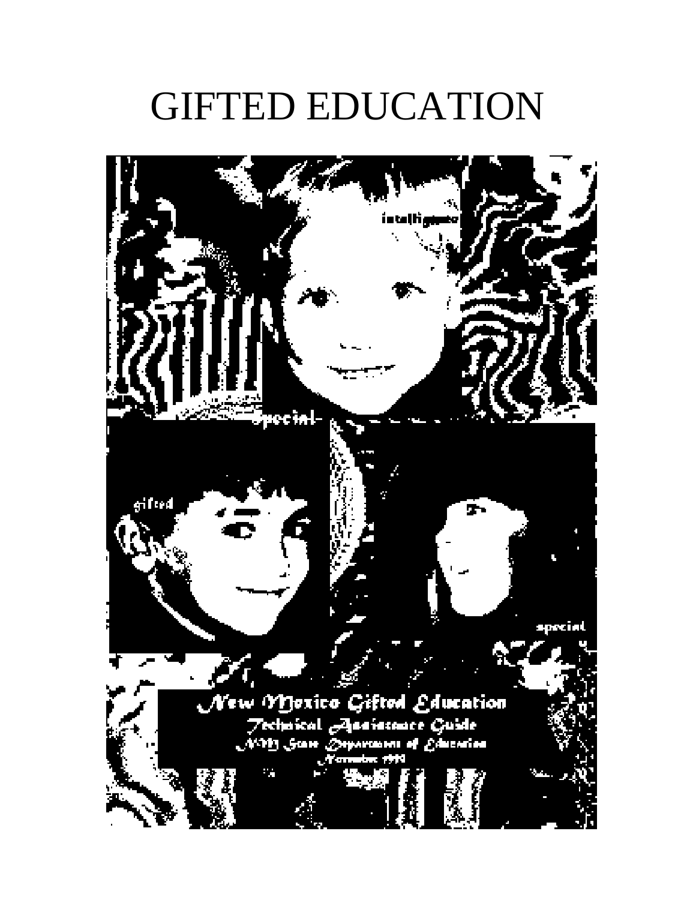# GIFTED EDUCATION

intelligence

special

gifted

special

New Mexico Gifted Education

Technical Assistance Guide

NM State Department of Education

November 1993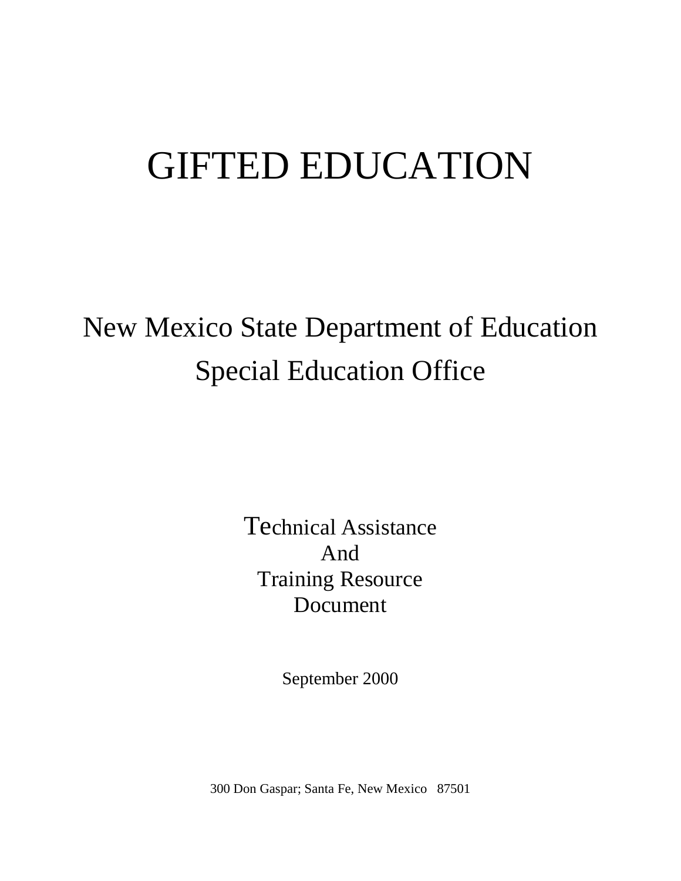# GIFTED EDUCATION

## New Mexico State Department of Education
## Special Education Office

Technical Assistance
And
Training Resource
Document

September 2000

300 Don Gaspar; Santa Fe, New Mexico 87501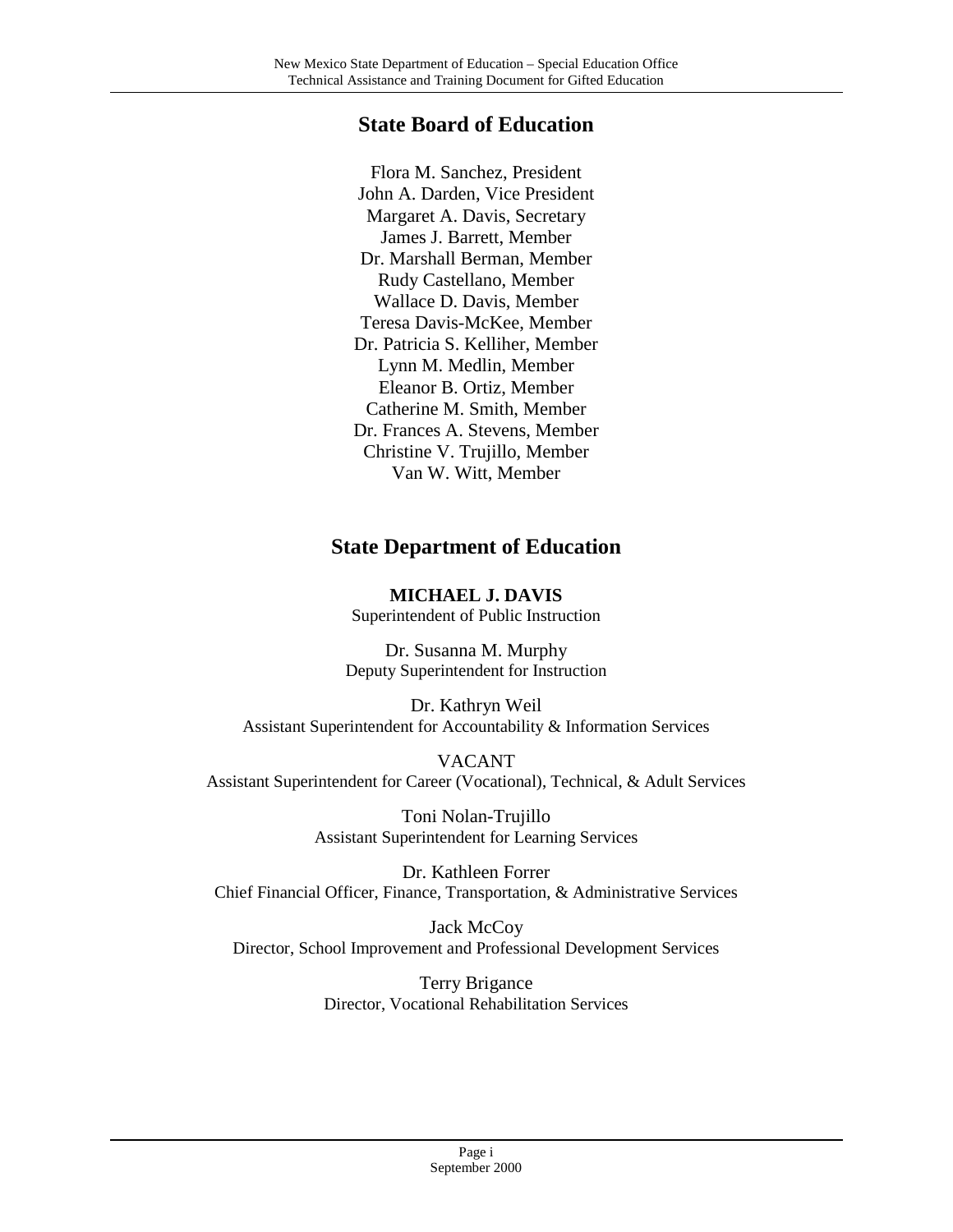## State Board of Education

Flora M. Sanchez, President
John A. Darden, Vice President
Margaret A. Davis, Secretary
James J. Barrett, Member
Dr. Marshall Berman, Member
Rudy Castellano, Member
Wallace D. Davis, Member
Teresa Davis-McKee, Member
Dr. Patricia S. Kelliher, Member
Lynn M. Medlin, Member
Eleanor B. Ortiz, Member
Catherine M. Smith, Member
Dr. Frances A. Stevens, Member
Christine V. Trujillo, Member
Van W. Witt, Member

## State Department of Education

**MICHAEL J. DAVIS**
Superintendent of Public Instruction

Dr. Susanna M. Murphy
Deputy Superintendent for Instruction

Dr. Kathryn Weil
Assistant Superintendent for Accountability & Information Services

VACANT
Assistant Superintendent for Career (Vocational), Technical, & Adult Services

Toni Nolan-Trujillo
Assistant Superintendent for Learning Services

Dr. Kathleen Forrer
Chief Financial Officer, Finance, Transportation, & Administrative Services

Jack McCoy
Director, School Improvement and Professional Development Services

Terry Brigance
Director, Vocational Rehabilitation Services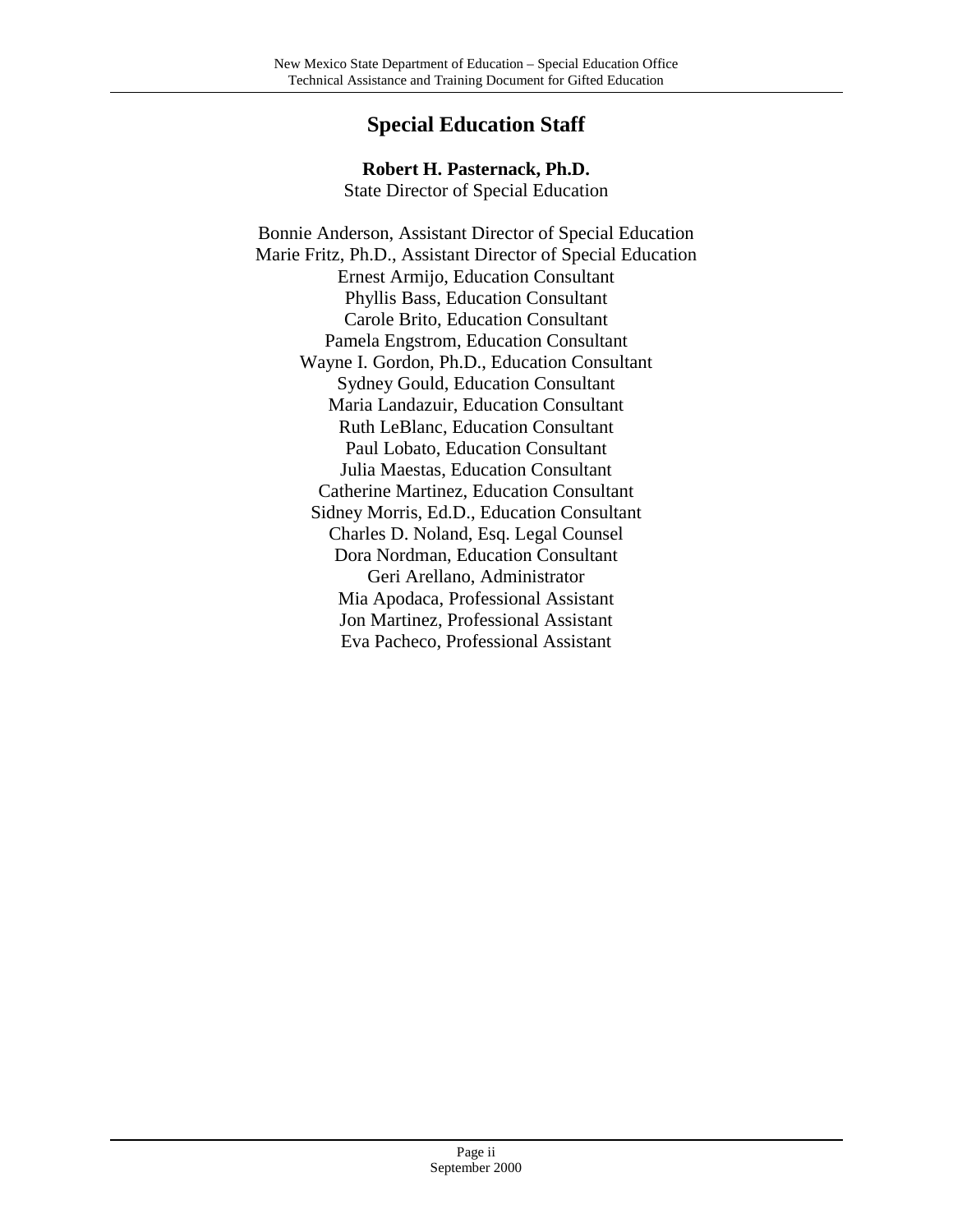# Special Education Staff

**Robert H. Pasternack, Ph.D.**
State Director of Special Education

Bonnie Anderson, Assistant Director of Special Education
Marie Fritz, Ph.D., Assistant Director of Special Education
Ernest Armijo, Education Consultant
Phyllis Bass, Education Consultant
Carole Brito, Education Consultant
Pamela Engstrom, Education Consultant
Wayne I. Gordon, Ph.D., Education Consultant
Sydney Gould, Education Consultant
Maria Landazuir, Education Consultant
Ruth LeBlanc, Education Consultant
Paul Lobato, Education Consultant
Julia Maestas, Education Consultant
Catherine Martinez, Education Consultant
Sidney Morris, Ed.D., Education Consultant
Charles D. Noland, Esq. Legal Counsel
Dora Nordman, Education Consultant
Geri Arellano, Administrator
Mia Apodaca, Professional Assistant
Jon Martinez, Professional Assistant
Eva Pacheco, Professional Assistant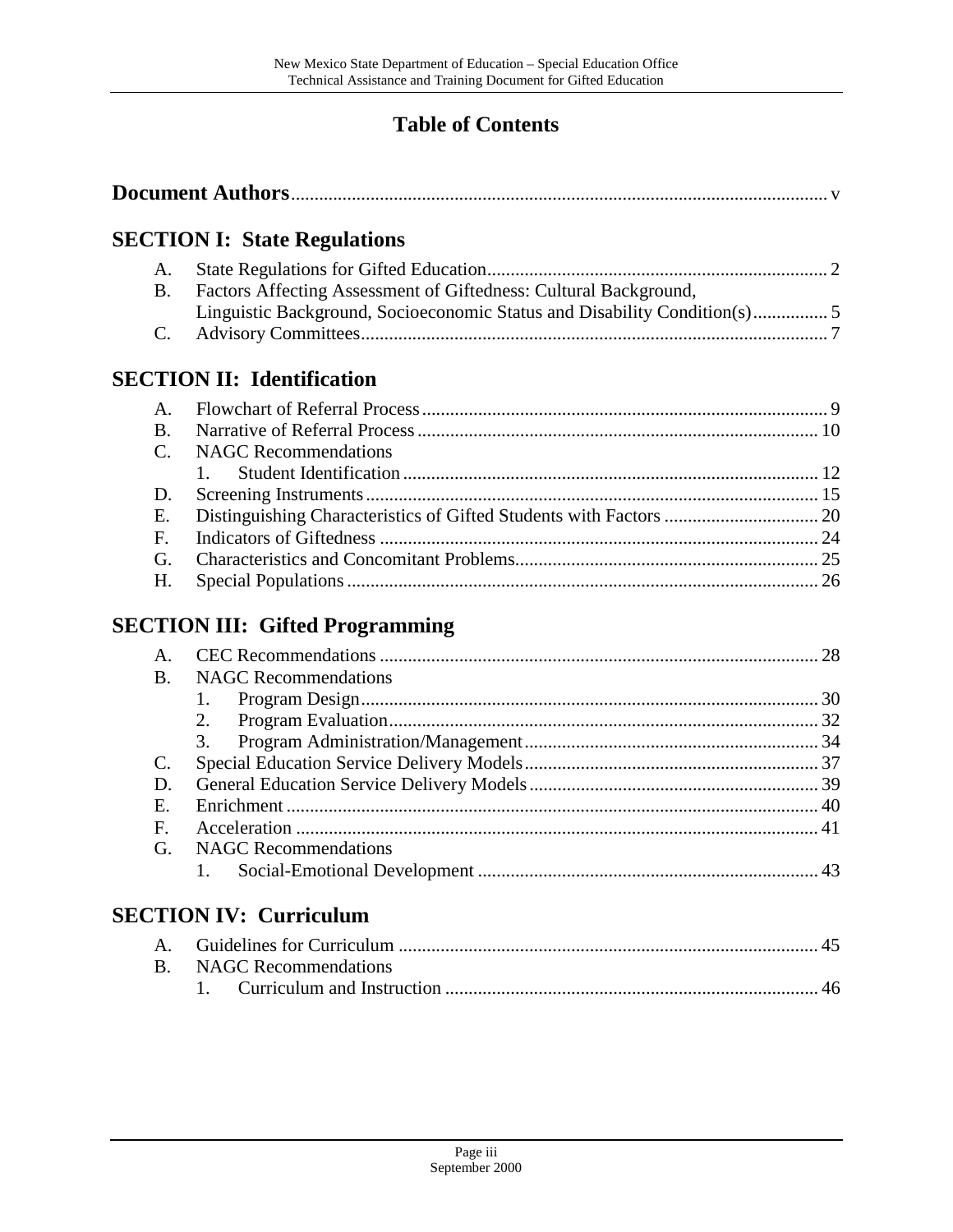# Table of Contents

**Document Authors** ..... v

## SECTION I: State Regulations

A. State Regulations for Gifted Education ..... 2
B. Factors Affecting Assessment of Giftedness: Cultural Background, Linguistic Background, Socioeconomic Status and Disability Condition(s) ..... 5
C. Advisory Committees ..... 7

## SECTION II: Identification

A. Flowchart of Referral Process ..... 9
B. Narrative of Referral Process ..... 10
C. NAGC Recommendations
   1. Student Identification ..... 12
D. Screening Instruments ..... 15
E. Distinguishing Characteristics of Gifted Students with Factors ..... 20
F. Indicators of Giftedness ..... 24
G. Characteristics and Concomitant Problems ..... 25
H. Special Populations ..... 26

## SECTION III: Gifted Programming

A. CEC Recommendations ..... 28
B. NAGC Recommendations
   1. Program Design ..... 30
   2. Program Evaluation ..... 32
   3. Program Administration/Management ..... 34
C. Special Education Service Delivery Models ..... 37
D. General Education Service Delivery Models ..... 39
E. Enrichment ..... 40
F. Acceleration ..... 41
G. NAGC Recommendations
   1. Social-Emotional Development ..... 43

## SECTION IV: Curriculum

A. Guidelines for Curriculum ..... 45
B. NAGC Recommendations
   1. Curriculum and Instruction ..... 46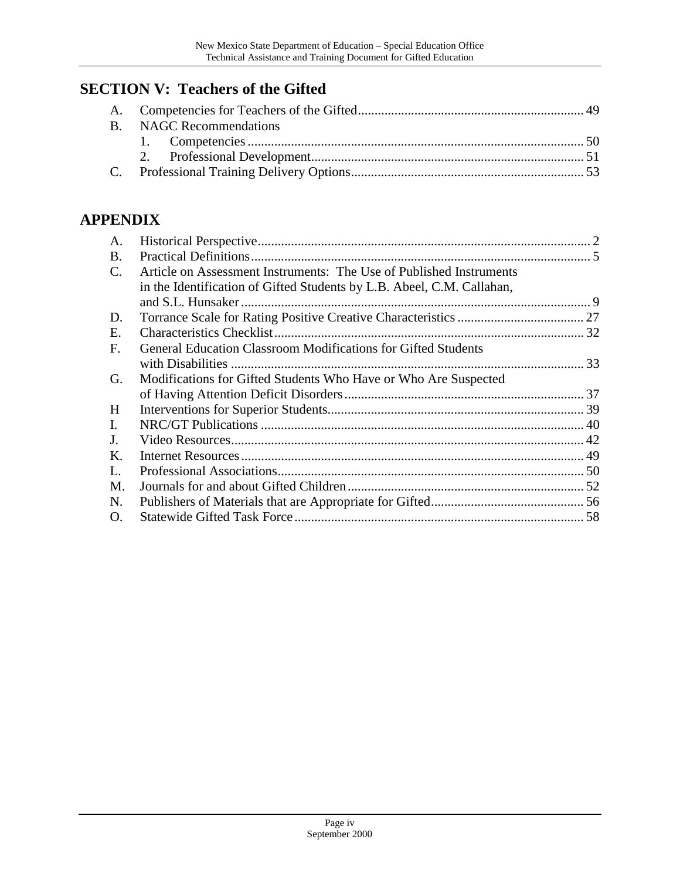## SECTION V: Teachers of the Gifted

A. Competencies for Teachers of the Gifted .......... 49
B. NAGC Recommendations
   1. Competencies .......... 50
   2. Professional Development .......... 51
C. Professional Training Delivery Options .......... 53

## APPENDIX

A. Historical Perspective .......... 2
B. Practical Definitions .......... 5
C. Article on Assessment Instruments: The Use of Published Instruments in the Identification of Gifted Students by L.B. Abeel, C.M. Callahan, and S.L. Hunsaker .......... 9
D. Torrance Scale for Rating Positive Creative Characteristics .......... 27
E. Characteristics Checklist .......... 32
F. General Education Classroom Modifications for Gifted Students with Disabilities .......... 33
G. Modifications for Gifted Students Who Have or Who Are Suspected of Having Attention Deficit Disorders .......... 37
H Interventions for Superior Students .......... 39
I. NRC/GT Publications .......... 40
J. Video Resources .......... 42
K. Internet Resources .......... 49
L. Professional Associations .......... 50
M. Journals for and about Gifted Children .......... 52
N. Publishers of Materials that are Appropriate for Gifted .......... 56
O. Statewide Gifted Task Force .......... 58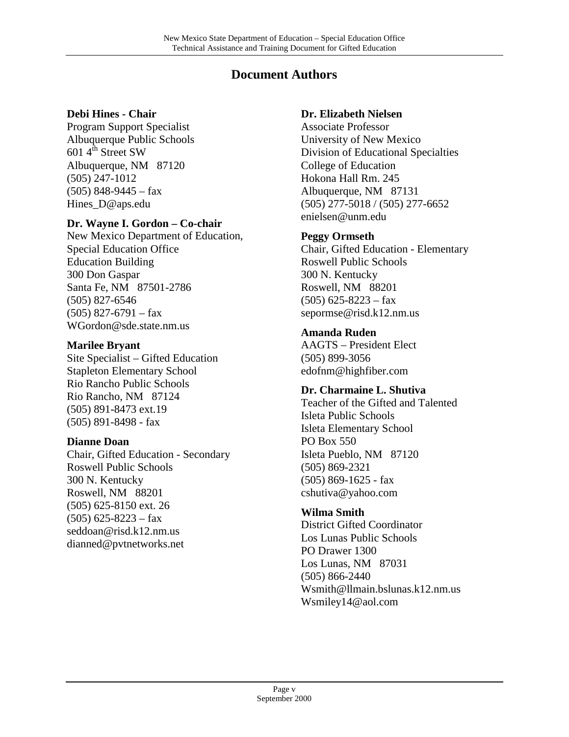# Document Authors

**Debi Hines - Chair**
Program Support Specialist
Albuquerque Public Schools
601 4th Street SW
Albuquerque, NM 87120
(505) 247-1012
(505) 848-9445 – fax
Hines_D@aps.edu

**Dr. Wayne I. Gordon – Co-chair**
New Mexico Department of Education,
Special Education Office
Education Building
300 Don Gaspar
Santa Fe, NM 87501-2786
(505) 827-6546
(505) 827-6791 – fax
WGordon@sde.state.nm.us

**Marilee Bryant**
Site Specialist – Gifted Education
Stapleton Elementary School
Rio Rancho Public Schools
Rio Rancho, NM 87124
(505) 891-8473 ext.19
(505) 891-8498 - fax

**Dianne Doan**
Chair, Gifted Education - Secondary
Roswell Public Schools
300 N. Kentucky
Roswell, NM 88201
(505) 625-8150 ext. 26
(505) 625-8223 – fax
seddoan@risd.k12.nm.us
dianned@pvtnetworks.net

**Dr. Elizabeth Nielsen**
Associate Professor
University of New Mexico
Division of Educational Specialties
College of Education
Hokona Hall Rm. 245
Albuquerque, NM 87131
(505) 277-5018 / (505) 277-6652
enielsen@unm.edu

**Peggy Ormseth**
Chair, Gifted Education - Elementary
Roswell Public Schools
300 N. Kentucky
Roswell, NM 88201
(505) 625-8223 – fax
sepormse@risd.k12.nm.us

**Amanda Ruden**
AAGTS – President Elect
(505) 899-3056
edofnm@highfiber.com

**Dr. Charmaine L. Shutiva**
Teacher of the Gifted and Talented
Isleta Public Schools
Isleta Elementary School
PO Box 550
Isleta Pueblo, NM 87120
(505) 869-2321
(505) 869-1625 - fax
cshutiva@yahoo.com

**Wilma Smith**
District Gifted Coordinator
Los Lunas Public Schools
PO Drawer 1300
Los Lunas, NM 87031
(505) 866-2440
Wsmith@llmain.bslunas.k12.nm.us
Wsmiley14@aol.com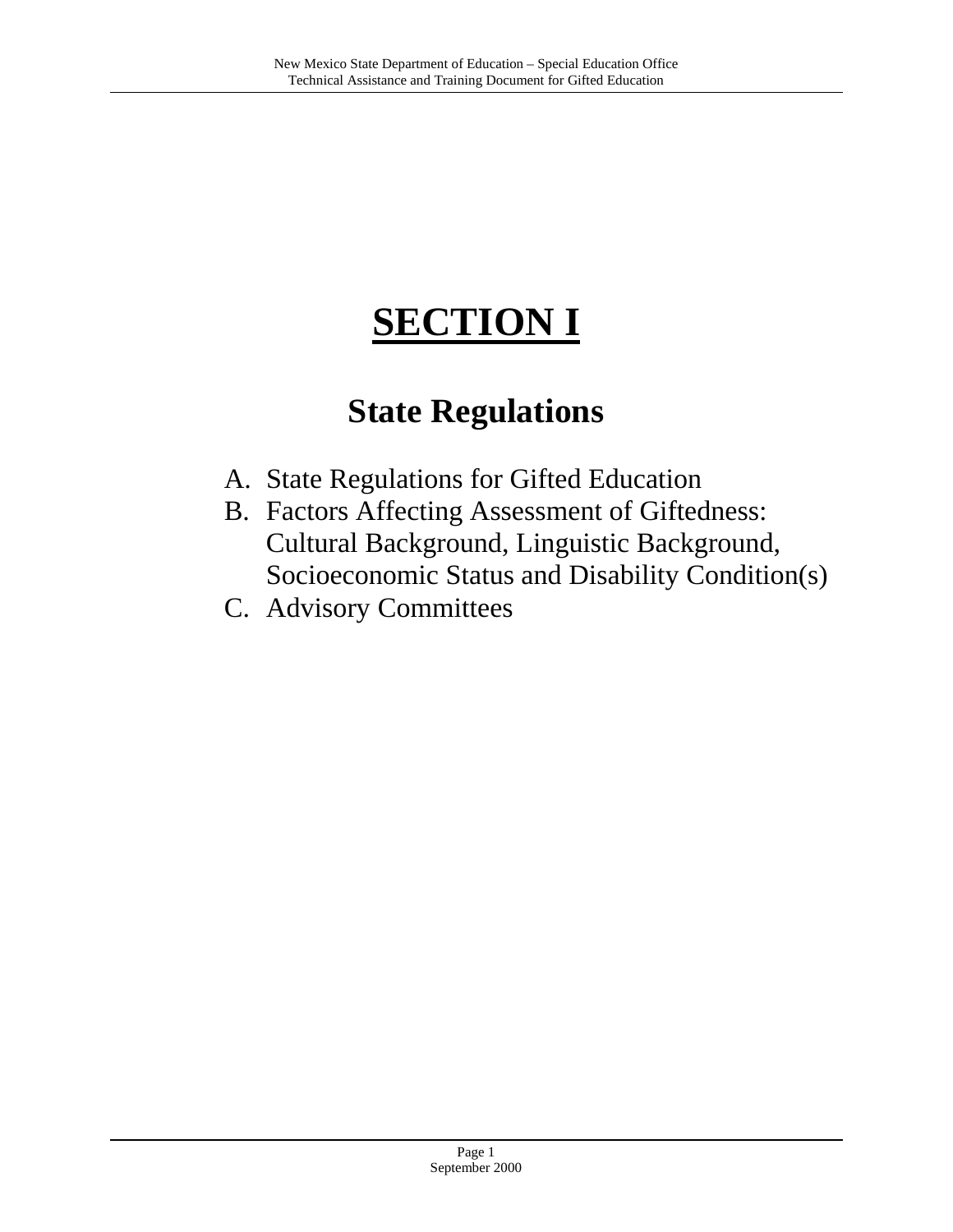# SECTION I

## State Regulations

A. State Regulations for Gifted Education
B. Factors Affecting Assessment of Giftedness: Cultural Background, Linguistic Background, Socioeconomic Status and Disability Condition(s)
C. Advisory Committees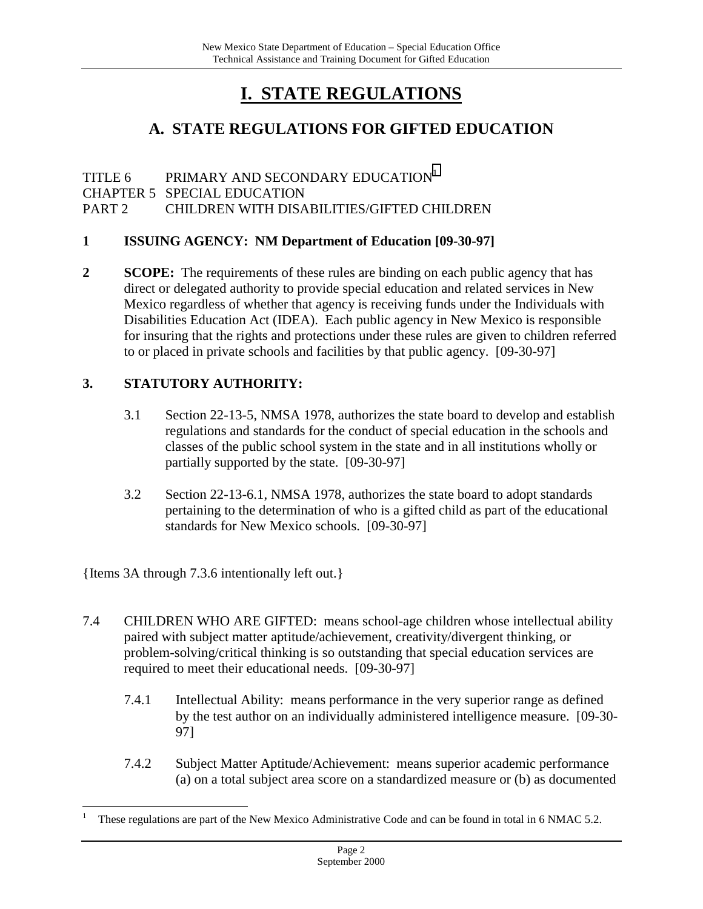# I. STATE REGULATIONS

## A. STATE REGULATIONS FOR GIFTED EDUCATION

TITLE 6 PRIMARY AND SECONDARY EDUCATION[1]
CHAPTER 5 SPECIAL EDUCATION
PART 2 CHILDREN WITH DISABILITIES/GIFTED CHILDREN

**1 ISSUING AGENCY: NM Department of Education [09-30-97]**

**2 SCOPE:** The requirements of these rules are binding on each public agency that has direct or delegated authority to provide special education and related services in New Mexico regardless of whether that agency is receiving funds under the Individuals with Disabilities Education Act (IDEA). Each public agency in New Mexico is responsible for insuring that the rights and protections under these rules are given to children referred to or placed in private schools and facilities by that public agency. [09-30-97]

**3. STATUTORY AUTHORITY:**

3.1 Section 22-13-5, NMSA 1978, authorizes the state board to develop and establish regulations and standards for the conduct of special education in the schools and classes of the public school system in the state and in all institutions wholly or partially supported by the state. [09-30-97]

3.2 Section 22-13-6.1, NMSA 1978, authorizes the state board to adopt standards pertaining to the determination of who is a gifted child as part of the educational standards for New Mexico schools. [09-30-97]

{Items 3A through 7.3.6 intentionally left out.}

7.4 CHILDREN WHO ARE GIFTED: means school-age children whose intellectual ability paired with subject matter aptitude/achievement, creativity/divergent thinking, or problem-solving/critical thinking is so outstanding that special education services are required to meet their educational needs. [09-30-97]

7.4.1 Intellectual Ability: means performance in the very superior range as defined by the test author on an individually administered intelligence measure. [09-30-97]

7.4.2 Subject Matter Aptitude/Achievement: means superior academic performance (a) on a total subject area score on a standardized measure or (b) as documented

---

[1] These regulations are part of the New Mexico Administrative Code and can be found in total in 6 NMAC 5.2.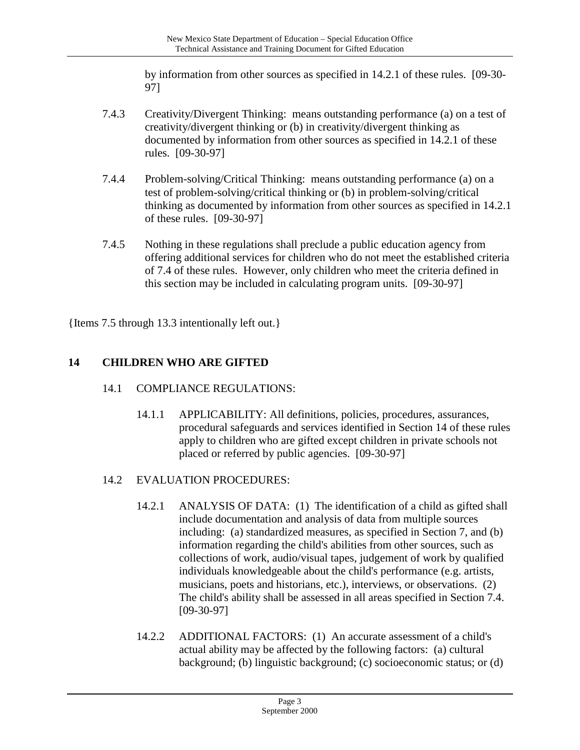by information from other sources as specified in 14.2.1 of these rules. [09-30-97]

7.4.3 Creativity/Divergent Thinking: means outstanding performance (a) on a test of creativity/divergent thinking or (b) in creativity/divergent thinking as documented by information from other sources as specified in 14.2.1 of these rules. [09-30-97]

7.4.4 Problem-solving/Critical Thinking: means outstanding performance (a) on a test of problem-solving/critical thinking or (b) in problem-solving/critical thinking as documented by information from other sources as specified in 14.2.1 of these rules. [09-30-97]

7.4.5 Nothing in these regulations shall preclude a public education agency from offering additional services for children who do not meet the established criteria of 7.4 of these rules. However, only children who meet the criteria defined in this section may be included in calculating program units. [09-30-97]

{Items 7.5 through 13.3 intentionally left out.}

## 14 CHILDREN WHO ARE GIFTED

14.1 COMPLIANCE REGULATIONS:

14.1.1 APPLICABILITY: All definitions, policies, procedures, assurances, procedural safeguards and services identified in Section 14 of these rules apply to children who are gifted except children in private schools not placed or referred by public agencies. [09-30-97]

14.2 EVALUATION PROCEDURES:

14.2.1 ANALYSIS OF DATA: (1) The identification of a child as gifted shall include documentation and analysis of data from multiple sources including: (a) standardized measures, as specified in Section 7, and (b) information regarding the child's abilities from other sources, such as collections of work, audio/visual tapes, judgement of work by qualified individuals knowledgeable about the child's performance (e.g. artists, musicians, poets and historians, etc.), interviews, or observations. (2) The child's ability shall be assessed in all areas specified in Section 7.4. [09-30-97]

14.2.2 ADDITIONAL FACTORS: (1) An accurate assessment of a child's actual ability may be affected by the following factors: (a) cultural background; (b) linguistic background; (c) socioeconomic status; or (d)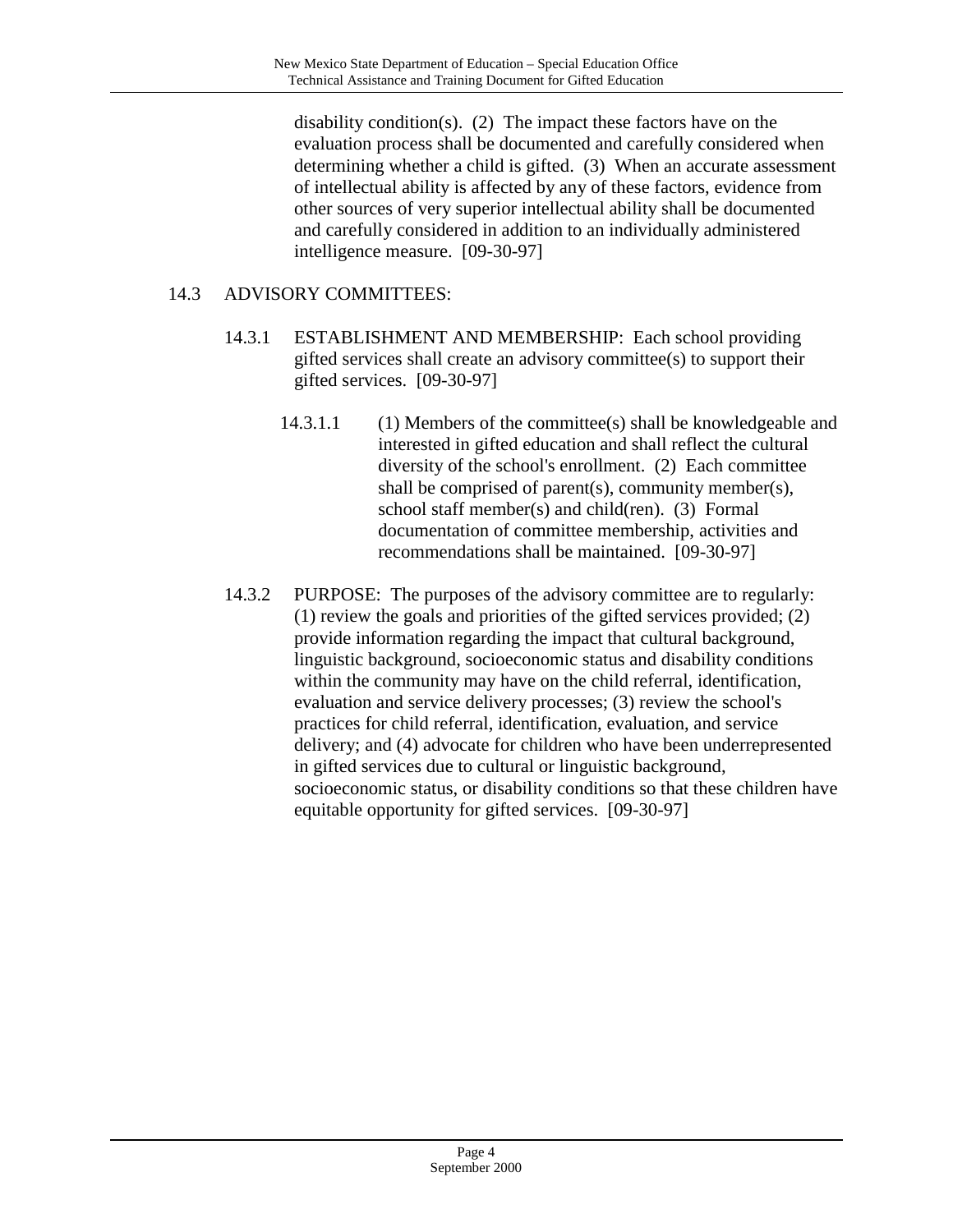disability condition(s). (2) The impact these factors have on the evaluation process shall be documented and carefully considered when determining whether a child is gifted. (3) When an accurate assessment of intellectual ability is affected by any of these factors, evidence from other sources of very superior intellectual ability shall be documented and carefully considered in addition to an individually administered intelligence measure. [09-30-97]

## 14.3 ADVISORY COMMITTEES:

14.3.1 ESTABLISHMENT AND MEMBERSHIP: Each school providing gifted services shall create an advisory committee(s) to support their gifted services. [09-30-97]

14.3.1.1 (1) Members of the committee(s) shall be knowledgeable and interested in gifted education and shall reflect the cultural diversity of the school's enrollment. (2) Each committee shall be comprised of parent(s), community member(s), school staff member(s) and child(ren). (3) Formal documentation of committee membership, activities and recommendations shall be maintained. [09-30-97]

14.3.2 PURPOSE: The purposes of the advisory committee are to regularly: (1) review the goals and priorities of the gifted services provided; (2) provide information regarding the impact that cultural background, linguistic background, socioeconomic status and disability conditions within the community may have on the child referral, identification, evaluation and service delivery processes; (3) review the school's practices for child referral, identification, evaluation, and service delivery; and (4) advocate for children who have been underrepresented in gifted services due to cultural or linguistic background, socioeconomic status, or disability conditions so that these children have equitable opportunity for gifted services. [09-30-97]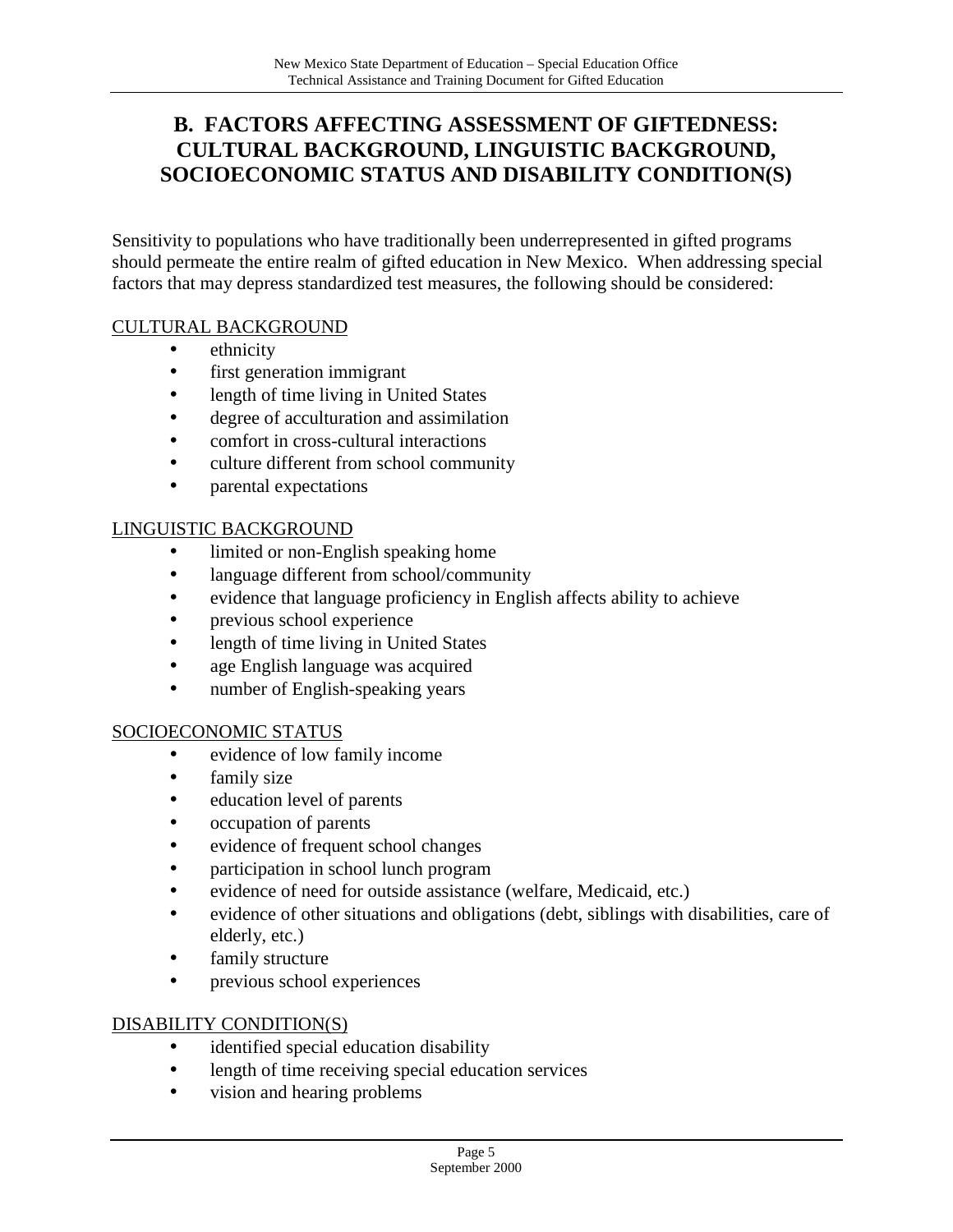## B. FACTORS AFFECTING ASSESSMENT OF GIFTEDNESS: CULTURAL BACKGROUND, LINGUISTIC BACKGROUND, SOCIOECONOMIC STATUS AND DISABILITY CONDITION(S)

Sensitivity to populations who have traditionally been underrepresented in gifted programs should permeate the entire realm of gifted education in New Mexico. When addressing special factors that may depress standardized test measures, the following should be considered:

<u>CULTURAL BACKGROUND</u>

- ethnicity
- first generation immigrant
- length of time living in United States
- degree of acculturation and assimilation
- comfort in cross-cultural interactions
- culture different from school community
- parental expectations

<u>LINGUISTIC BACKGROUND</u>

- limited or non-English speaking home
- language different from school/community
- evidence that language proficiency in English affects ability to achieve
- previous school experience
- length of time living in United States
- age English language was acquired
- number of English-speaking years

<u>SOCIOECONOMIC STATUS</u>

- evidence of low family income
- family size
- education level of parents
- occupation of parents
- evidence of frequent school changes
- participation in school lunch program
- evidence of need for outside assistance (welfare, Medicaid, etc.)
- evidence of other situations and obligations (debt, siblings with disabilities, care of elderly, etc.)
- family structure
- previous school experiences

<u>DISABILITY CONDITION(S)</u>

- identified special education disability
- length of time receiving special education services
- vision and hearing problems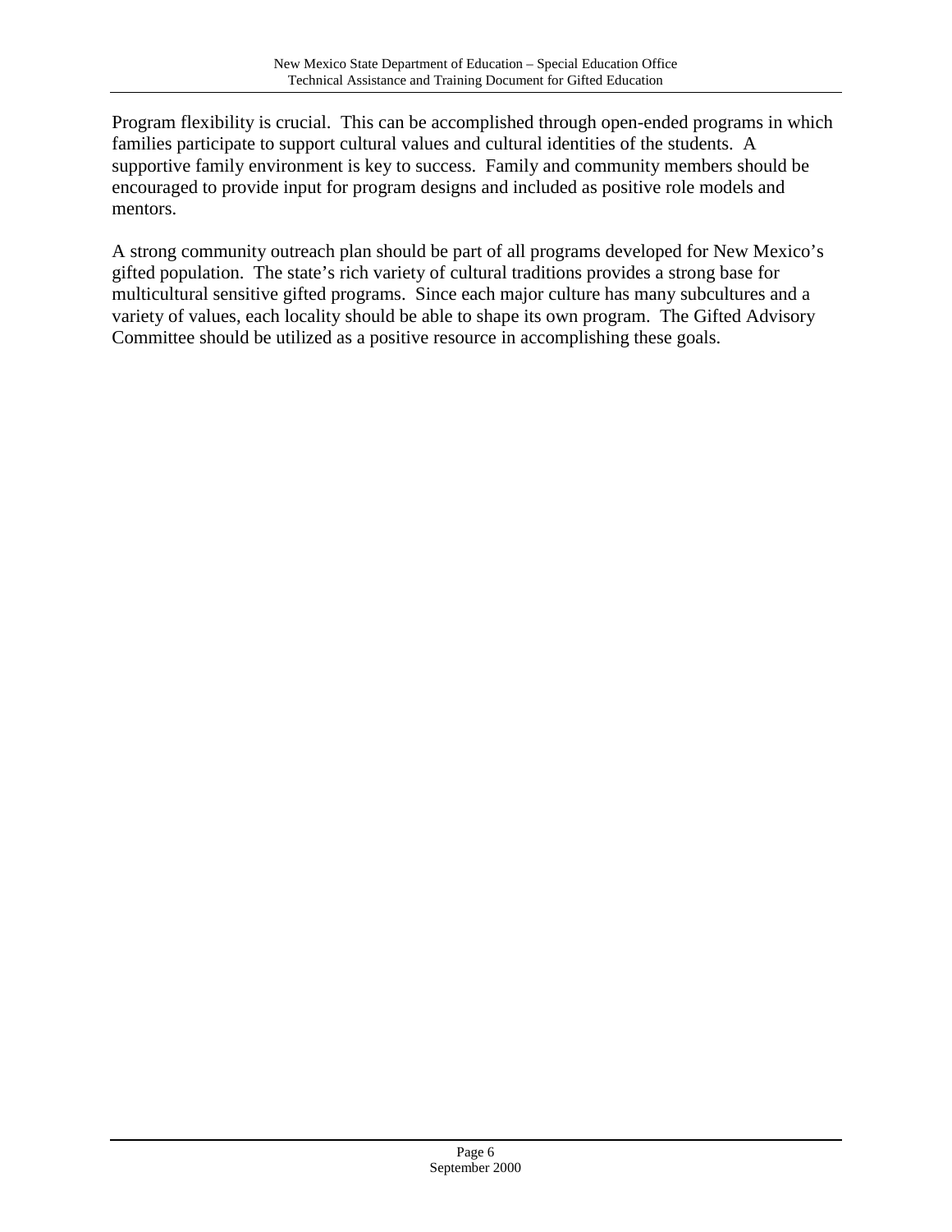Program flexibility is crucial. This can be accomplished through open-ended programs in which families participate to support cultural values and cultural identities of the students. A supportive family environment is key to success. Family and community members should be encouraged to provide input for program designs and included as positive role models and mentors.

A strong community outreach plan should be part of all programs developed for New Mexico's gifted population. The state's rich variety of cultural traditions provides a strong base for multicultural sensitive gifted programs. Since each major culture has many subcultures and a variety of values, each locality should be able to shape its own program. The Gifted Advisory Committee should be utilized as a positive resource in accomplishing these goals.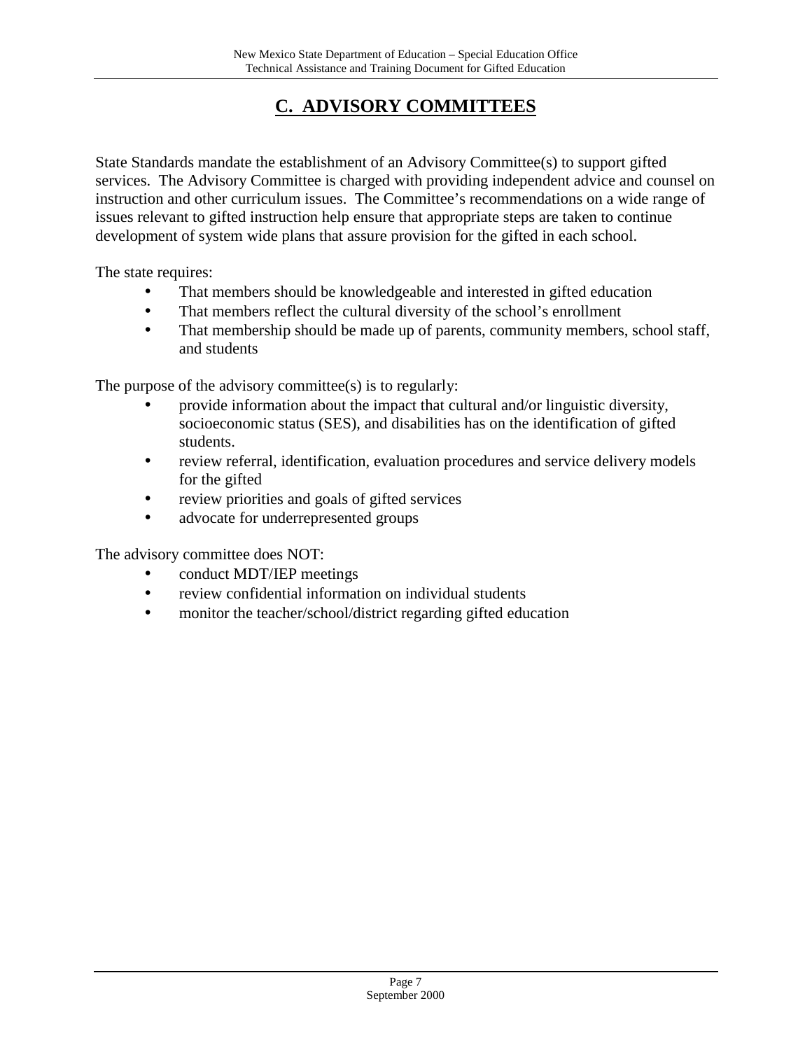## C. ADVISORY COMMITTEES

State Standards mandate the establishment of an Advisory Committee(s) to support gifted services. The Advisory Committee is charged with providing independent advice and counsel on instruction and other curriculum issues. The Committee's recommendations on a wide range of issues relevant to gifted instruction help ensure that appropriate steps are taken to continue development of system wide plans that assure provision for the gifted in each school.

The state requires:

- That members should be knowledgeable and interested in gifted education
- That members reflect the cultural diversity of the school's enrollment
- That membership should be made up of parents, community members, school staff, and students

The purpose of the advisory committee(s) is to regularly:

- provide information about the impact that cultural and/or linguistic diversity, socioeconomic status (SES), and disabilities has on the identification of gifted students.
- review referral, identification, evaluation procedures and service delivery models for the gifted
- review priorities and goals of gifted services
- advocate for underrepresented groups

The advisory committee does NOT:

- conduct MDT/IEP meetings
- review confidential information on individual students
- monitor the teacher/school/district regarding gifted education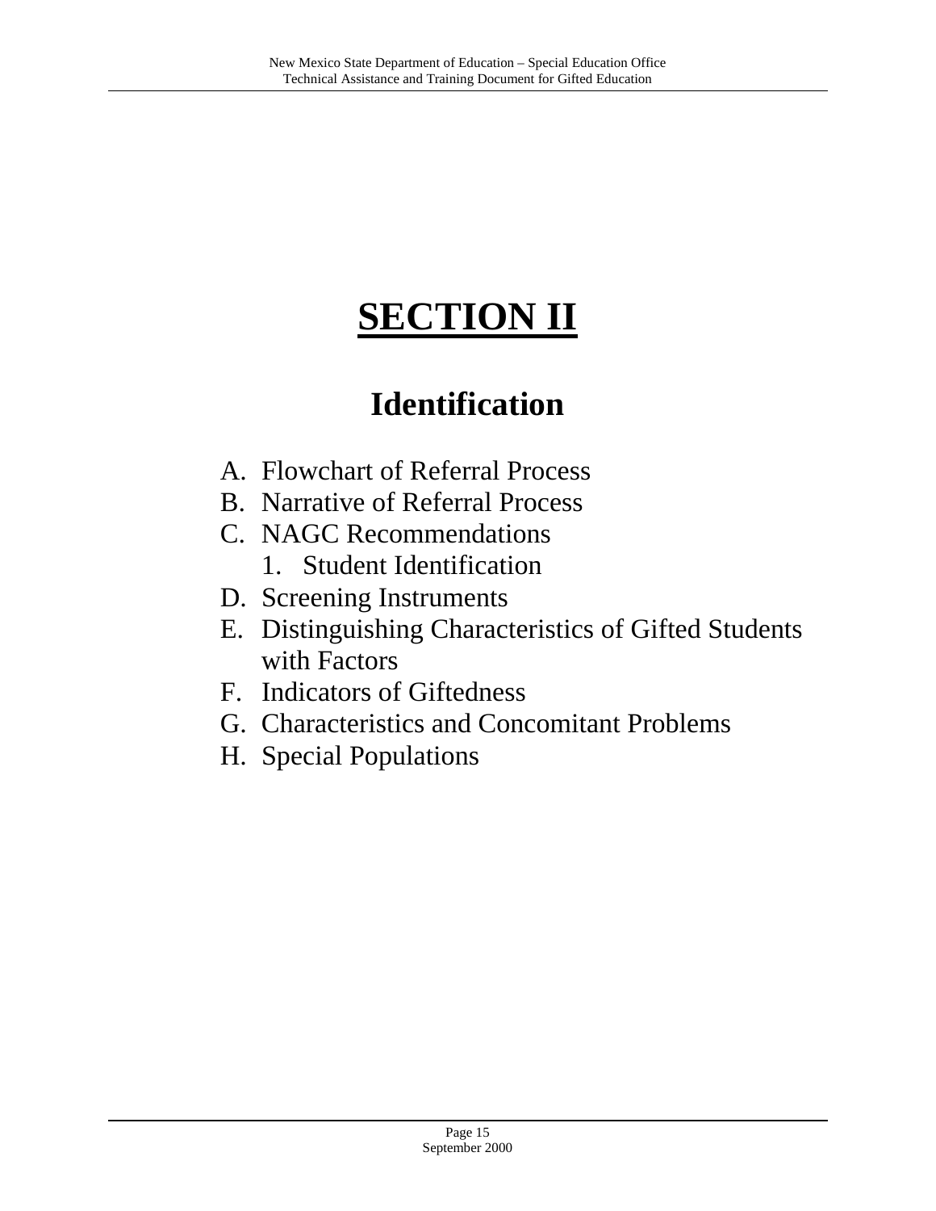# SECTION II

## Identification

A. Flowchart of Referral Process
B. Narrative of Referral Process
C. NAGC Recommendations
   1. Student Identification
D. Screening Instruments
E. Distinguishing Characteristics of Gifted Students with Factors
F. Indicators of Giftedness
G. Characteristics and Concomitant Problems
H. Special Populations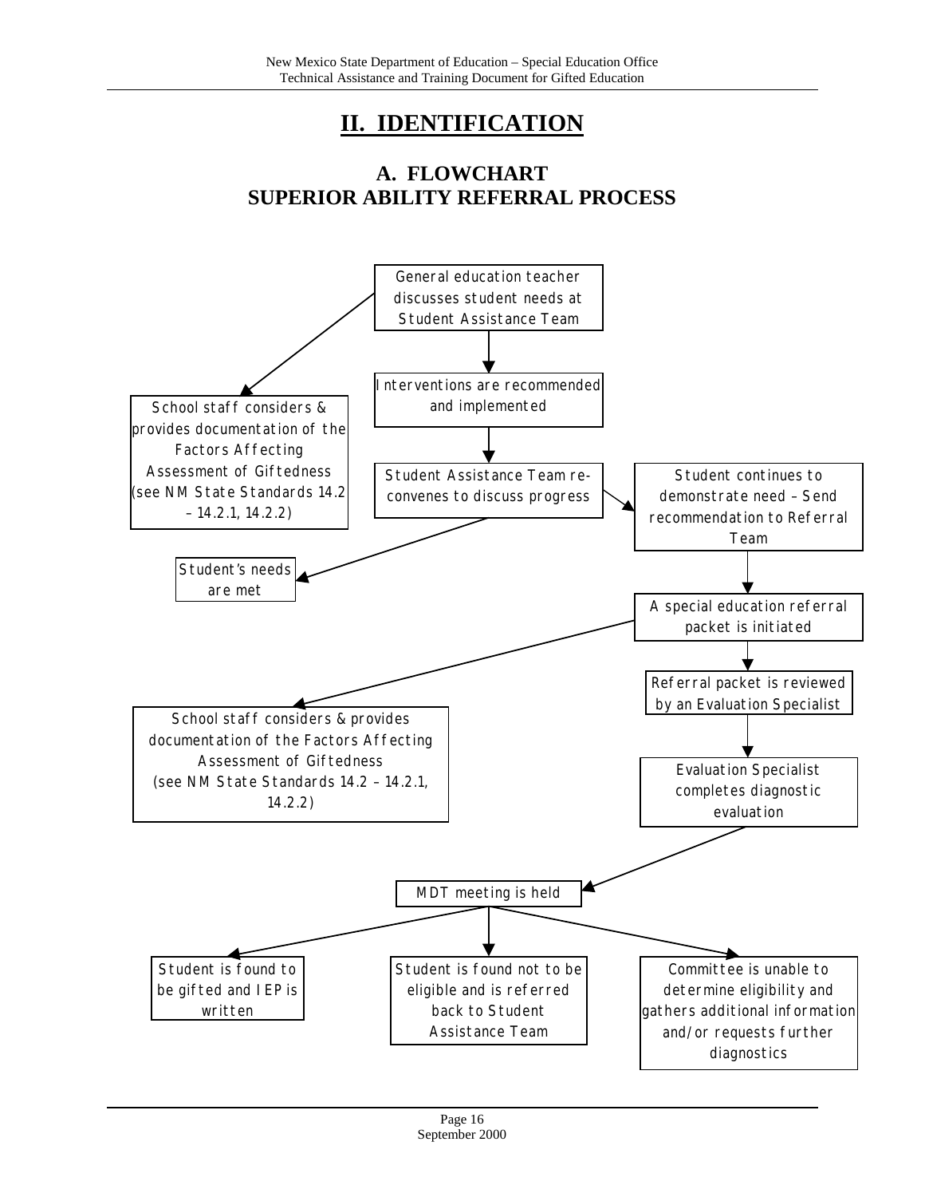# II. IDENTIFICATION

## A. FLOWCHART
## SUPERIOR ABILITY REFERRAL PROCESS

General education teacher discusses student needs at Student Assistance Team

School staff considers & provides documentation of the Factors Affecting Assessment of Giftedness (see NM State Standards 14.2 – 14.2.1, 14.2.2)

Interventions are recommended and implemented

Student Assistance Team re-convenes to discuss progress

Student continues to demonstrate need – Send recommendation to Referral Team

Student's needs are met

A special education referral packet is initiated

Referral packet is reviewed by an Evaluation Specialist

School staff considers & provides documentation of the Factors Affecting Assessment of Giftedness (see NM State Standards 14.2 – 14.2.1, 14.2.2)

Evaluation Specialist completes diagnostic evaluation

MDT meeting is held

Student is found to be gifted and IEP is written

Student is found not to be eligible and is referred back to Student Assistance Team

Committee is unable to determine eligibility and gathers additional information and/or requests further diagnostics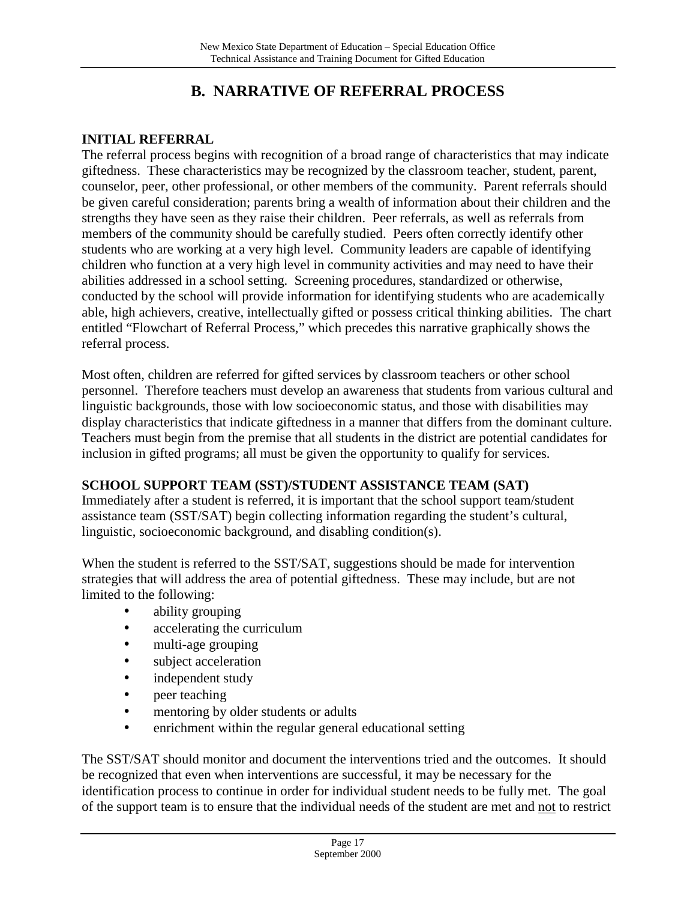# B. NARRATIVE OF REFERRAL PROCESS

## INITIAL REFERRAL

The referral process begins with recognition of a broad range of characteristics that may indicate giftedness. These characteristics may be recognized by the classroom teacher, student, parent, counselor, peer, other professional, or other members of the community. Parent referrals should be given careful consideration; parents bring a wealth of information about their children and the strengths they have seen as they raise their children. Peer referrals, as well as referrals from members of the community should be carefully studied. Peers often correctly identify other students who are working at a very high level. Community leaders are capable of identifying children who function at a very high level in community activities and may need to have their abilities addressed in a school setting. Screening procedures, standardized or otherwise, conducted by the school will provide information for identifying students who are academically able, high achievers, creative, intellectually gifted or possess critical thinking abilities. The chart entitled "Flowchart of Referral Process," which precedes this narrative graphically shows the referral process.

Most often, children are referred for gifted services by classroom teachers or other school personnel. Therefore teachers must develop an awareness that students from various cultural and linguistic backgrounds, those with low socioeconomic status, and those with disabilities may display characteristics that indicate giftedness in a manner that differs from the dominant culture. Teachers must begin from the premise that all students in the district are potential candidates for inclusion in gifted programs; all must be given the opportunity to qualify for services.

## SCHOOL SUPPORT TEAM (SST)/STUDENT ASSISTANCE TEAM (SAT)

Immediately after a student is referred, it is important that the school support team/student assistance team (SST/SAT) begin collecting information regarding the student's cultural, linguistic, socioeconomic background, and disabling condition(s).

When the student is referred to the SST/SAT, suggestions should be made for intervention strategies that will address the area of potential giftedness. These may include, but are not limited to the following:

- ability grouping
- accelerating the curriculum
- multi-age grouping
- subject acceleration
- independent study
- peer teaching
- mentoring by older students or adults
- enrichment within the regular general educational setting

The SST/SAT should monitor and document the interventions tried and the outcomes. It should be recognized that even when interventions are successful, it may be necessary for the identification process to continue in order for individual student needs to be fully met. The goal of the support team is to ensure that the individual needs of the student are met and <u>not</u> to restrict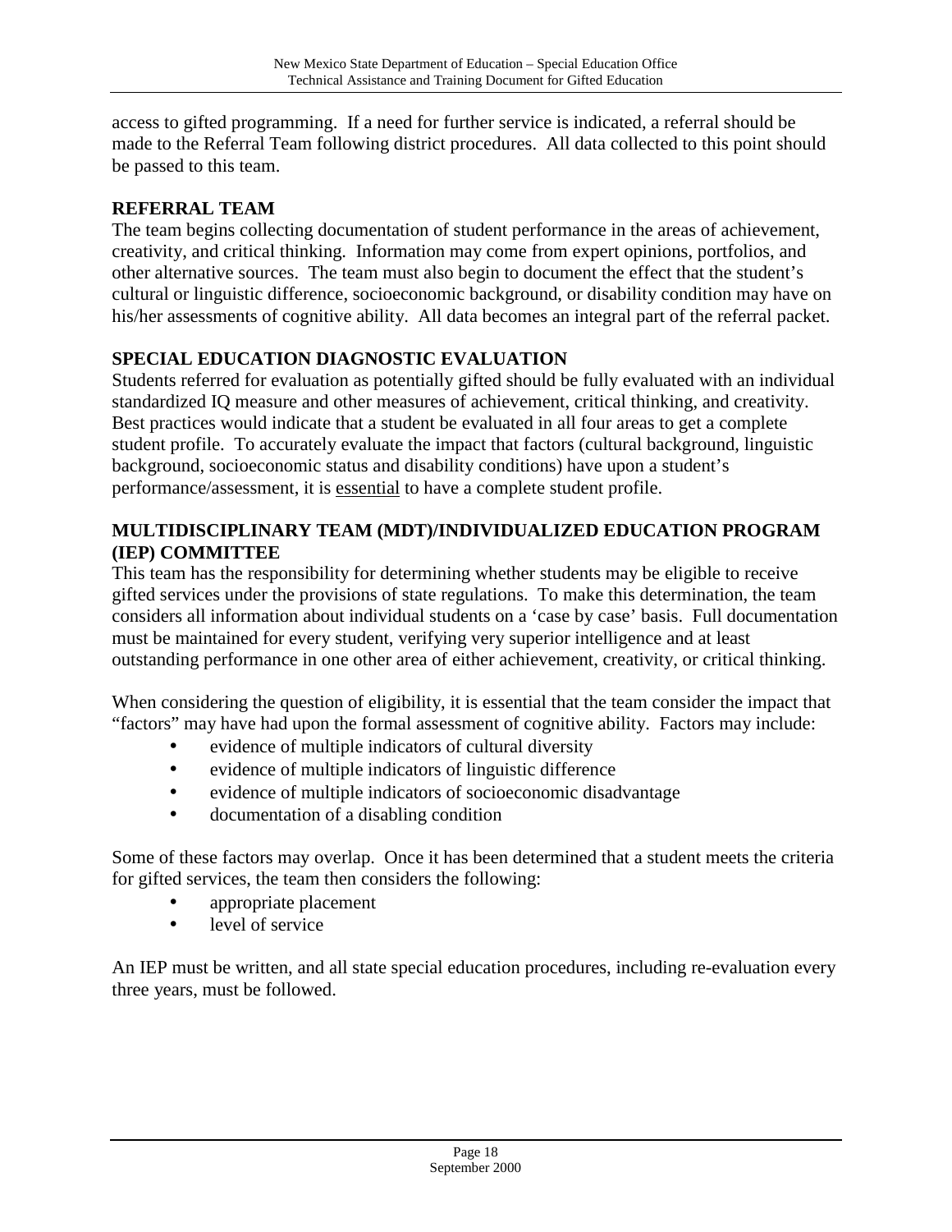access to gifted programming. If a need for further service is indicated, a referral should be made to the Referral Team following district procedures. All data collected to this point should be passed to this team.

## REFERRAL TEAM

The team begins collecting documentation of student performance in the areas of achievement, creativity, and critical thinking. Information may come from expert opinions, portfolios, and other alternative sources. The team must also begin to document the effect that the student's cultural or linguistic difference, socioeconomic background, or disability condition may have on his/her assessments of cognitive ability. All data becomes an integral part of the referral packet.

## SPECIAL EDUCATION DIAGNOSTIC EVALUATION

Students referred for evaluation as potentially gifted should be fully evaluated with an individual standardized IQ measure and other measures of achievement, critical thinking, and creativity. Best practices would indicate that a student be evaluated in all four areas to get a complete student profile. To accurately evaluate the impact that factors (cultural background, linguistic background, socioeconomic status and disability conditions) have upon a student's performance/assessment, it is <u>essential</u> to have a complete student profile.

## MULTIDISCIPLINARY TEAM (MDT)/INDIVIDUALIZED EDUCATION PROGRAM (IEP) COMMITTEE

This team has the responsibility for determining whether students may be eligible to receive gifted services under the provisions of state regulations. To make this determination, the team considers all information about individual students on a 'case by case' basis. Full documentation must be maintained for every student, verifying very superior intelligence and at least outstanding performance in one other area of either achievement, creativity, or critical thinking.

When considering the question of eligibility, it is essential that the team consider the impact that "factors" may have had upon the formal assessment of cognitive ability. Factors may include:

- evidence of multiple indicators of cultural diversity
- evidence of multiple indicators of linguistic difference
- evidence of multiple indicators of socioeconomic disadvantage
- documentation of a disabling condition

Some of these factors may overlap. Once it has been determined that a student meets the criteria for gifted services, the team then considers the following:

- appropriate placement
- level of service

An IEP must be written, and all state special education procedures, including re-evaluation every three years, must be followed.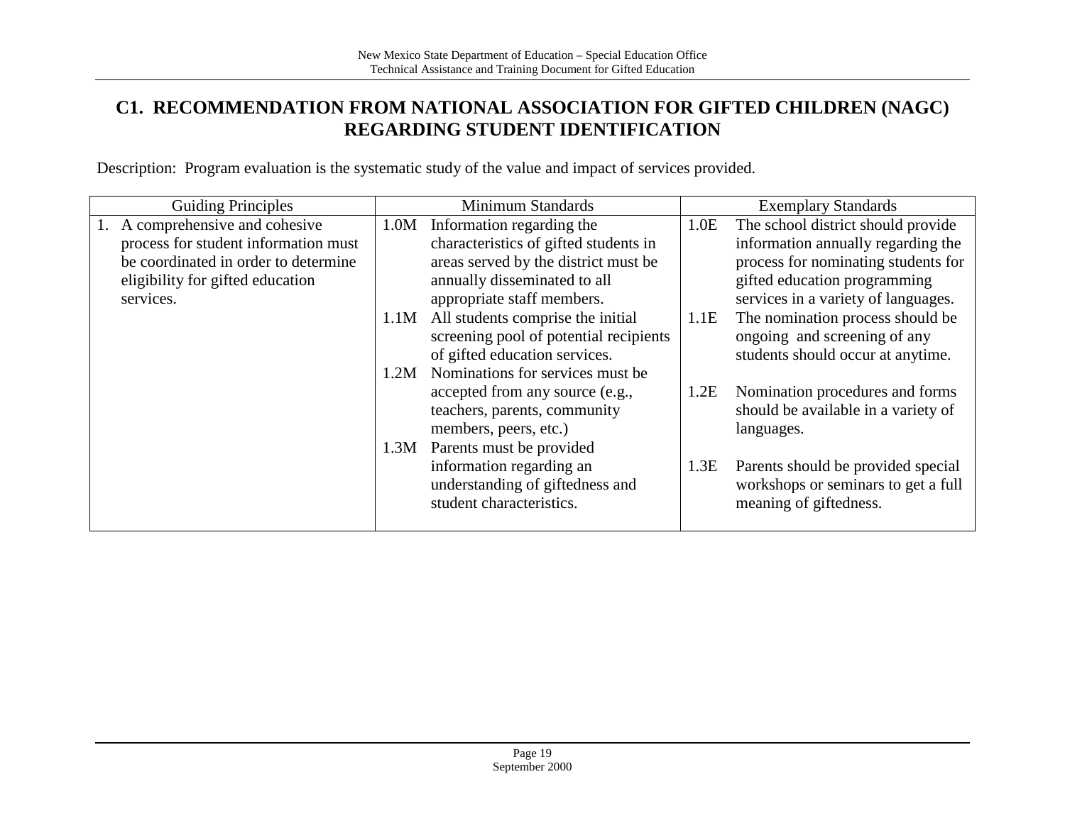## C1. RECOMMENDATION FROM NATIONAL ASSOCIATION FOR GIFTED CHILDREN (NAGC) REGARDING STUDENT IDENTIFICATION

Description: Program evaluation is the systematic study of the value and impact of services provided.

| Guiding Principles | Minimum Standards | Exemplary Standards |
|---|---|---|
| 1. A comprehensive and cohesive process for student information must be coordinated in order to determine eligibility for gifted education services. | 1.0M Information regarding the characteristics of gifted students in areas served by the district must be annually disseminated to all appropriate staff members. | 1.0E The school district should provide information annually regarding the process for nominating students for gifted education programming services in a variety of languages. |
| | 1.1M All students comprise the initial screening pool of potential recipients of gifted education services. | 1.1E The nomination process should be ongoing and screening of any students should occur at anytime. |
| | 1.2M Nominations for services must be accepted from any source (e.g., teachers, parents, community members, peers, etc.) | 1.2E Nomination procedures and forms should be available in a variety of languages. |
| | 1.3M Parents must be provided information regarding an understanding of giftedness and student characteristics. | 1.3E Parents should be provided special workshops or seminars to get a full meaning of giftedness. |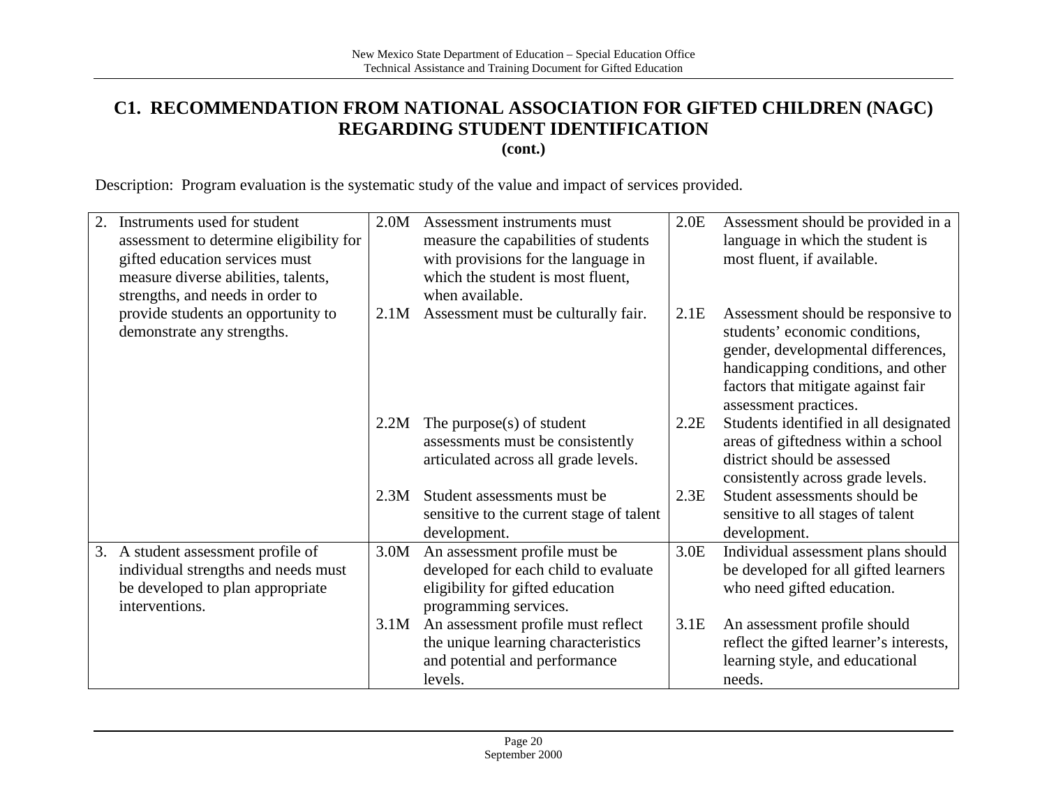# C1. RECOMMENDATION FROM NATIONAL ASSOCIATION FOR GIFTED CHILDREN (NAGC) REGARDING STUDENT IDENTIFICATION

**(cont.)**

Description: Program evaluation is the systematic study of the value and impact of services provided.

| Guiding Principle | Minimum Standards | | Exemplary Standards | |
|---|---|---|---|---|
| 2. Instruments used for student assessment to determine eligibility for gifted education services must measure diverse abilities, talents, strengths, and needs in order to provide students an opportunity to demonstrate any strengths. | 2.0M | Assessment instruments must measure the capabilities of students with provisions for the language in which the student is most fluent, when available. | 2.0E | Assessment should be provided in a language in which the student is most fluent, if available. |
| | 2.1M | Assessment must be culturally fair. | 2.1E | Assessment should be responsive to students' economic conditions, gender, developmental differences, handicapping conditions, and other factors that mitigate against fair assessment practices. |
| | 2.2M | The purpose(s) of student assessments must be consistently articulated across all grade levels. | 2.2E | Students identified in all designated areas of giftedness within a school district should be assessed consistently across grade levels. |
| | 2.3M | Student assessments must be sensitive to the current stage of talent development. | 2.3E | Student assessments should be sensitive to all stages of talent development. |
| 3. A student assessment profile of individual strengths and needs must be developed to plan appropriate interventions. | 3.0M | An assessment profile must be developed for each child to evaluate eligibility for gifted education programming services. | 3.0E | Individual assessment plans should be developed for all gifted learners who need gifted education. |
| | 3.1M | An assessment profile must reflect the unique learning characteristics and potential and performance levels. | 3.1E | An assessment profile should reflect the gifted learner's interests, learning style, and educational needs. |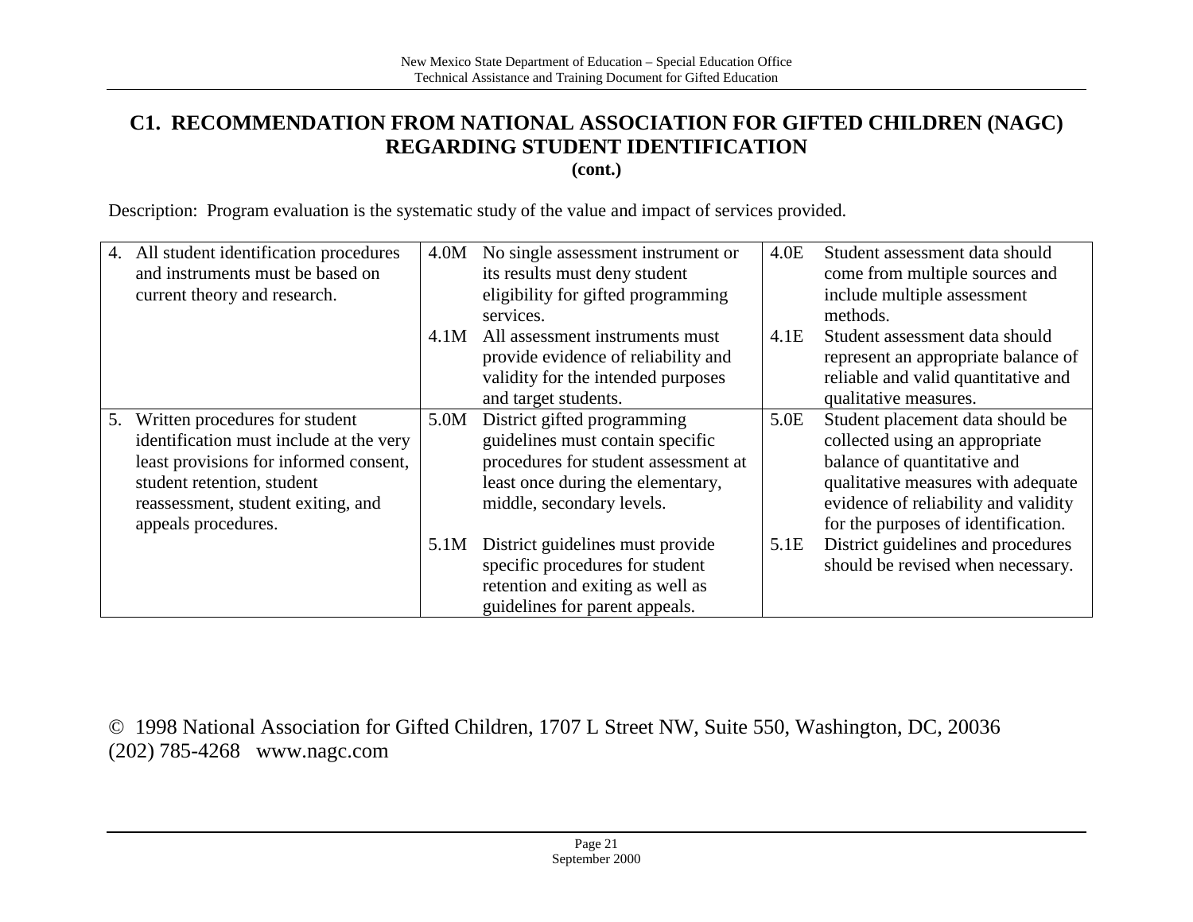## C1. RECOMMENDATION FROM NATIONAL ASSOCIATION FOR GIFTED CHILDREN (NAGC) REGARDING STUDENT IDENTIFICATION

**(cont.)**

Description: Program evaluation is the systematic study of the value and impact of services provided.

| | | |
|---|---|---|
| 4. All student identification procedures and instruments must be based on current theory and research. | 4.0M No single assessment instrument or its results must deny student eligibility for gifted programming services.<br>4.1M All assessment instruments must provide evidence of reliability and validity for the intended purposes and target students. | 4.0E Student assessment data should come from multiple sources and include multiple assessment methods.<br>4.1E Student assessment data should represent an appropriate balance of reliable and valid quantitative and qualitative measures. |
| 5. Written procedures for student identification must include at the very least provisions for informed consent, student retention, student reassessment, student exiting, and appeals procedures. | 5.0M District gifted programming guidelines must contain specific procedures for student assessment at least once during the elementary, middle, secondary levels.<br>5.1M District guidelines must provide specific procedures for student retention and exiting as well as guidelines for parent appeals. | 5.0E Student placement data should be collected using an appropriate balance of quantitative and qualitative measures with adequate evidence of reliability and validity for the purposes of identification.<br>5.1E District guidelines and procedures should be revised when necessary. |

© 1998 National Association for Gifted Children, 1707 L Street NW, Suite 550, Washington, DC, 20036
(202) 785-4268 www.nagc.com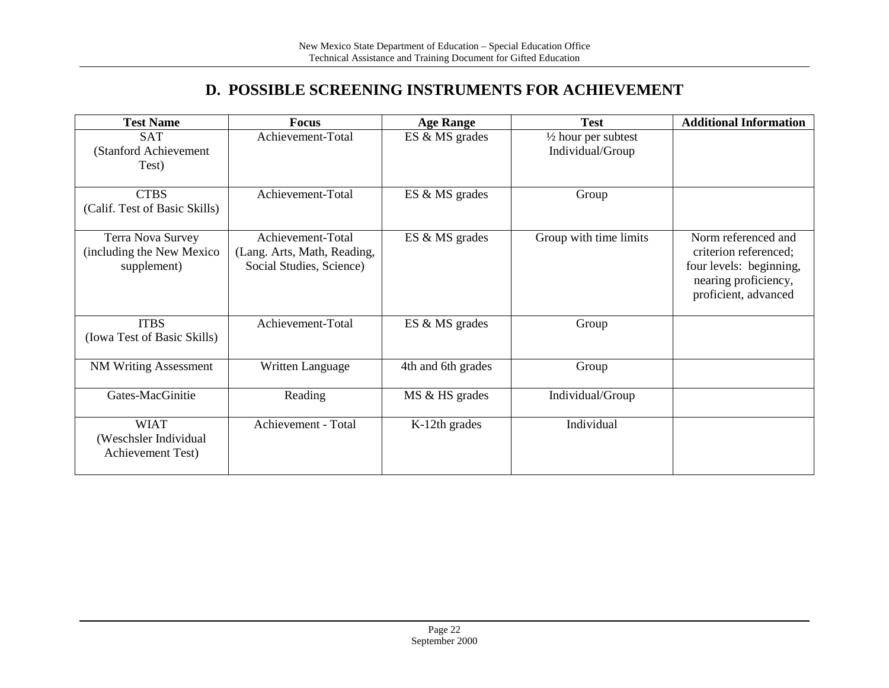## D. POSSIBLE SCREENING INSTRUMENTS FOR ACHIEVEMENT

| Test Name | Focus | Age Range | Test | Additional Information |
|---|---|---|---|---|
| SAT (Stanford Achievement Test) | Achievement-Total | ES & MS grades | ½ hour per subtest Individual/Group | |
| CTBS (Calif. Test of Basic Skills) | Achievement-Total | ES & MS grades | Group | |
| Terra Nova Survey (including the New Mexico supplement) | Achievement-Total (Lang. Arts, Math, Reading, Social Studies, Science) | ES & MS grades | Group with time limits | Norm referenced and criterion referenced; four levels: beginning, nearing proficiency, proficient, advanced |
| ITBS (Iowa Test of Basic Skills) | Achievement-Total | ES & MS grades | Group | |
| NM Writing Assessment | Written Language | 4th and 6th grades | Group | |
| Gates-MacGinitie | Reading | MS & HS grades | Individual/Group | |
| WIAT (Weschsler Individual Achievement Test) | Achievement - Total | K-12th grades | Individual | |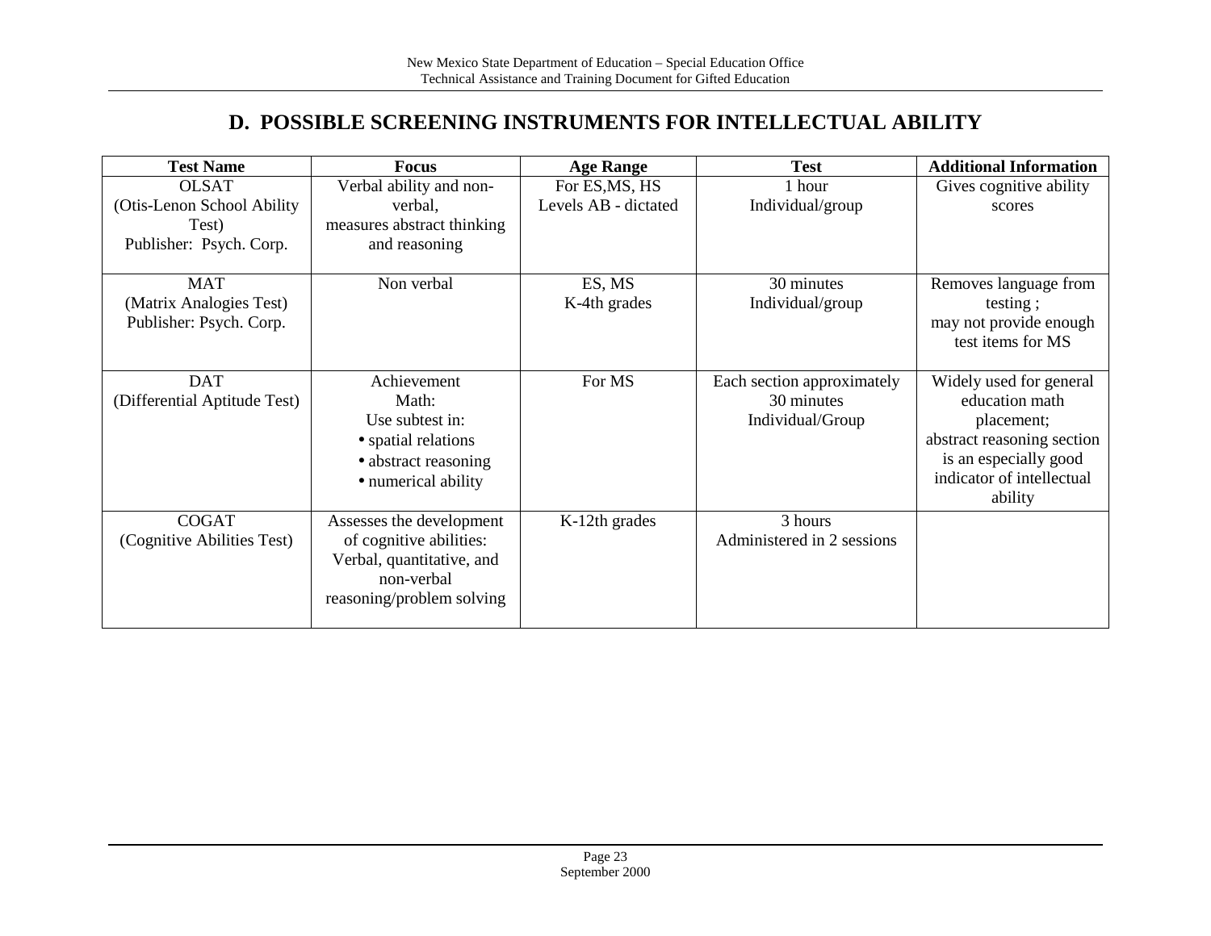## D. POSSIBLE SCREENING INSTRUMENTS FOR INTELLECTUAL ABILITY

| Test Name | Focus | Age Range | Test | Additional Information |
|---|---|---|---|---|
| OLSAT (Otis-Lenon School Ability Test) Publisher: Psych. Corp. | Verbal ability and non-verbal, measures abstract thinking and reasoning | For ES,MS, HS Levels AB - dictated | 1 hour Individual/group | Gives cognitive ability scores |
| MAT (Matrix Analogies Test) Publisher: Psych. Corp. | Non verbal | ES, MS K-4th grades | 30 minutes Individual/group | Removes language from testing ; may not provide enough test items for MS |
| DAT (Differential Aptitude Test) | Achievement Math: Use subtest in: • spatial relations • abstract reasoning • numerical ability | For MS | Each section approximately 30 minutes Individual/Group | Widely used for general education math placement; abstract reasoning section is an especially good indicator of intellectual ability |
| COGAT (Cognitive Abilities Test) | Assesses the development of cognitive abilities: Verbal, quantitative, and non-verbal reasoning/problem solving | K-12th grades | 3 hours Administered in 2 sessions | |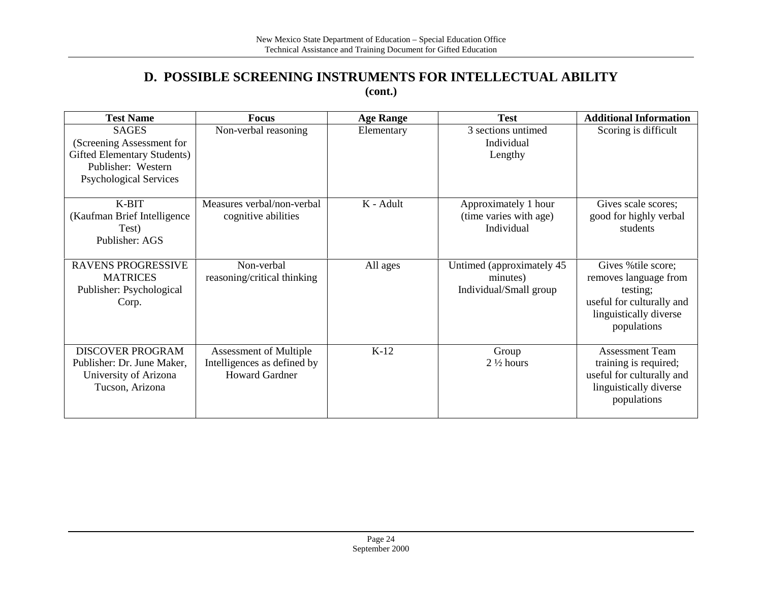## D. POSSIBLE SCREENING INSTRUMENTS FOR INTELLECTUAL ABILITY (cont.)

| Test Name | Focus | Age Range | Test | Additional Information |
|---|---|---|---|---|
| SAGES (Screening Assessment for Gifted Elementary Students) Publisher: Western Psychological Services | Non-verbal reasoning | Elementary | 3 sections untimed Individual Lengthy | Scoring is difficult |
| K-BIT (Kaufman Brief Intelligence Test) Publisher: AGS | Measures verbal/non-verbal cognitive abilities | K - Adult | Approximately 1 hour (time varies with age) Individual | Gives scale scores; good for highly verbal students |
| RAVENS PROGRESSIVE MATRICES Publisher: Psychological Corp. | Non-verbal reasoning/critical thinking | All ages | Untimed (approximately 45 minutes) Individual/Small group | Gives %tile score; removes language from testing; useful for culturally and linguistically diverse populations |
| DISCOVER PROGRAM Publisher: Dr. June Maker, University of Arizona Tucson, Arizona | Assessment of Multiple Intelligences as defined by Howard Gardner | K-12 | Group 2 ½ hours | Assessment Team training is required; useful for culturally and linguistically diverse populations |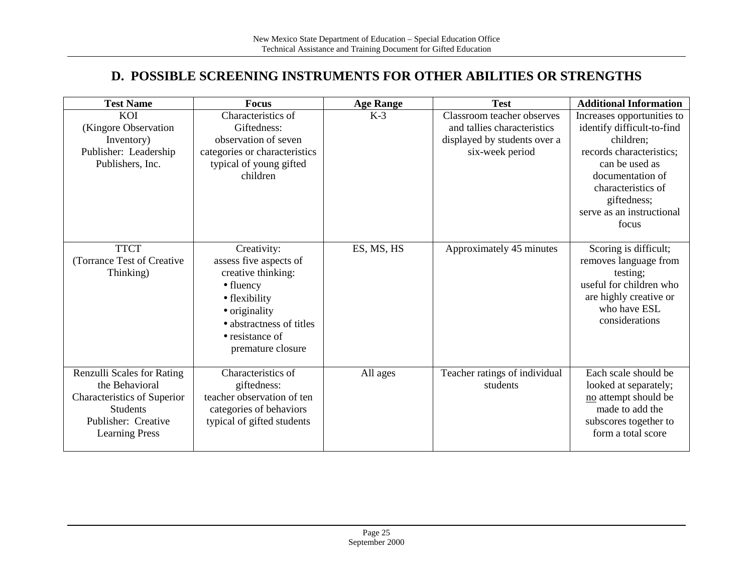## D. POSSIBLE SCREENING INSTRUMENTS FOR OTHER ABILITIES OR STRENGTHS

| Test Name | Focus | Age Range | Test | Additional Information |
|---|---|---|---|---|
| KOI (Kingore Observation Inventory) Publisher: Leadership Publishers, Inc. | Characteristics of Giftedness: observation of seven categories or characteristics typical of young gifted children | K-3 | Classroom teacher observes and tallies characteristics displayed by students over a six-week period | Increases opportunities to identify difficult-to-find children; records characteristics; can be used as documentation of characteristics of giftedness; serve as an instructional focus |
| TTCT (Torrance Test of Creative Thinking) | Creativity: assess five aspects of creative thinking: • fluency • flexibility • originality • abstractness of titles • resistance of premature closure | ES, MS, HS | Approximately 45 minutes | Scoring is difficult; removes language from testing; useful for children who are highly creative or who have ESL considerations |
| Renzulli Scales for Rating the Behavioral Characteristics of Superior Students Publisher: Creative Learning Press | Characteristics of giftedness: teacher observation of ten categories of behaviors typical of gifted students | All ages | Teacher ratings of individual students | Each scale should be looked at separately; no attempt should be made to add the subscores together to form a total score |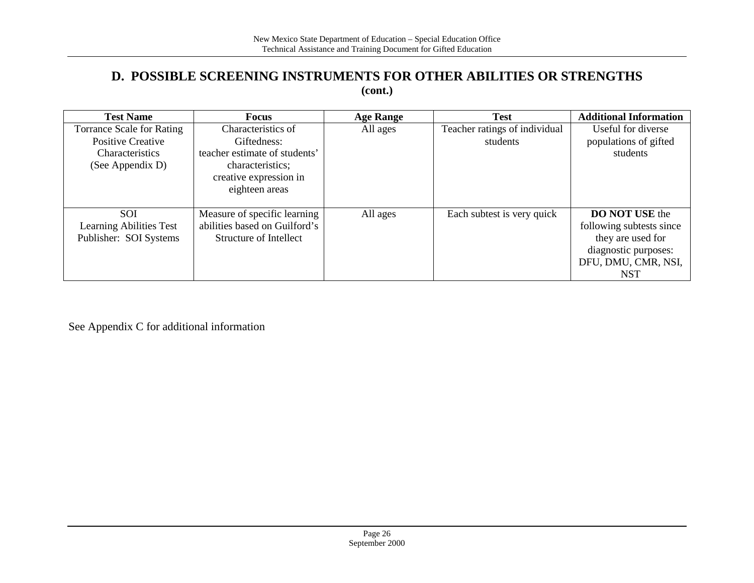## D. POSSIBLE SCREENING INSTRUMENTS FOR OTHER ABILITIES OR STRENGTHS (cont.)

| Test Name | Focus | Age Range | Test | Additional Information |
|---|---|---|---|---|
| Torrance Scale for Rating Positive Creative Characteristics (See Appendix D) | Characteristics of Giftedness: teacher estimate of students' characteristics; creative expression in eighteen areas | All ages | Teacher ratings of individual students | Useful for diverse populations of gifted students |
| SOI Learning Abilities Test Publisher: SOI Systems | Measure of specific learning abilities based on Guilford's Structure of Intellect | All ages | Each subtest is very quick | **DO NOT USE** the following subtests since they are used for diagnostic purposes: DFU, DMU, CMR, NSI, NST |

See Appendix C for additional information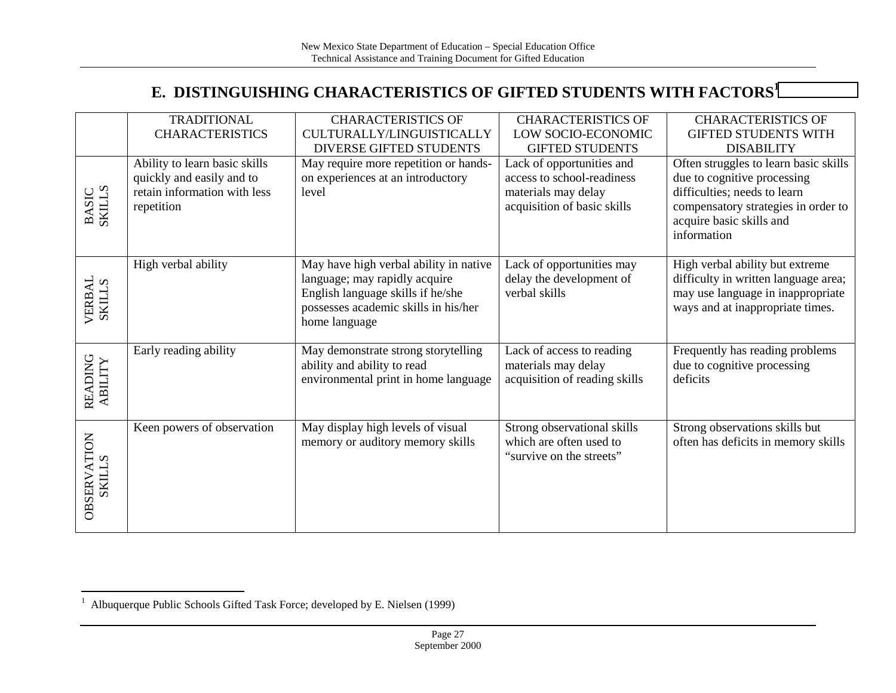## E. DISTINGUISHING CHARACTERISTICS OF GIFTED STUDENTS WITH FACTORS[1]

| | TRADITIONAL CHARACTERISTICS | CHARACTERISTICS OF CULTURALLY/LINGUISTICALLY DIVERSE GIFTED STUDENTS | CHARACTERISTICS OF LOW SOCIO-ECONOMIC GIFTED STUDENTS | CHARACTERISTICS OF GIFTED STUDENTS WITH DISABILITY |
|---|---|---|---|---|
| BASIC SKILLS | Ability to learn basic skills quickly and easily and to retain information with less repetition | May require more repetition or hands-on experiences at an introductory level | Lack of opportunities and access to school-readiness materials may delay acquisition of basic skills | Often struggles to learn basic skills due to cognitive processing difficulties; needs to learn compensatory strategies in order to acquire basic skills and information |
| VERBAL SKILLS | High verbal ability | May have high verbal ability in native language; may rapidly acquire English language skills if he/she possesses academic skills in his/her home language | Lack of opportunities may delay the development of verbal skills | High verbal ability but extreme difficulty in written language area; may use language in inappropriate ways and at inappropriate times. |
| READING ABILITY | Early reading ability | May demonstrate strong storytelling ability and ability to read environmental print in home language | Lack of access to reading materials may delay acquisition of reading skills | Frequently has reading problems due to cognitive processing deficits |
| OBSERVATION SKILLS | Keen powers of observation | May display high levels of visual memory or auditory memory skills | Strong observational skills which are often used to "survive on the streets" | Strong observations skills but often has deficits in memory skills |

[1] Albuquerque Public Schools Gifted Task Force; developed by E. Nielsen (1999)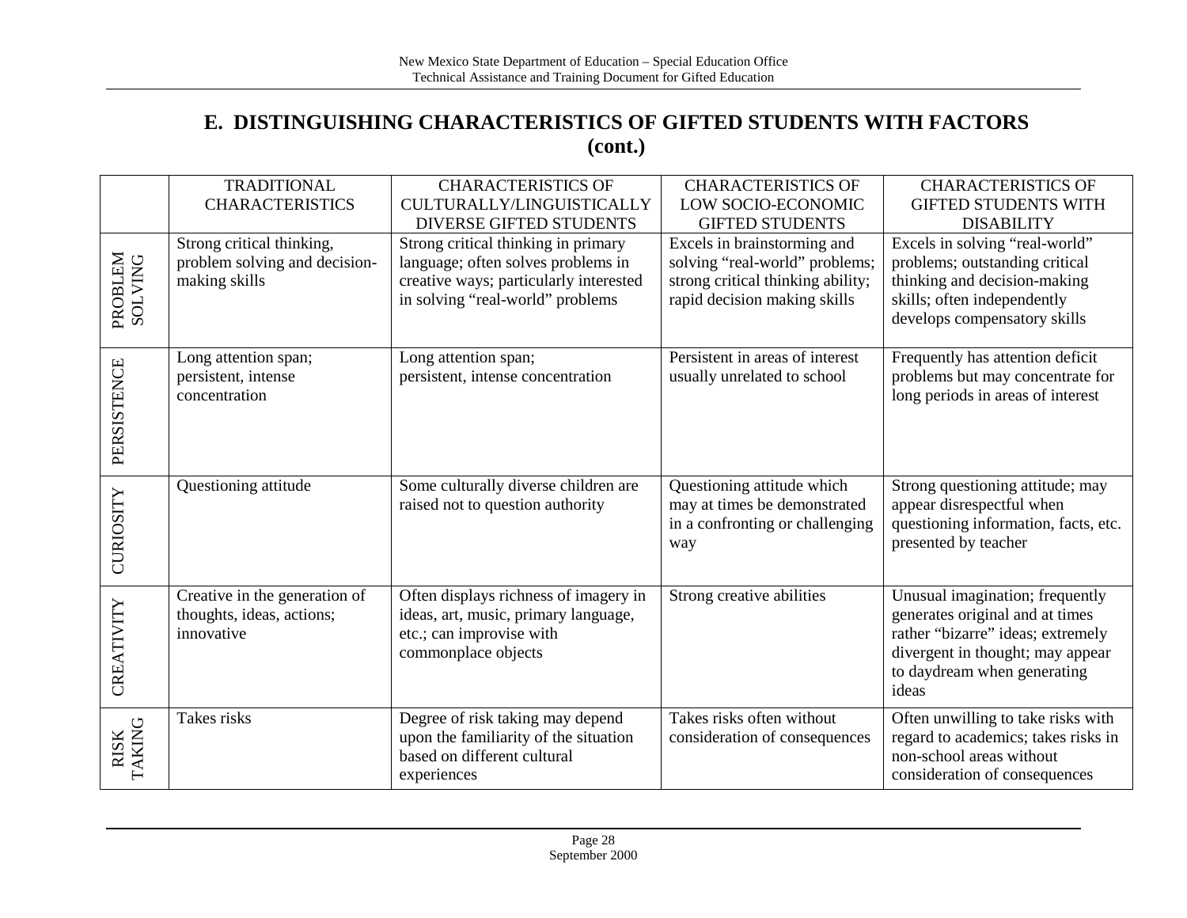## E. DISTINGUISHING CHARACTERISTICS OF GIFTED STUDENTS WITH FACTORS (cont.)

| | TRADITIONAL CHARACTERISTICS | CHARACTERISTICS OF CULTURALLY/LINGUISTICALLY DIVERSE GIFTED STUDENTS | CHARACTERISTICS OF LOW SOCIO-ECONOMIC GIFTED STUDENTS | CHARACTERISTICS OF GIFTED STUDENTS WITH DISABILITY |
|---|---|---|---|---|
| PROBLEM SOLVING | Strong critical thinking, problem solving and decision-making skills | Strong critical thinking in primary language; often solves problems in creative ways; particularly interested in solving "real-world" problems | Excels in brainstorming and solving "real-world" problems; strong critical thinking ability; rapid decision making skills | Excels in solving "real-world" problems; outstanding critical thinking and decision-making skills; often independently develops compensatory skills |
| PERSISTENCE | Long attention span; persistent, intense concentration | Long attention span; persistent, intense concentration | Persistent in areas of interest usually unrelated to school | Frequently has attention deficit problems but may concentrate for long periods in areas of interest |
| CURIOSITY | Questioning attitude | Some culturally diverse children are raised not to question authority | Questioning attitude which may at times be demonstrated in a confronting or challenging way | Strong questioning attitude; may appear disrespectful when questioning information, facts, etc. presented by teacher |
| CREATIVITY | Creative in the generation of thoughts, ideas, actions; innovative | Often displays richness of imagery in ideas, art, music, primary language, etc.; can improvise with commonplace objects | Strong creative abilities | Unusual imagination; frequently generates original and at times rather "bizarre" ideas; extremely divergent in thought; may appear to daydream when generating ideas |
| RISK TAKING | Takes risks | Degree of risk taking may depend upon the familiarity of the situation based on different cultural experiences | Takes risks often without consideration of consequences | Often unwilling to take risks with regard to academics; takes risks in non-school areas without consideration of consequences |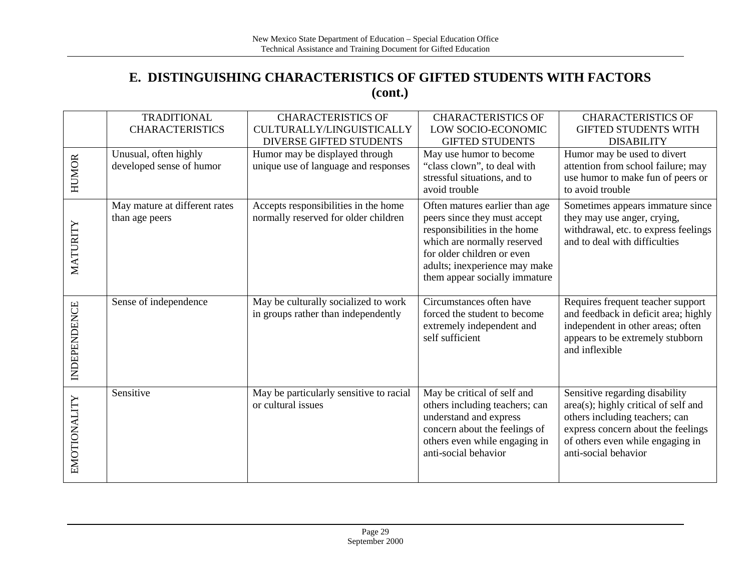## E. DISTINGUISHING CHARACTERISTICS OF GIFTED STUDENTS WITH FACTORS (cont.)

| | TRADITIONAL CHARACTERISTICS | CHARACTERISTICS OF CULTURALLY/LINGUISTICALLY DIVERSE GIFTED STUDENTS | CHARACTERISTICS OF LOW SOCIO-ECONOMIC GIFTED STUDENTS | CHARACTERISTICS OF GIFTED STUDENTS WITH DISABILITY |
|---|---|---|---|---|
| HUMOR | Unusual, often highly developed sense of humor | Humor may be displayed through unique use of language and responses | May use humor to become "class clown", to deal with stressful situations, and to avoid trouble | Humor may be used to divert attention from school failure; may use humor to make fun of peers or to avoid trouble |
| MATURITY | May mature at different rates than age peers | Accepts responsibilities in the home normally reserved for older children | Often matures earlier than age peers since they must accept responsibilities in the home which are normally reserved for older children or even adults; inexperience may make them appear socially immature | Sometimes appears immature since they may use anger, crying, withdrawal, etc. to express feelings and to deal with difficulties |
| INDEPENDENCE | Sense of independence | May be culturally socialized to work in groups rather than independently | Circumstances often have forced the student to become extremely independent and self sufficient | Requires frequent teacher support and feedback in deficit area; highly independent in other areas; often appears to be extremely stubborn and inflexible |
| EMOTIONALITY | Sensitive | May be particularly sensitive to racial or cultural issues | May be critical of self and others including teachers; can understand and express concern about the feelings of others even while engaging in anti-social behavior | Sensitive regarding disability area(s); highly critical of self and others including teachers; can express concern about the feelings of others even while engaging in anti-social behavior |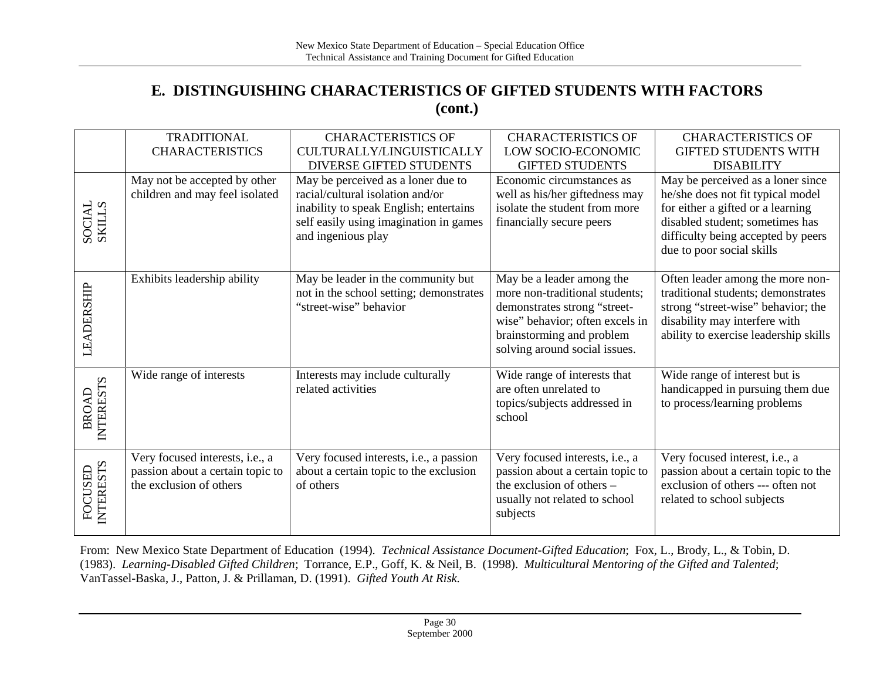## E. DISTINGUISHING CHARACTERISTICS OF GIFTED STUDENTS WITH FACTORS (cont.)

| | TRADITIONAL CHARACTERISTICS | CHARACTERISTICS OF CULTURALLY/LINGUISTICALLY DIVERSE GIFTED STUDENTS | CHARACTERISTICS OF LOW SOCIO-ECONOMIC GIFTED STUDENTS | CHARACTERISTICS OF GIFTED STUDENTS WITH DISABILITY |
|---|---|---|---|---|
| SOCIAL SKILLS | May not be accepted by other children and may feel isolated | May be perceived as a loner due to racial/cultural isolation and/or inability to speak English; entertains self easily using imagination in games and ingenious play | Economic circumstances as well as his/her giftedness may isolate the student from more financially secure peers | May be perceived as a loner since he/she does not fit typical model for either a gifted or a learning disabled student; sometimes has difficulty being accepted by peers due to poor social skills |
| LEADERSHIP | Exhibits leadership ability | May be leader in the community but not in the school setting; demonstrates "street-wise" behavior | May be a leader among the more non-traditional students; demonstrates strong "street-wise" behavior; often excels in brainstorming and problem solving around social issues. | Often leader among the more non-traditional students; demonstrates strong "street-wise" behavior; the disability may interfere with ability to exercise leadership skills |
| BROAD INTERESTS | Wide range of interests | Interests may include culturally related activities | Wide range of interests that are often unrelated to topics/subjects addressed in school | Wide range of interest but is handicapped in pursuing them due to process/learning problems |
| FOCUSED INTERESTS | Very focused interests, i.e., a passion about a certain topic to the exclusion of others | Very focused interests, i.e., a passion about a certain topic to the exclusion of others | Very focused interests, i.e., a passion about a certain topic to the exclusion of others – usually not related to school subjects | Very focused interest, i.e., a passion about a certain topic to the exclusion of others --- often not related to school subjects |

From: New Mexico State Department of Education (1994). *Technical Assistance Document-Gifted Education*; Fox, L., Brody, L., & Tobin, D. (1983). *Learning-Disabled Gifted Children*; Torrance, E.P., Goff, K. & Neil, B. (1998). *Multicultural Mentoring of the Gifted and Talented*; VanTassel-Baska, J., Patton, J. & Prillaman, D. (1991). *Gifted Youth At Risk*.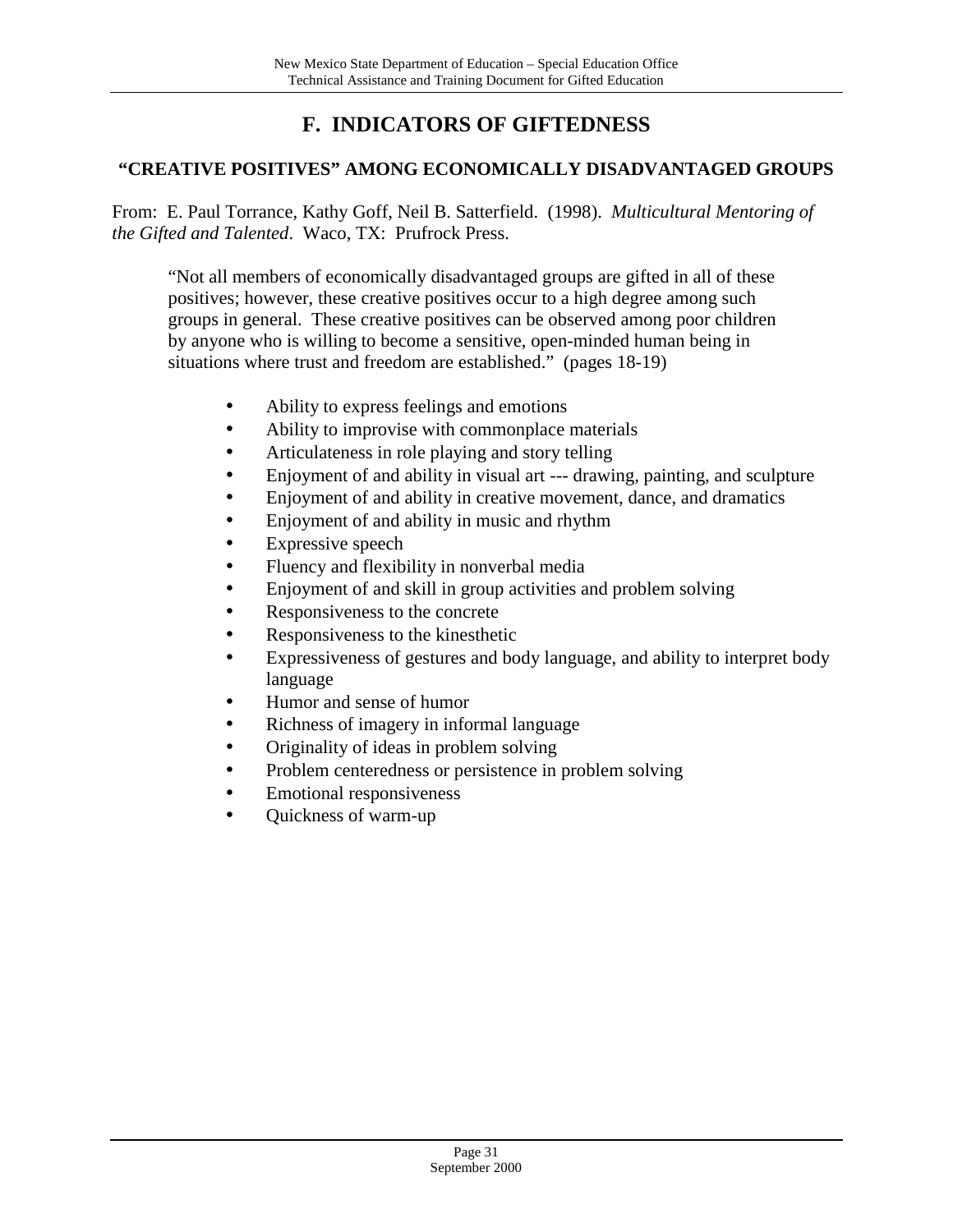# F. INDICATORS OF GIFTEDNESS

## "CREATIVE POSITIVES" AMONG ECONOMICALLY DISADVANTAGED GROUPS

From: E. Paul Torrance, Kathy Goff, Neil B. Satterfield. (1998). *Multicultural Mentoring of the Gifted and Talented*. Waco, TX: Prufrock Press.

> "Not all members of economically disadvantaged groups are gifted in all of these positives; however, these creative positives occur to a high degree among such groups in general. These creative positives can be observed among poor children by anyone who is willing to become a sensitive, open-minded human being in situations where trust and freedom are established." (pages 18-19)

- Ability to express feelings and emotions
- Ability to improvise with commonplace materials
- Articulateness in role playing and story telling
- Enjoyment of and ability in visual art --- drawing, painting, and sculpture
- Enjoyment of and ability in creative movement, dance, and dramatics
- Enjoyment of and ability in music and rhythm
- Expressive speech
- Fluency and flexibility in nonverbal media
- Enjoyment of and skill in group activities and problem solving
- Responsiveness to the concrete
- Responsiveness to the kinesthetic
- Expressiveness of gestures and body language, and ability to interpret body language
- Humor and sense of humor
- Richness of imagery in informal language
- Originality of ideas in problem solving
- Problem centeredness or persistence in problem solving
- Emotional responsiveness
- Quickness of warm-up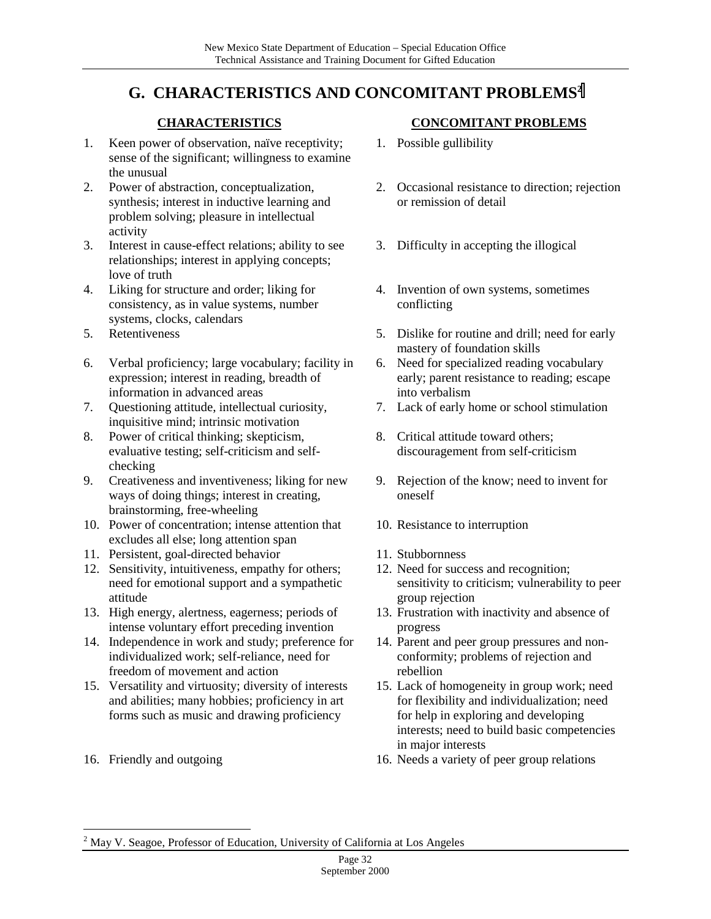## G. CHARACTERISTICS AND CONCOMITANT PROBLEMS[2]

| CHARACTERISTICS | CONCOMITANT PROBLEMS |
| --- | --- |
| 1. Keen power of observation, naïve receptivity; sense of the significant; willingness to examine the unusual | 1. Possible gullibility |
| 2. Power of abstraction, conceptualization, synthesis; interest in inductive learning and problem solving; pleasure in intellectual activity | 2. Occasional resistance to direction; rejection or remission of detail |
| 3. Interest in cause-effect relations; ability to see relationships; interest in applying concepts; love of truth | 3. Difficulty in accepting the illogical |
| 4. Liking for structure and order; liking for consistency, as in value systems, number systems, clocks, calendars | 4. Invention of own systems, sometimes conflicting |
| 5. Retentiveness | 5. Dislike for routine and drill; need for early mastery of foundation skills |
| 6. Verbal proficiency; large vocabulary; facility in expression; interest in reading, breadth of information in advanced areas | 6. Need for specialized reading vocabulary early; parent resistance to reading; escape into verbalism |
| 7. Questioning attitude, intellectual curiosity, inquisitive mind; intrinsic motivation | 7. Lack of early home or school stimulation |
| 8. Power of critical thinking; skepticism, evaluative testing; self-criticism and self-checking | 8. Critical attitude toward others; discouragement from self-criticism |
| 9. Creativeness and inventiveness; liking for new ways of doing things; interest in creating, brainstorming, free-wheeling | 9. Rejection of the know; need to invent for oneself |
| 10. Power of concentration; intense attention that excludes all else; long attention span | 10. Resistance to interruption |
| 11. Persistent, goal-directed behavior | 11. Stubbornness |
| 12. Sensitivity, intuitiveness, empathy for others; need for emotional support and a sympathetic attitude | 12. Need for success and recognition; sensitivity to criticism; vulnerability to peer group rejection |
| 13. High energy, alertness, eagerness; periods of intense voluntary effort preceding invention | 13. Frustration with inactivity and absence of progress |
| 14. Independence in work and study; preference for individualized work; self-reliance, need for freedom of movement and action | 14. Parent and peer group pressures and non-conformity; problems of rejection and rebellion |
| 15. Versatility and virtuosity; diversity of interests and abilities; many hobbies; proficiency in art forms such as music and drawing proficiency | 15. Lack of homogeneity in group work; need for flexibility and individualization; need for help in exploring and developing interests; need to build basic competencies in major interests |
| 16. Friendly and outgoing | 16. Needs a variety of peer group relations |

[2] May V. Seagoe, Professor of Education, University of California at Los Angeles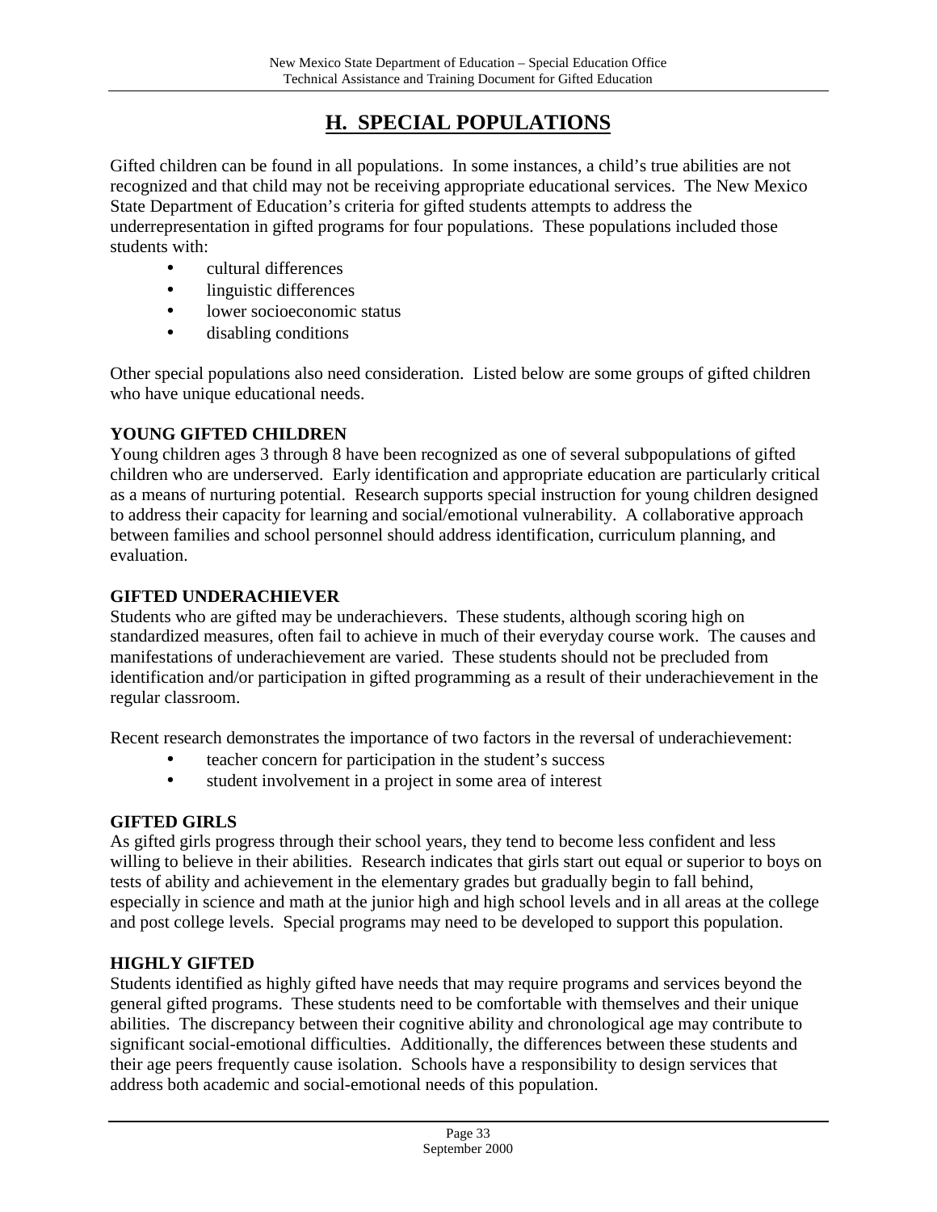# H. SPECIAL POPULATIONS

Gifted children can be found in all populations. In some instances, a child's true abilities are not recognized and that child may not be receiving appropriate educational services. The New Mexico State Department of Education's criteria for gifted students attempts to address the underrepresentation in gifted programs for four populations. These populations included those students with:

- cultural differences
- linguistic differences
- lower socioeconomic status
- disabling conditions

Other special populations also need consideration. Listed below are some groups of gifted children who have unique educational needs.

**YOUNG GIFTED CHILDREN**

Young children ages 3 through 8 have been recognized as one of several subpopulations of gifted children who are underserved. Early identification and appropriate education are particularly critical as a means of nurturing potential. Research supports special instruction for young children designed to address their capacity for learning and social/emotional vulnerability. A collaborative approach between families and school personnel should address identification, curriculum planning, and evaluation.

**GIFTED UNDERACHIEVER**

Students who are gifted may be underachievers. These students, although scoring high on standardized measures, often fail to achieve in much of their everyday course work. The causes and manifestations of underachievement are varied. These students should not be precluded from identification and/or participation in gifted programming as a result of their underachievement in the regular classroom.

Recent research demonstrates the importance of two factors in the reversal of underachievement:

- teacher concern for participation in the student's success
- student involvement in a project in some area of interest

**GIFTED GIRLS**

As gifted girls progress through their school years, they tend to become less confident and less willing to believe in their abilities. Research indicates that girls start out equal or superior to boys on tests of ability and achievement in the elementary grades but gradually begin to fall behind, especially in science and math at the junior high and high school levels and in all areas at the college and post college levels. Special programs may need to be developed to support this population.

**HIGHLY GIFTED**

Students identified as highly gifted have needs that may require programs and services beyond the general gifted programs. These students need to be comfortable with themselves and their unique abilities. The discrepancy between their cognitive ability and chronological age may contribute to significant social-emotional difficulties. Additionally, the differences between these students and their age peers frequently cause isolation. Schools have a responsibility to design services that address both academic and social-emotional needs of this population.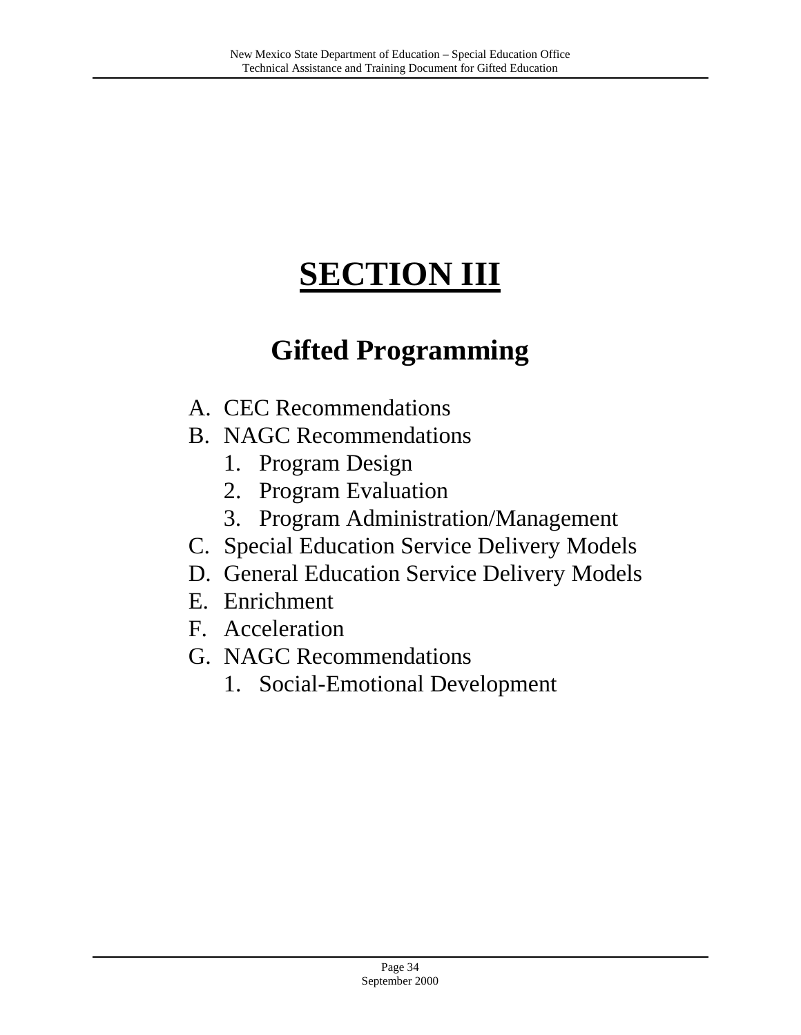# SECTION III

## Gifted Programming

A. CEC Recommendations
B. NAGC Recommendations
   1. Program Design
   2. Program Evaluation
   3. Program Administration/Management
C. Special Education Service Delivery Models
D. General Education Service Delivery Models
E. Enrichment
F. Acceleration
G. NAGC Recommendations
   1. Social-Emotional Development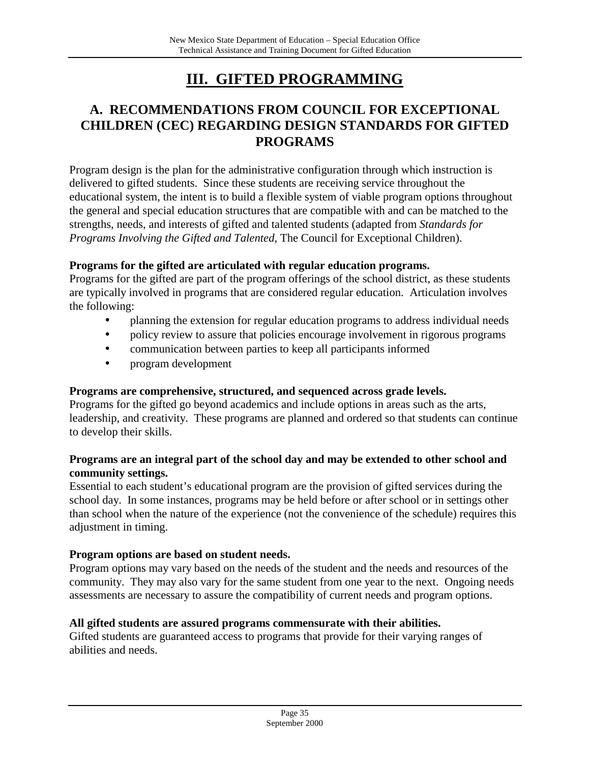# III. GIFTED PROGRAMMING

## A. RECOMMENDATIONS FROM COUNCIL FOR EXCEPTIONAL CHILDREN (CEC) REGARDING DESIGN STANDARDS FOR GIFTED PROGRAMS

Program design is the plan for the administrative configuration through which instruction is delivered to gifted students. Since these students are receiving service throughout the educational system, the intent is to build a flexible system of viable program options throughout the general and special education structures that are compatible with and can be matched to the strengths, needs, and interests of gifted and talented students (adapted from *Standards for Programs Involving the Gifted and Talented*, The Council for Exceptional Children).

**Programs for the gifted are articulated with regular education programs.**
Programs for the gifted are part of the program offerings of the school district, as these students are typically involved in programs that are considered regular education. Articulation involves the following:

- planning the extension for regular education programs to address individual needs
- policy review to assure that policies encourage involvement in rigorous programs
- communication between parties to keep all participants informed
- program development

**Programs are comprehensive, structured, and sequenced across grade levels.**
Programs for the gifted go beyond academics and include options in areas such as the arts, leadership, and creativity. These programs are planned and ordered so that students can continue to develop their skills.

**Programs are an integral part of the school day and may be extended to other school and community settings.**
Essential to each student's educational program are the provision of gifted services during the school day. In some instances, programs may be held before or after school or in settings other than school when the nature of the experience (not the convenience of the schedule) requires this adjustment in timing.

**Program options are based on student needs.**
Program options may vary based on the needs of the student and the needs and resources of the community. They may also vary for the same student from one year to the next. Ongoing needs assessments are necessary to assure the compatibility of current needs and program options.

**All gifted students are assured programs commensurate with their abilities.**
Gifted students are guaranteed access to programs that provide for their varying ranges of abilities and needs.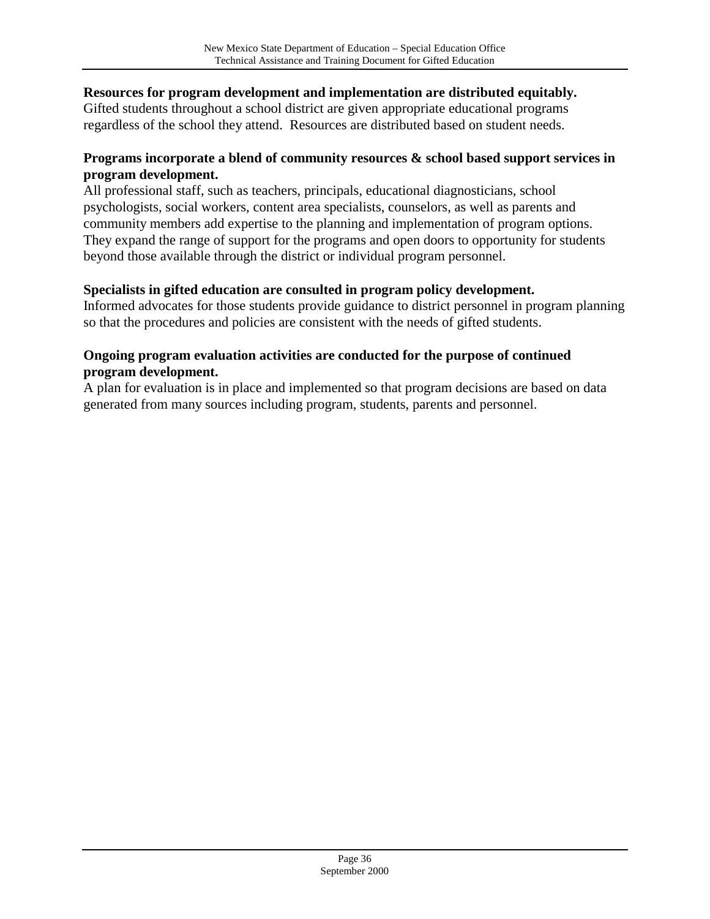**Resources for program development and implementation are distributed equitably.**
Gifted students throughout a school district are given appropriate educational programs regardless of the school they attend. Resources are distributed based on student needs.

**Programs incorporate a blend of community resources & school based support services in program development.**
All professional staff, such as teachers, principals, educational diagnosticians, school psychologists, social workers, content area specialists, counselors, as well as parents and community members add expertise to the planning and implementation of program options. They expand the range of support for the programs and open doors to opportunity for students beyond those available through the district or individual program personnel.

**Specialists in gifted education are consulted in program policy development.**
Informed advocates for those students provide guidance to district personnel in program planning so that the procedures and policies are consistent with the needs of gifted students.

**Ongoing program evaluation activities are conducted for the purpose of continued program development.**
A plan for evaluation is in place and implemented so that program decisions are based on data generated from many sources including program, students, parents and personnel.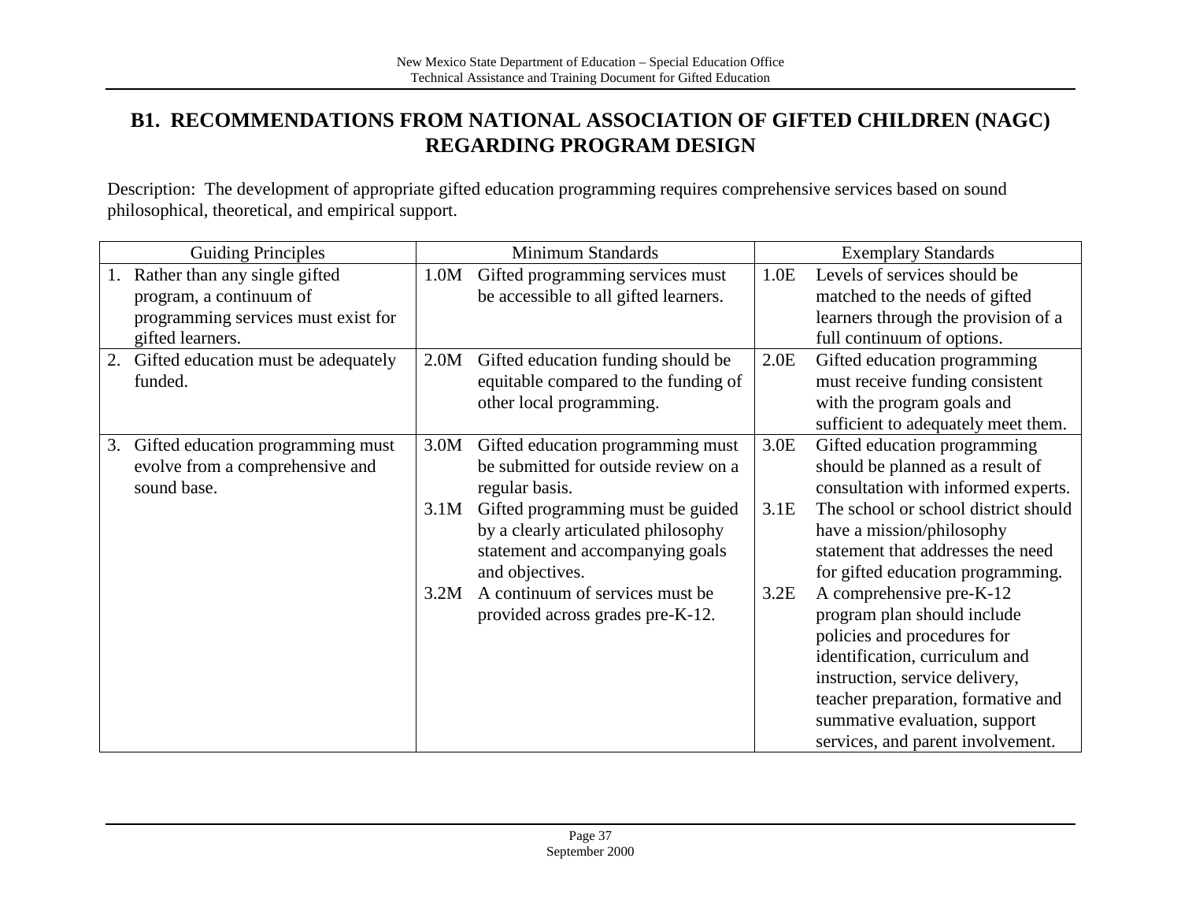## B1. RECOMMENDATIONS FROM NATIONAL ASSOCIATION OF GIFTED CHILDREN (NAGC) REGARDING PROGRAM DESIGN

Description: The development of appropriate gifted education programming requires comprehensive services based on sound philosophical, theoretical, and empirical support.

| Guiding Principles | Minimum Standards | Exemplary Standards |
|---|---|---|
| 1. Rather than any single gifted program, a continuum of programming services must exist for gifted learners. | 1.0M Gifted programming services must be accessible to all gifted learners. | 1.0E Levels of services should be matched to the needs of gifted learners through the provision of a full continuum of options. |
| 2. Gifted education must be adequately funded. | 2.0M Gifted education funding should be equitable compared to the funding of other local programming. | 2.0E Gifted education programming must receive funding consistent with the program goals and sufficient to adequately meet them. |
| 3. Gifted education programming must evolve from a comprehensive and sound base. | 3.0M Gifted education programming must be submitted for outside review on a regular basis. | 3.0E Gifted education programming should be planned as a result of consultation with informed experts. |
| | 3.1M Gifted programming must be guided by a clearly articulated philosophy statement and accompanying goals and objectives. | 3.1E The school or school district should have a mission/philosophy statement that addresses the need for gifted education programming. |
| | 3.2M A continuum of services must be provided across grades pre-K-12. | 3.2E A comprehensive pre-K-12 program plan should include policies and procedures for identification, curriculum and instruction, service delivery, teacher preparation, formative and summative evaluation, support services, and parent involvement. |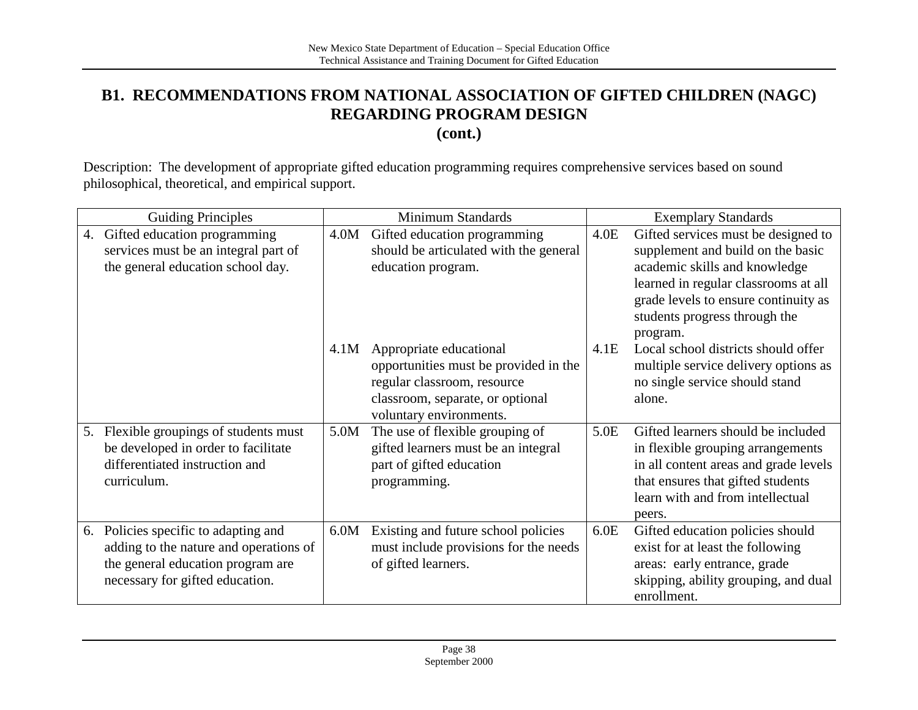## B1. RECOMMENDATIONS FROM NATIONAL ASSOCIATION OF GIFTED CHILDREN (NAGC) REGARDING PROGRAM DESIGN (cont.)

Description: The development of appropriate gifted education programming requires comprehensive services based on sound philosophical, theoretical, and empirical support.

| Guiding Principles | Minimum Standards | Exemplary Standards |
|---|---|---|
| 4. Gifted education programming services must be an integral part of the general education school day. | 4.0M Gifted education programming should be articulated with the general education program. | 4.0E Gifted services must be designed to supplement and build on the basic academic skills and knowledge learned in regular classrooms at all grade levels to ensure continuity as students progress through the program. |
| | 4.1M Appropriate educational opportunities must be provided in the regular classroom, resource classroom, separate, or optional voluntary environments. | 4.1E Local school districts should offer multiple service delivery options as no single service should stand alone. |
| 5. Flexible groupings of students must be developed in order to facilitate differentiated instruction and curriculum. | 5.0M The use of flexible grouping of gifted learners must be an integral part of gifted education programming. | 5.0E Gifted learners should be included in flexible grouping arrangements in all content areas and grade levels that ensures that gifted students learn with and from intellectual peers. |
| 6. Policies specific to adapting and adding to the nature and operations of the general education program are necessary for gifted education. | 6.0M Existing and future school policies must include provisions for the needs of gifted learners. | 6.0E Gifted education policies should exist for at least the following areas: early entrance, grade skipping, ability grouping, and dual enrollment. |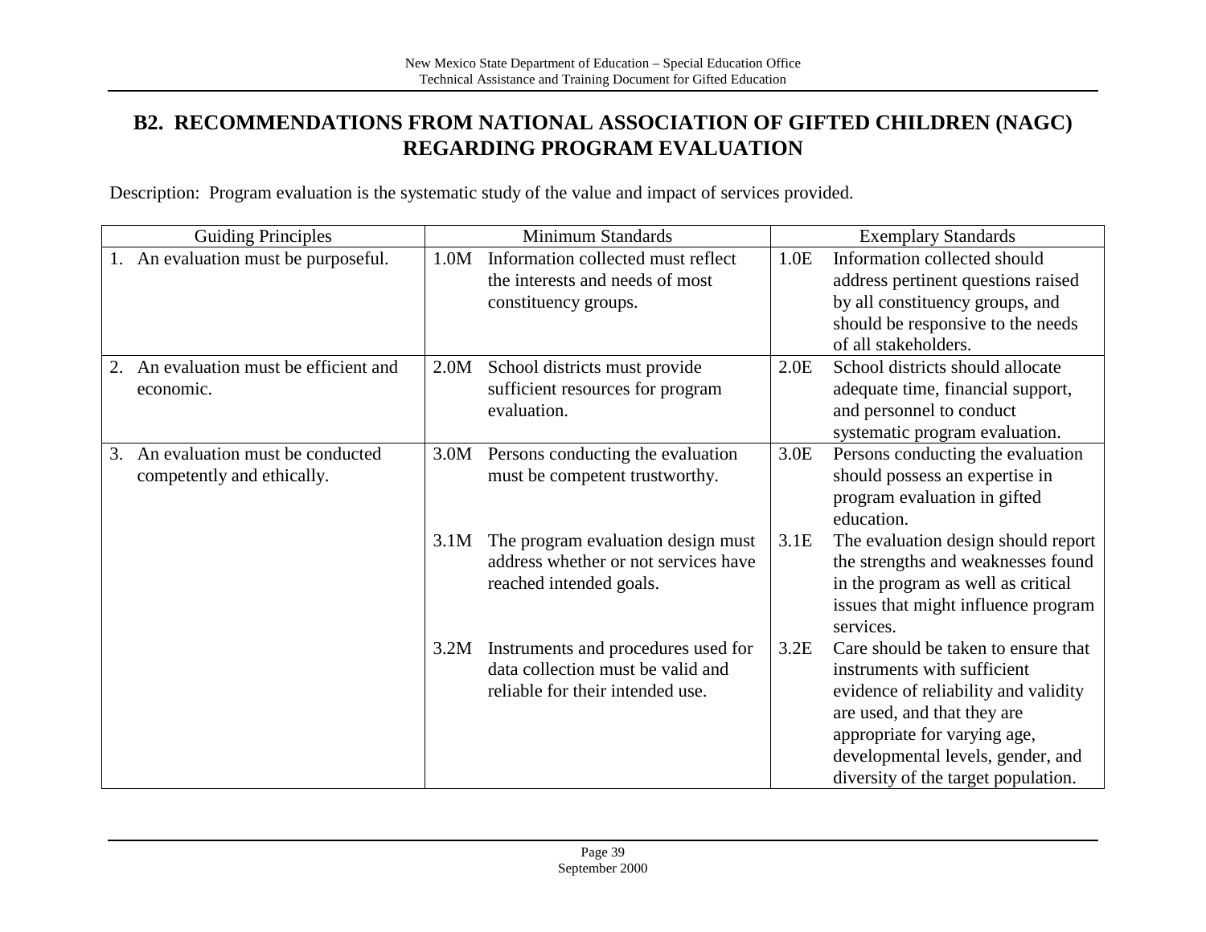## B2. RECOMMENDATIONS FROM NATIONAL ASSOCIATION OF GIFTED CHILDREN (NAGC) REGARDING PROGRAM EVALUATION

Description: Program evaluation is the systematic study of the value and impact of services provided.

| Guiding Principles | Minimum Standards | Exemplary Standards |
|---|---|---|
| 1. An evaluation must be purposeful. | 1.0M Information collected must reflect the interests and needs of most constituency groups. | 1.0E Information collected should address pertinent questions raised by all constituency groups, and should be responsive to the needs of all stakeholders. |
| 2. An evaluation must be efficient and economic. | 2.0M School districts must provide sufficient resources for program evaluation. | 2.0E School districts should allocate adequate time, financial support, and personnel to conduct systematic program evaluation. |
| 3. An evaluation must be conducted competently and ethically. | 3.0M Persons conducting the evaluation must be competent trustworthy. | 3.0E Persons conducting the evaluation should possess an expertise in program evaluation in gifted education. |
| | 3.1M The program evaluation design must address whether or not services have reached intended goals. | 3.1E The evaluation design should report the strengths and weaknesses found in the program as well as critical issues that might influence program services. |
| | 3.2M Instruments and procedures used for data collection must be valid and reliable for their intended use. | 3.2E Care should be taken to ensure that instruments with sufficient evidence of reliability and validity are used, and that they are appropriate for varying age, developmental levels, gender, and diversity of the target population. |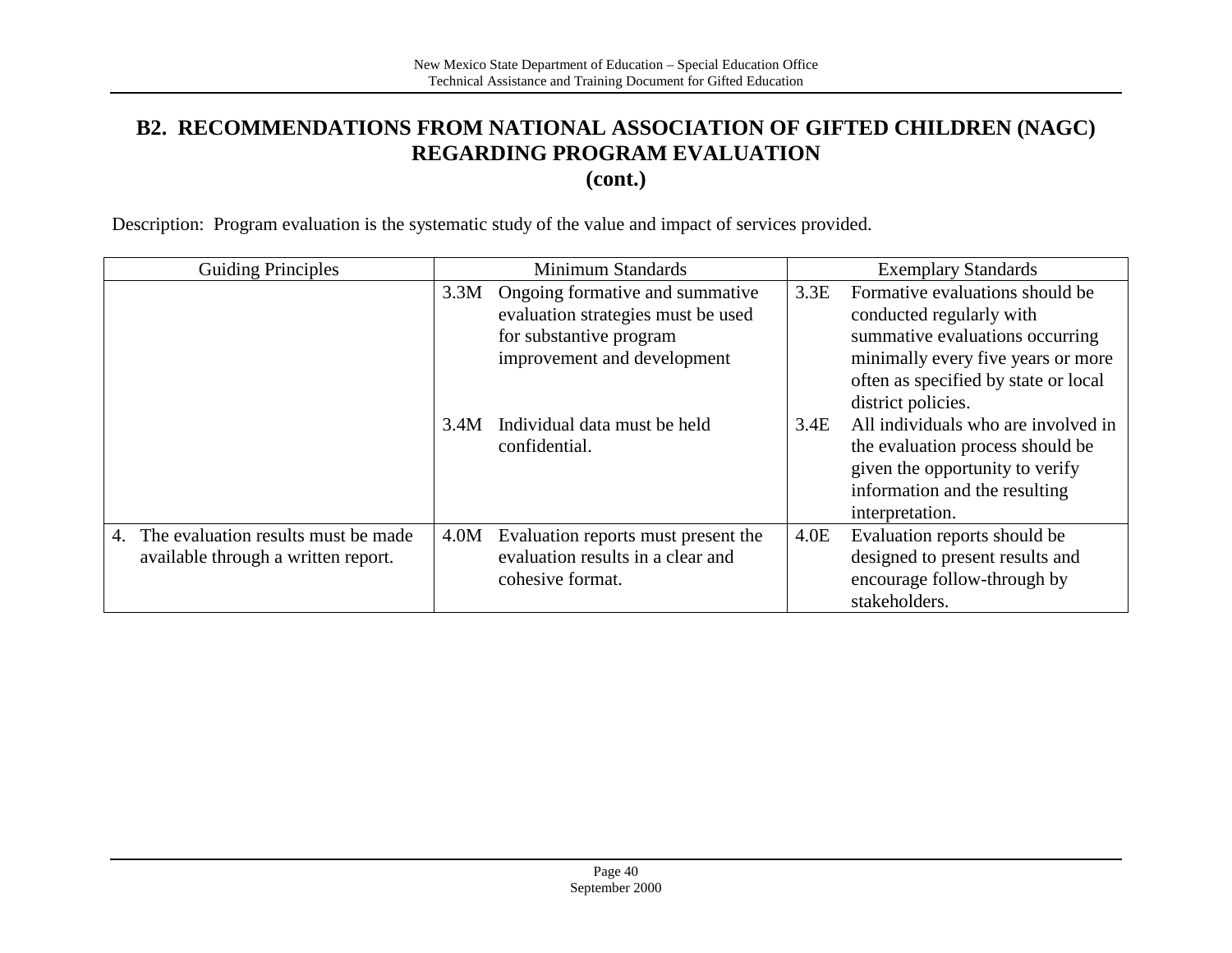## B2. RECOMMENDATIONS FROM NATIONAL ASSOCIATION OF GIFTED CHILDREN (NAGC) REGARDING PROGRAM EVALUATION (cont.)

Description: Program evaluation is the systematic study of the value and impact of services provided.

| Guiding Principles | Minimum Standards | Exemplary Standards |
|---|---|---|
| | 3.3M Ongoing formative and summative evaluation strategies must be used for substantive program improvement and development | 3.3E Formative evaluations should be conducted regularly with summative evaluations occurring minimally every five years or more often as specified by state or local district policies. |
| | 3.4M Individual data must be held confidential. | 3.4E All individuals who are involved in the evaluation process should be given the opportunity to verify information and the resulting interpretation. |
| 4. The evaluation results must be made available through a written report. | 4.0M Evaluation reports must present the evaluation results in a clear and cohesive format. | 4.0E Evaluation reports should be designed to present results and encourage follow-through by stakeholders. |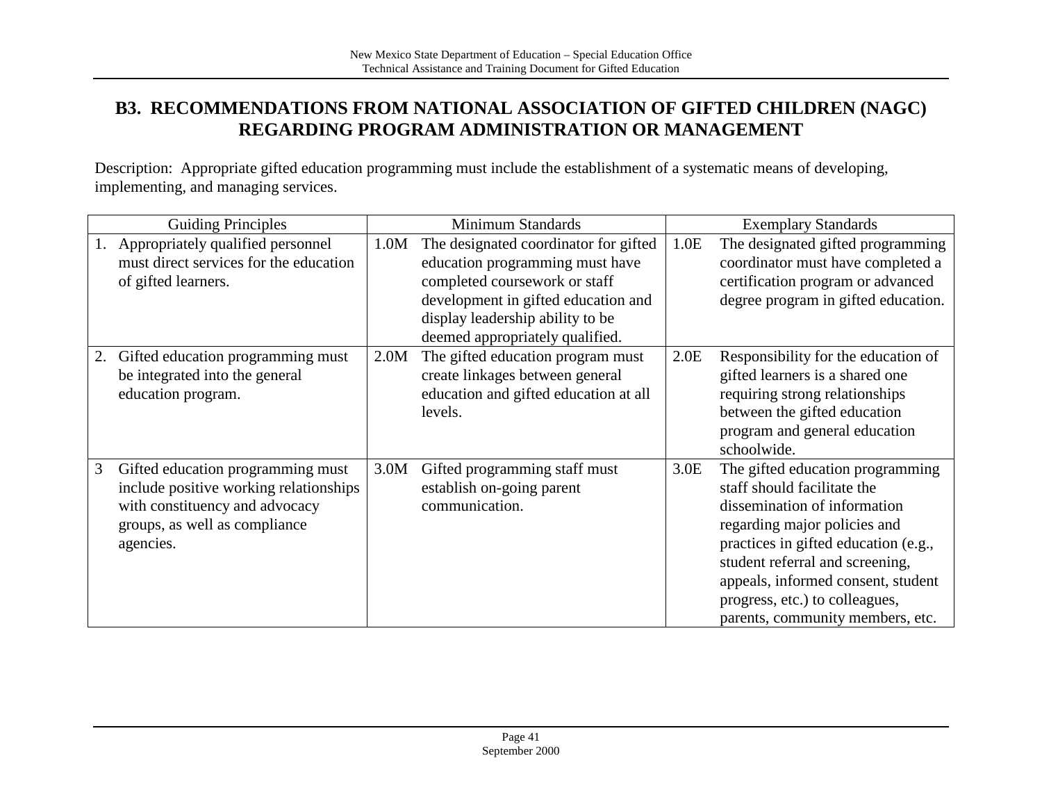## B3. RECOMMENDATIONS FROM NATIONAL ASSOCIATION OF GIFTED CHILDREN (NAGC) REGARDING PROGRAM ADMINISTRATION OR MANAGEMENT

Description: Appropriate gifted education programming must include the establishment of a systematic means of developing, implementing, and managing services.

| Guiding Principles | Minimum Standards | Exemplary Standards |
|---|---|---|
| 1. Appropriately qualified personnel must direct services for the education of gifted learners. | 1.0M The designated coordinator for gifted education programming must have completed coursework or staff development in gifted education and display leadership ability to be deemed appropriately qualified. | 1.0E The designated gifted programming coordinator must have completed a certification program or advanced degree program in gifted education. |
| 2. Gifted education programming must be integrated into the general education program. | 2.0M The gifted education program must create linkages between general education and gifted education at all levels. | 2.0E Responsibility for the education of gifted learners is a shared one requiring strong relationships between the gifted education program and general education schoolwide. |
| 3 Gifted education programming must include positive working relationships with constituency and advocacy groups, as well as compliance agencies. | 3.0M Gifted programming staff must establish on-going parent communication. | 3.0E The gifted education programming staff should facilitate the dissemination of information regarding major policies and practices in gifted education (e.g., student referral and screening, appeals, informed consent, student progress, etc.) to colleagues, parents, community members, etc. |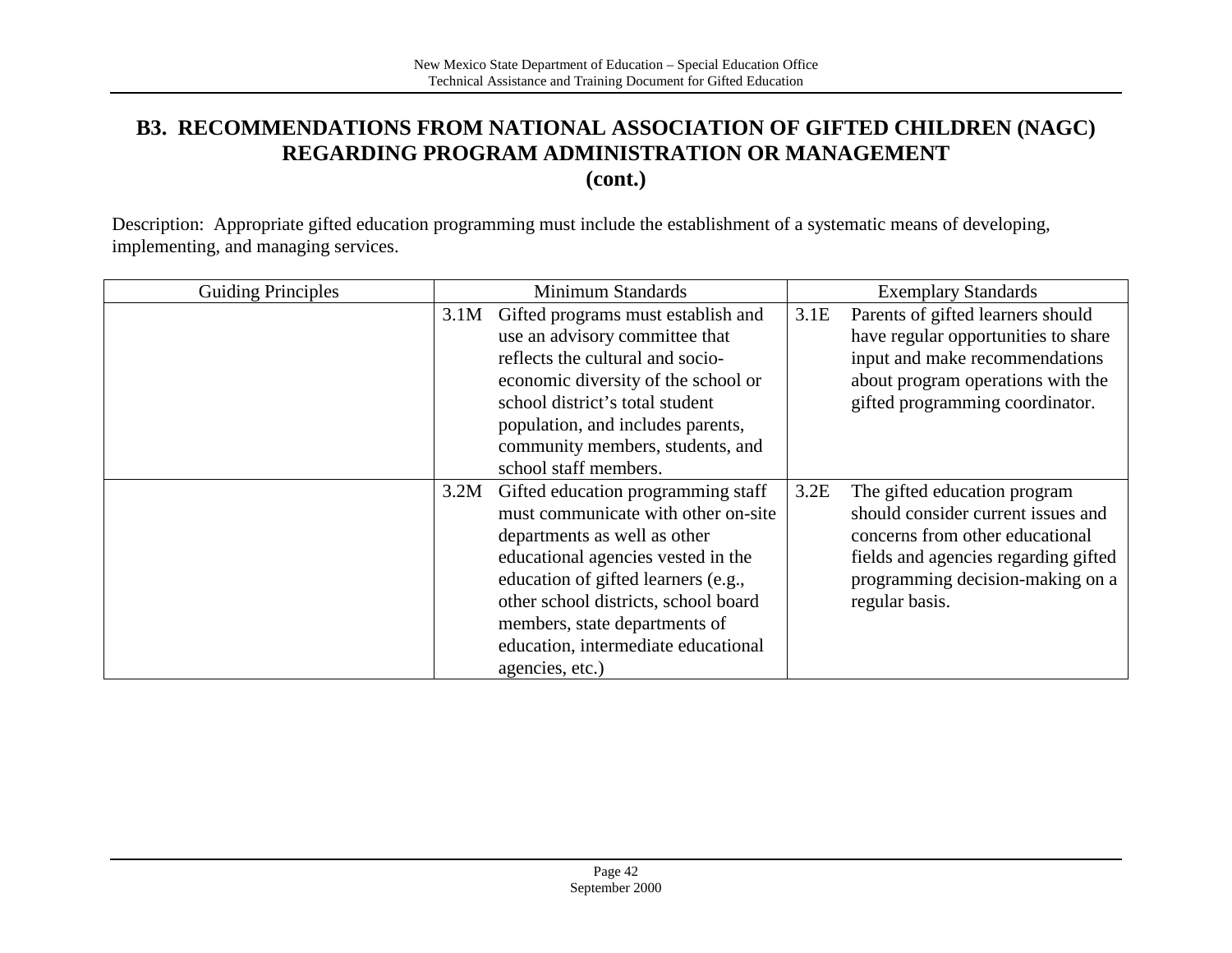## B3. RECOMMENDATIONS FROM NATIONAL ASSOCIATION OF GIFTED CHILDREN (NAGC) REGARDING PROGRAM ADMINISTRATION OR MANAGEMENT (cont.)

Description: Appropriate gifted education programming must include the establishment of a systematic means of developing, implementing, and managing services.

| Guiding Principles | Minimum Standards | Exemplary Standards |
| --- | --- | --- |
| | 3.1M Gifted programs must establish and use an advisory committee that reflects the cultural and socio-economic diversity of the school or school district's total student population, and includes parents, community members, students, and school staff members. | 3.1E Parents of gifted learners should have regular opportunities to share input and make recommendations about program operations with the gifted programming coordinator. |
| | 3.2M Gifted education programming staff must communicate with other on-site departments as well as other educational agencies vested in the education of gifted learners (e.g., other school districts, school board members, state departments of education, intermediate educational agencies, etc.) | 3.2E The gifted education program should consider current issues and concerns from other educational fields and agencies regarding gifted programming decision-making on a regular basis. |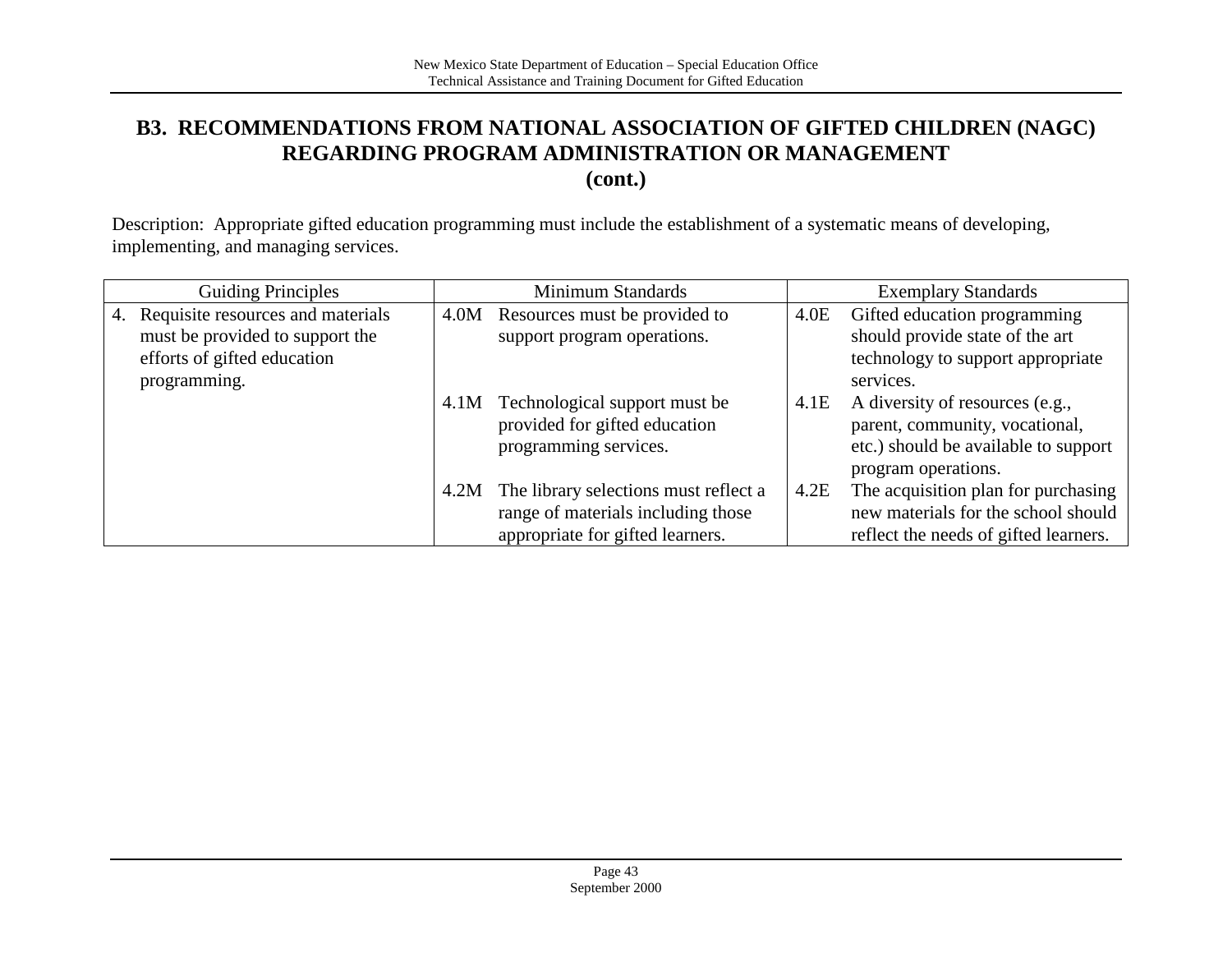## B3. RECOMMENDATIONS FROM NATIONAL ASSOCIATION OF GIFTED CHILDREN (NAGC) REGARDING PROGRAM ADMINISTRATION OR MANAGEMENT (cont.)

Description: Appropriate gifted education programming must include the establishment of a systematic means of developing, implementing, and managing services.

| Guiding Principles | Minimum Standards | Exemplary Standards |
|---|---|---|
| 4. Requisite resources and materials must be provided to support the efforts of gifted education programming. | 4.0M Resources must be provided to support program operations. | 4.0E Gifted education programming should provide state of the art technology to support appropriate services. |
| | 4.1M Technological support must be provided for gifted education programming services. | 4.1E A diversity of resources (e.g., parent, community, vocational, etc.) should be available to support program operations. |
| | 4.2M The library selections must reflect a range of materials including those appropriate for gifted learners. | 4.2E The acquisition plan for purchasing new materials for the school should reflect the needs of gifted learners. |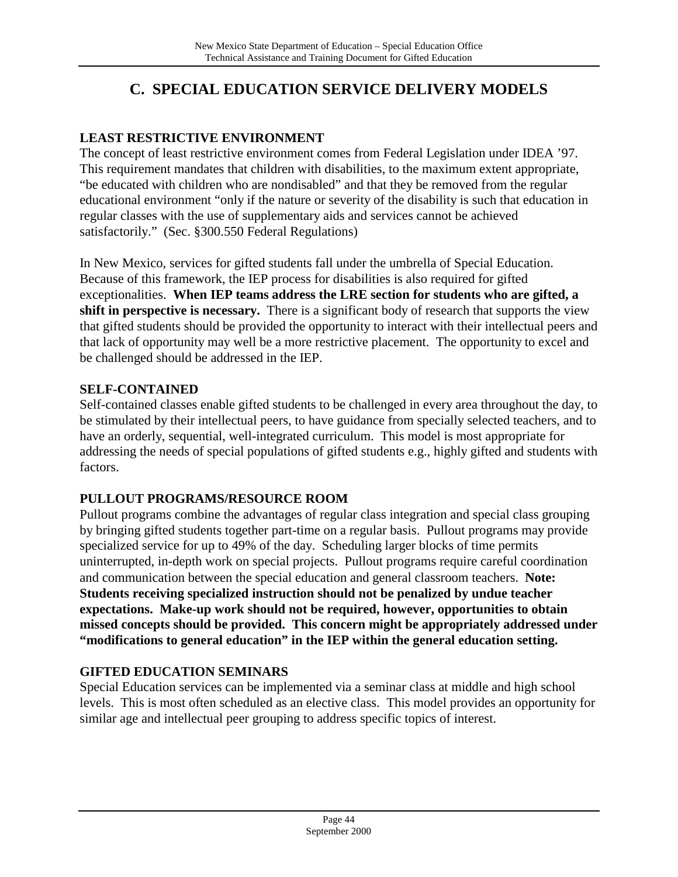## C. SPECIAL EDUCATION SERVICE DELIVERY MODELS

### LEAST RESTRICTIVE ENVIRONMENT

The concept of least restrictive environment comes from Federal Legislation under IDEA '97. This requirement mandates that children with disabilities, to the maximum extent appropriate, "be educated with children who are nondisabled" and that they be removed from the regular educational environment "only if the nature or severity of the disability is such that education in regular classes with the use of supplementary aids and services cannot be achieved satisfactorily." (Sec. §300.550 Federal Regulations)

In New Mexico, services for gifted students fall under the umbrella of Special Education. Because of this framework, the IEP process for disabilities is also required for gifted exceptionalities. **When IEP teams address the LRE section for students who are gifted, a shift in perspective is necessary.** There is a significant body of research that supports the view that gifted students should be provided the opportunity to interact with their intellectual peers and that lack of opportunity may well be a more restrictive placement. The opportunity to excel and be challenged should be addressed in the IEP.

### SELF-CONTAINED

Self-contained classes enable gifted students to be challenged in every area throughout the day, to be stimulated by their intellectual peers, to have guidance from specially selected teachers, and to have an orderly, sequential, well-integrated curriculum. This model is most appropriate for addressing the needs of special populations of gifted students e.g., highly gifted and students with factors.

### PULLOUT PROGRAMS/RESOURCE ROOM

Pullout programs combine the advantages of regular class integration and special class grouping by bringing gifted students together part-time on a regular basis. Pullout programs may provide specialized service for up to 49% of the day. Scheduling larger blocks of time permits uninterrupted, in-depth work on special projects. Pullout programs require careful coordination and communication between the special education and general classroom teachers. **Note: Students receiving specialized instruction should not be penalized by undue teacher expectations. Make-up work should not be required, however, opportunities to obtain missed concepts should be provided. This concern might be appropriately addressed under "modifications to general education" in the IEP within the general education setting.**

### GIFTED EDUCATION SEMINARS

Special Education services can be implemented via a seminar class at middle and high school levels. This is most often scheduled as an elective class. This model provides an opportunity for similar age and intellectual peer grouping to address specific topics of interest.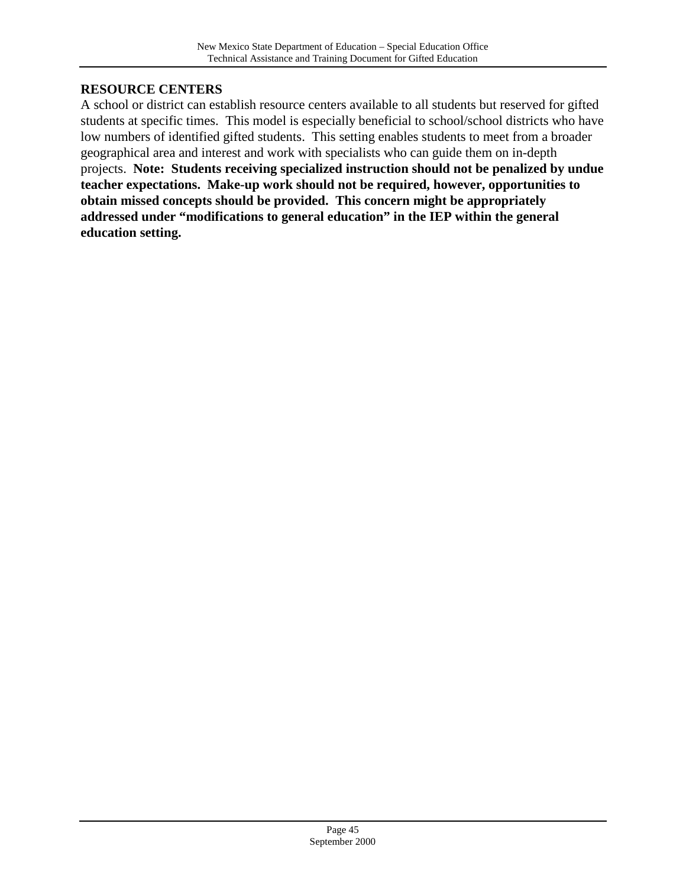## RESOURCE CENTERS

A school or district can establish resource centers available to all students but reserved for gifted students at specific times. This model is especially beneficial to school/school districts who have low numbers of identified gifted students. This setting enables students to meet from a broader geographical area and interest and work with specialists who can guide them on in-depth projects. **Note: Students receiving specialized instruction should not be penalized by undue teacher expectations. Make-up work should not be required, however, opportunities to obtain missed concepts should be provided. This concern might be appropriately addressed under "modifications to general education" in the IEP within the general education setting.**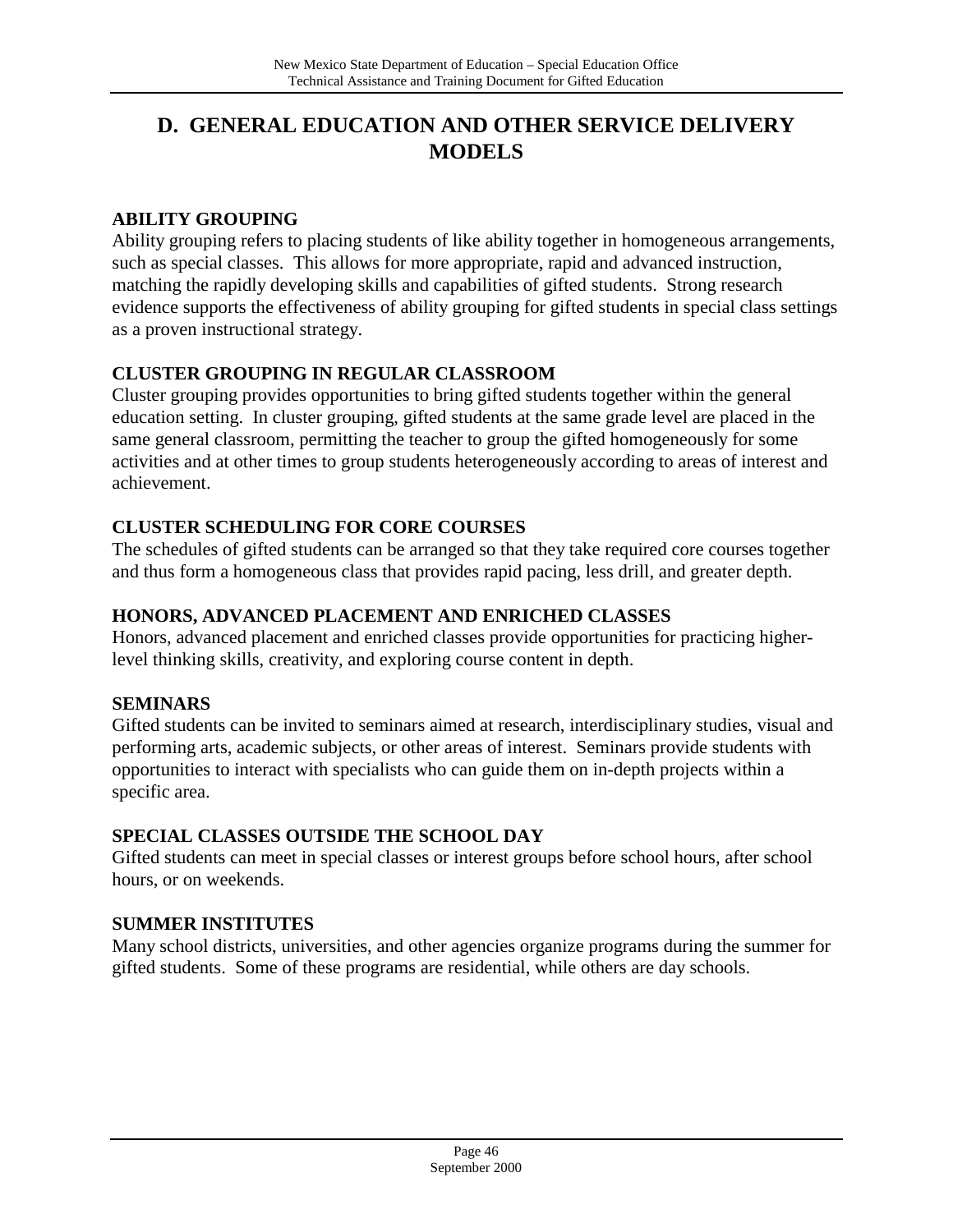# D. GENERAL EDUCATION AND OTHER SERVICE DELIVERY MODELS

### ABILITY GROUPING

Ability grouping refers to placing students of like ability together in homogeneous arrangements, such as special classes. This allows for more appropriate, rapid and advanced instruction, matching the rapidly developing skills and capabilities of gifted students. Strong research evidence supports the effectiveness of ability grouping for gifted students in special class settings as a proven instructional strategy.

### CLUSTER GROUPING IN REGULAR CLASSROOM

Cluster grouping provides opportunities to bring gifted students together within the general education setting. In cluster grouping, gifted students at the same grade level are placed in the same general classroom, permitting the teacher to group the gifted homogeneously for some activities and at other times to group students heterogeneously according to areas of interest and achievement.

### CLUSTER SCHEDULING FOR CORE COURSES

The schedules of gifted students can be arranged so that they take required core courses together and thus form a homogeneous class that provides rapid pacing, less drill, and greater depth.

### HONORS, ADVANCED PLACEMENT AND ENRICHED CLASSES

Honors, advanced placement and enriched classes provide opportunities for practicing higher-level thinking skills, creativity, and exploring course content in depth.

### SEMINARS

Gifted students can be invited to seminars aimed at research, interdisciplinary studies, visual and performing arts, academic subjects, or other areas of interest. Seminars provide students with opportunities to interact with specialists who can guide them on in-depth projects within a specific area.

### SPECIAL CLASSES OUTSIDE THE SCHOOL DAY

Gifted students can meet in special classes or interest groups before school hours, after school hours, or on weekends.

### SUMMER INSTITUTES

Many school districts, universities, and other agencies organize programs during the summer for gifted students. Some of these programs are residential, while others are day schools.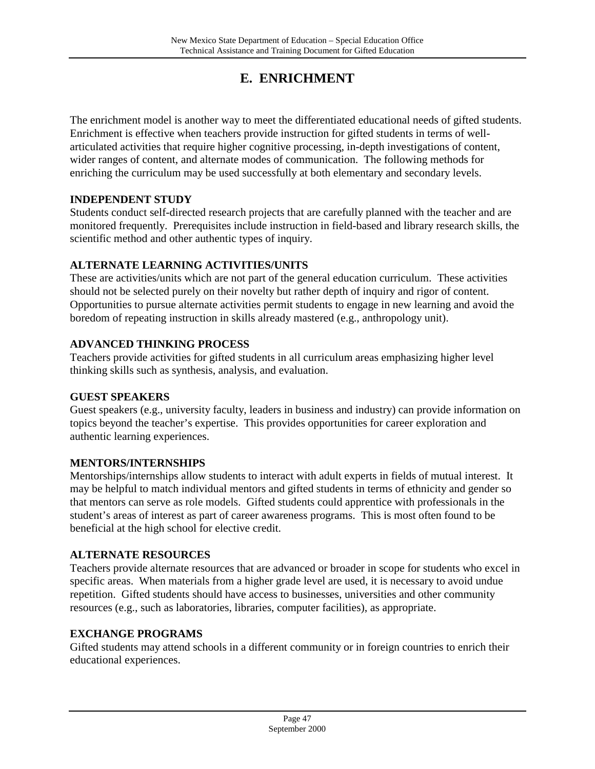# E. ENRICHMENT

The enrichment model is another way to meet the differentiated educational needs of gifted students. Enrichment is effective when teachers provide instruction for gifted students in terms of well-articulated activities that require higher cognitive processing, in-depth investigations of content, wider ranges of content, and alternate modes of communication. The following methods for enriching the curriculum may be used successfully at both elementary and secondary levels.

**INDEPENDENT STUDY**

Students conduct self-directed research projects that are carefully planned with the teacher and are monitored frequently. Prerequisites include instruction in field-based and library research skills, the scientific method and other authentic types of inquiry.

**ALTERNATE LEARNING ACTIVITIES/UNITS**

These are activities/units which are not part of the general education curriculum. These activities should not be selected purely on their novelty but rather depth of inquiry and rigor of content. Opportunities to pursue alternate activities permit students to engage in new learning and avoid the boredom of repeating instruction in skills already mastered (e.g., anthropology unit).

**ADVANCED THINKING PROCESS**

Teachers provide activities for gifted students in all curriculum areas emphasizing higher level thinking skills such as synthesis, analysis, and evaluation.

**GUEST SPEAKERS**

Guest speakers (e.g., university faculty, leaders in business and industry) can provide information on topics beyond the teacher's expertise. This provides opportunities for career exploration and authentic learning experiences.

**MENTORS/INTERNSHIPS**

Mentorships/internships allow students to interact with adult experts in fields of mutual interest. It may be helpful to match individual mentors and gifted students in terms of ethnicity and gender so that mentors can serve as role models. Gifted students could apprentice with professionals in the student's areas of interest as part of career awareness programs. This is most often found to be beneficial at the high school for elective credit.

**ALTERNATE RESOURCES**

Teachers provide alternate resources that are advanced or broader in scope for students who excel in specific areas. When materials from a higher grade level are used, it is necessary to avoid undue repetition. Gifted students should have access to businesses, universities and other community resources (e.g., such as laboratories, libraries, computer facilities), as appropriate.

**EXCHANGE PROGRAMS**

Gifted students may attend schools in a different community or in foreign countries to enrich their educational experiences.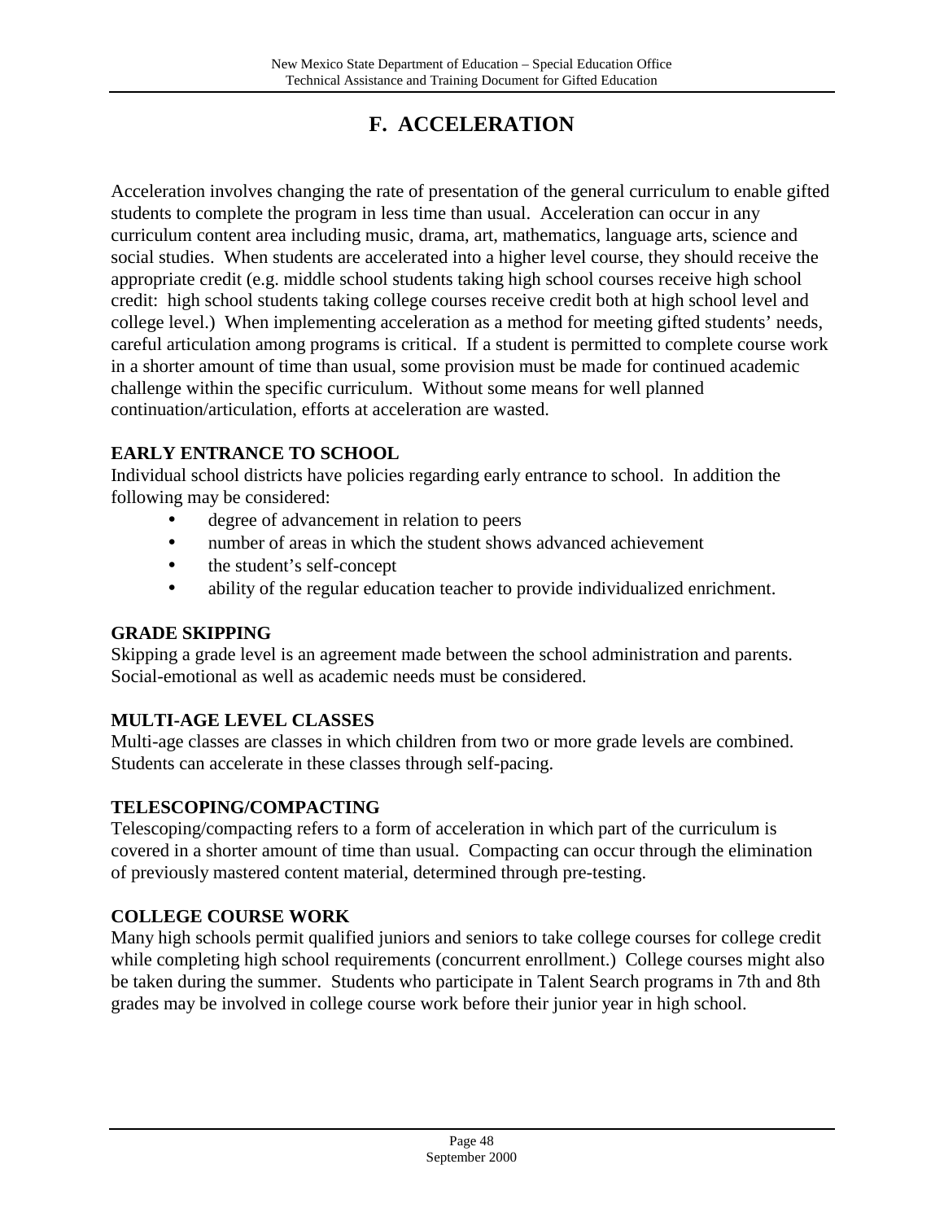# F. ACCELERATION

Acceleration involves changing the rate of presentation of the general curriculum to enable gifted students to complete the program in less time than usual. Acceleration can occur in any curriculum content area including music, drama, art, mathematics, language arts, science and social studies. When students are accelerated into a higher level course, they should receive the appropriate credit (e.g. middle school students taking high school courses receive high school credit: high school students taking college courses receive credit both at high school level and college level.) When implementing acceleration as a method for meeting gifted students' needs, careful articulation among programs is critical. If a student is permitted to complete course work in a shorter amount of time than usual, some provision must be made for continued academic challenge within the specific curriculum. Without some means for well planned continuation/articulation, efforts at acceleration are wasted.

**EARLY ENTRANCE TO SCHOOL**

Individual school districts have policies regarding early entrance to school. In addition the following may be considered:

- degree of advancement in relation to peers
- number of areas in which the student shows advanced achievement
- the student's self-concept
- ability of the regular education teacher to provide individualized enrichment.

**GRADE SKIPPING**

Skipping a grade level is an agreement made between the school administration and parents. Social-emotional as well as academic needs must be considered.

**MULTI-AGE LEVEL CLASSES**

Multi-age classes are classes in which children from two or more grade levels are combined. Students can accelerate in these classes through self-pacing.

**TELESCOPING/COMPACTING**

Telescoping/compacting refers to a form of acceleration in which part of the curriculum is covered in a shorter amount of time than usual. Compacting can occur through the elimination of previously mastered content material, determined through pre-testing.

**COLLEGE COURSE WORK**

Many high schools permit qualified juniors and seniors to take college courses for college credit while completing high school requirements (concurrent enrollment.) College courses might also be taken during the summer. Students who participate in Talent Search programs in 7th and 8th grades may be involved in college course work before their junior year in high school.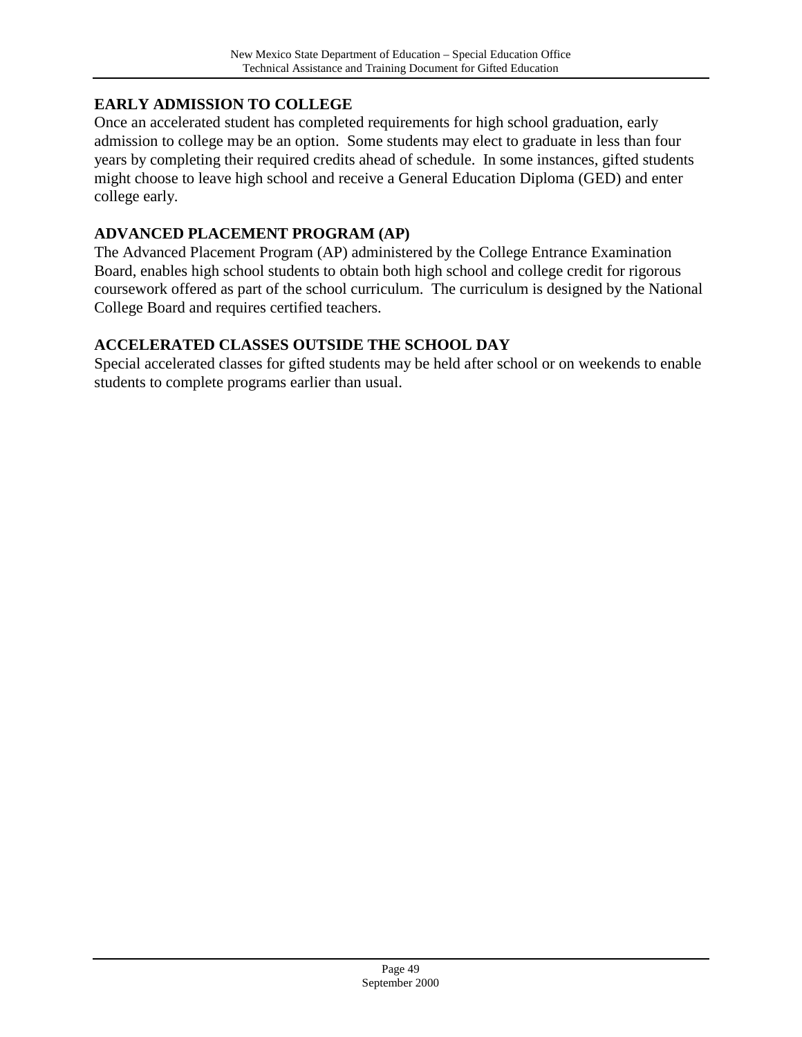## EARLY ADMISSION TO COLLEGE

Once an accelerated student has completed requirements for high school graduation, early admission to college may be an option. Some students may elect to graduate in less than four years by completing their required credits ahead of schedule. In some instances, gifted students might choose to leave high school and receive a General Education Diploma (GED) and enter college early.

## ADVANCED PLACEMENT PROGRAM (AP)

The Advanced Placement Program (AP) administered by the College Entrance Examination Board, enables high school students to obtain both high school and college credit for rigorous coursework offered as part of the school curriculum. The curriculum is designed by the National College Board and requires certified teachers.

## ACCELERATED CLASSES OUTSIDE THE SCHOOL DAY

Special accelerated classes for gifted students may be held after school or on weekends to enable students to complete programs earlier than usual.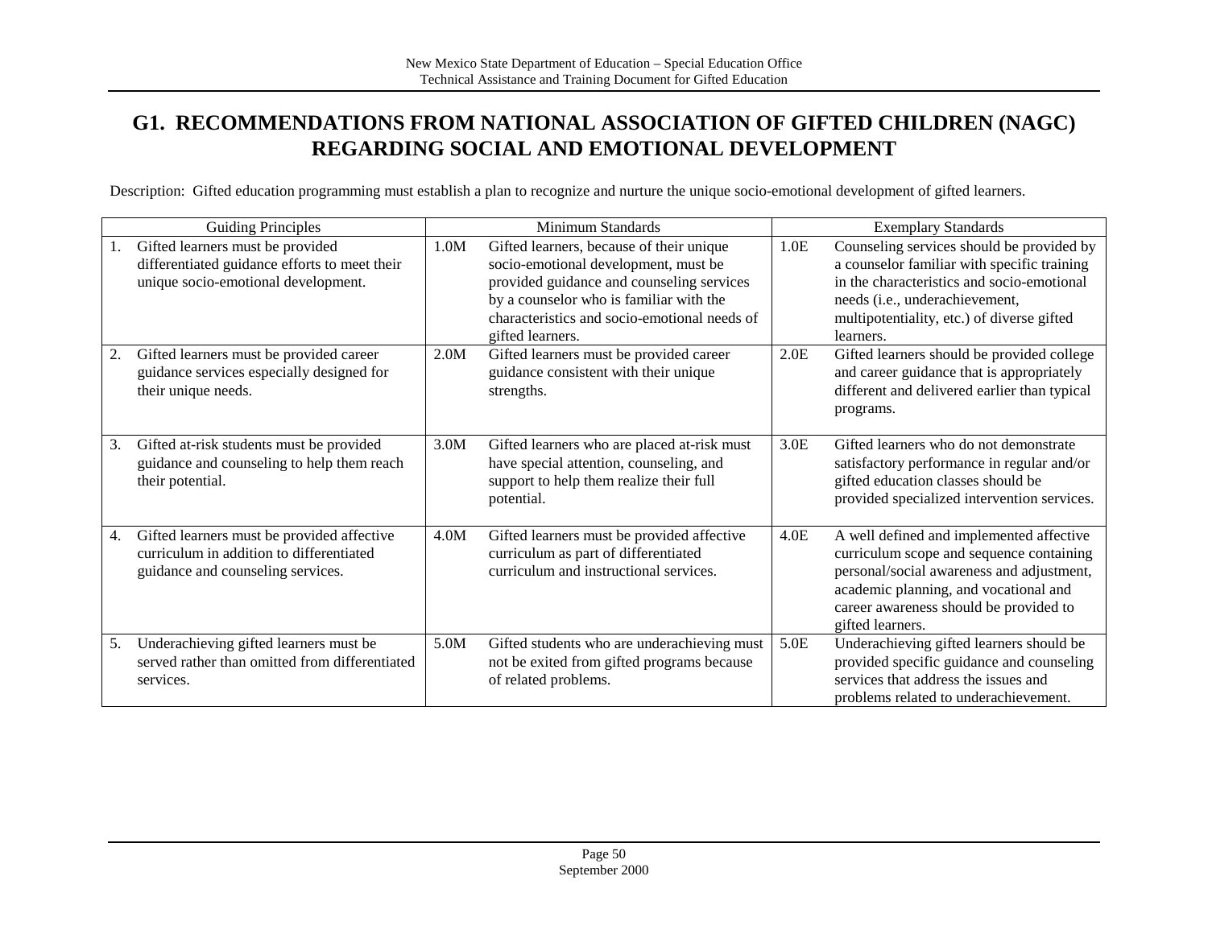# G1. RECOMMENDATIONS FROM NATIONAL ASSOCIATION OF GIFTED CHILDREN (NAGC) REGARDING SOCIAL AND EMOTIONAL DEVELOPMENT

Description: Gifted education programming must establish a plan to recognize and nurture the unique socio-emotional development of gifted learners.

| Guiding Principles | Minimum Standards | Exemplary Standards |
|---|---|---|
| 1. Gifted learners must be provided differentiated guidance efforts to meet their unique socio-emotional development. | 1.0M Gifted learners, because of their unique socio-emotional development, must be provided guidance and counseling services by a counselor who is familiar with the characteristics and socio-emotional needs of gifted learners. | 1.0E Counseling services should be provided by a counselor familiar with specific training in the characteristics and socio-emotional needs (i.e., underachievement, multipotentiality, etc.) of diverse gifted learners. |
| 2. Gifted learners must be provided career guidance services especially designed for their unique needs. | 2.0M Gifted learners must be provided career guidance consistent with their unique strengths. | 2.0E Gifted learners should be provided college and career guidance that is appropriately different and delivered earlier than typical programs. |
| 3. Gifted at-risk students must be provided guidance and counseling to help them reach their potential. | 3.0M Gifted learners who are placed at-risk must have special attention, counseling, and support to help them realize their full potential. | 3.0E Gifted learners who do not demonstrate satisfactory performance in regular and/or gifted education classes should be provided specialized intervention services. |
| 4. Gifted learners must be provided affective curriculum in addition to differentiated guidance and counseling services. | 4.0M Gifted learners must be provided affective curriculum as part of differentiated curriculum and instructional services. | 4.0E A well defined and implemented affective curriculum scope and sequence containing personal/social awareness and adjustment, academic planning, and vocational and career awareness should be provided to gifted learners. |
| 5. Underachieving gifted learners must be served rather than omitted from differentiated services. | 5.0M Gifted students who are underachieving must not be exited from gifted programs because of related problems. | 5.0E Underachieving gifted learners should be provided specific guidance and counseling services that address the issues and problems related to underachievement. |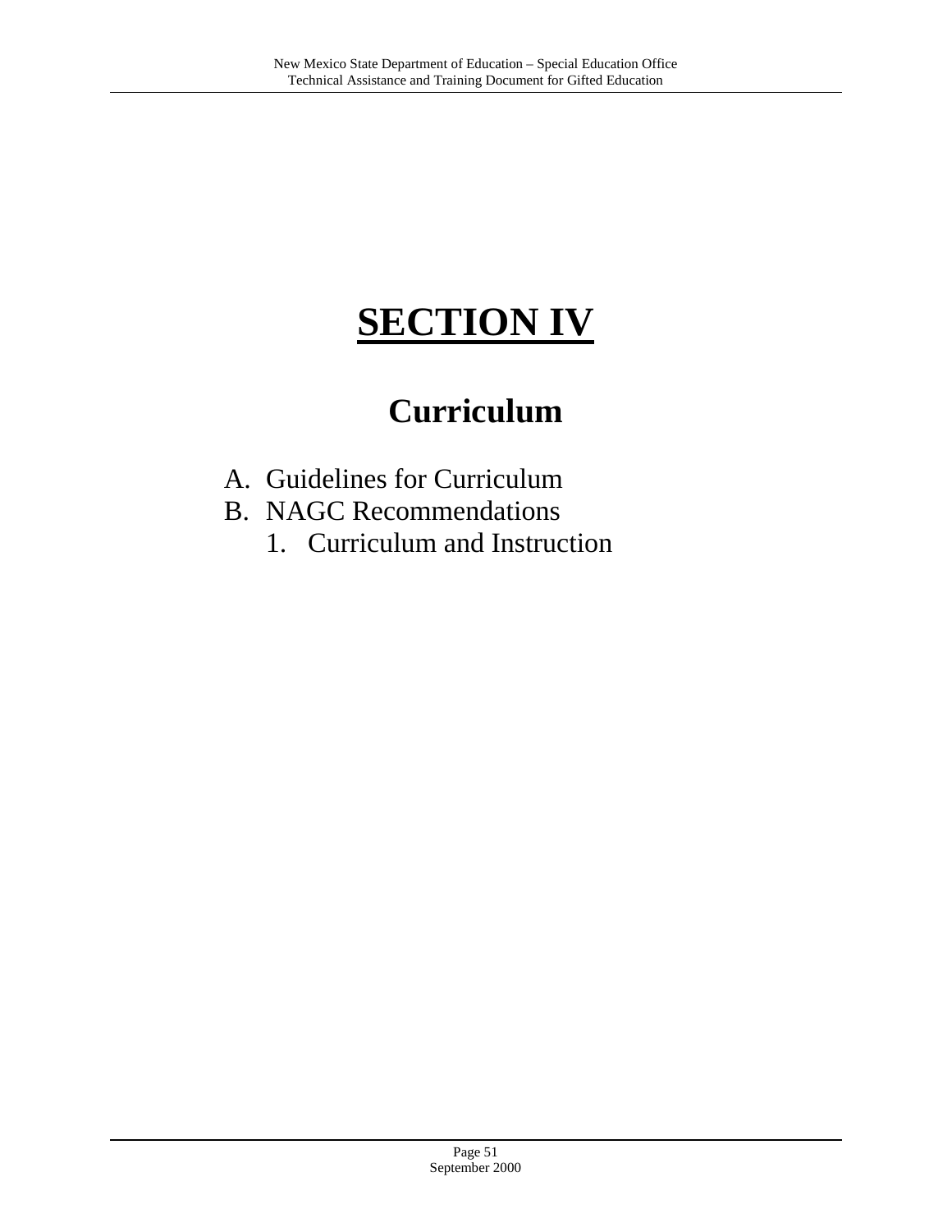# SECTION IV

## Curriculum

A. Guidelines for Curriculum
B. NAGC Recommendations
   1. Curriculum and Instruction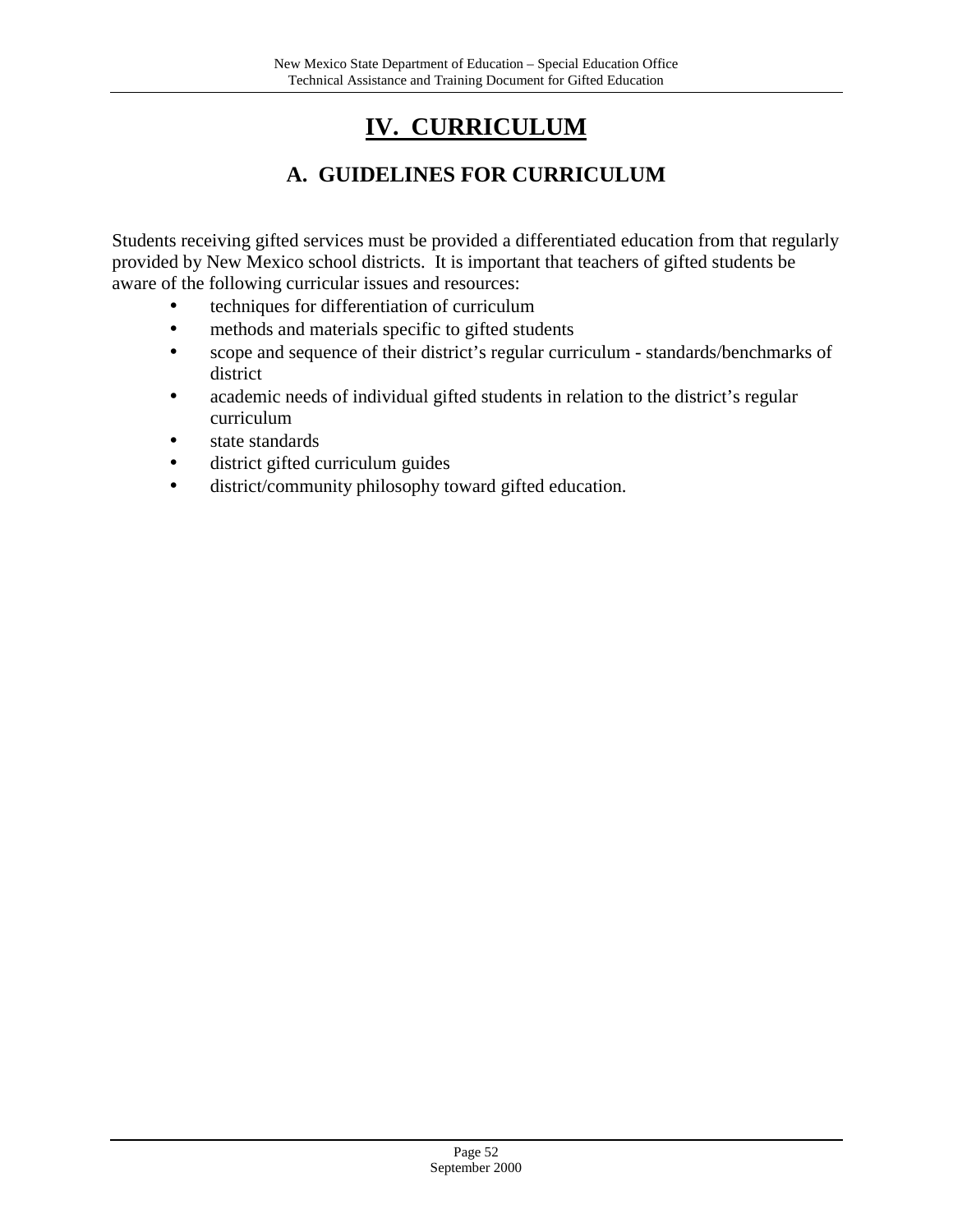# IV. CURRICULUM

## A. GUIDELINES FOR CURRICULUM

Students receiving gifted services must be provided a differentiated education from that regularly provided by New Mexico school districts. It is important that teachers of gifted students be aware of the following curricular issues and resources:

- techniques for differentiation of curriculum
- methods and materials specific to gifted students
- scope and sequence of their district's regular curriculum - standards/benchmarks of district
- academic needs of individual gifted students in relation to the district's regular curriculum
- state standards
- district gifted curriculum guides
- district/community philosophy toward gifted education.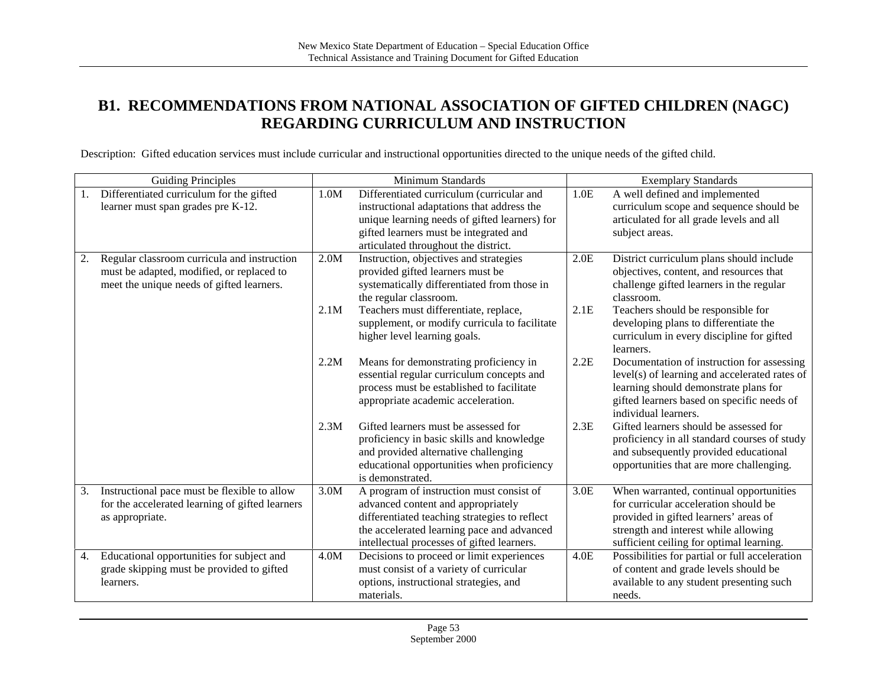## B1. RECOMMENDATIONS FROM NATIONAL ASSOCIATION OF GIFTED CHILDREN (NAGC) REGARDING CURRICULUM AND INSTRUCTION

Description: Gifted education services must include curricular and instructional opportunities directed to the unique needs of the gifted child.

| Guiding Principles | Minimum Standards | Exemplary Standards |
|---|---|---|
| 1. Differentiated curriculum for the gifted learner must span grades pre K-12. | 1.0M Differentiated curriculum (curricular and instructional adaptations that address the unique learning needs of gifted learners) for gifted learners must be integrated and articulated throughout the district. | 1.0E A well defined and implemented curriculum scope and sequence should be articulated for all grade levels and all subject areas. |
| 2. Regular classroom curricula and instruction must be adapted, modified, or replaced to meet the unique needs of gifted learners. | 2.0M Instruction, objectives and strategies provided gifted learners must be systematically differentiated from those in the regular classroom. | 2.0E District curriculum plans should include objectives, content, and resources that challenge gifted learners in the regular classroom. |
| | 2.1M Teachers must differentiate, replace, supplement, or modify curricula to facilitate higher level learning goals. | 2.1E Teachers should be responsible for developing plans to differentiate the curriculum in every discipline for gifted learners. |
| | 2.2M Means for demonstrating proficiency in essential regular curriculum concepts and process must be established to facilitate appropriate academic acceleration. | 2.2E Documentation of instruction for assessing level(s) of learning and accelerated rates of learning should demonstrate plans for gifted learners based on specific needs of individual learners. |
| | 2.3M Gifted learners must be assessed for proficiency in basic skills and knowledge and provided alternative challenging educational opportunities when proficiency is demonstrated. | 2.3E Gifted learners should be assessed for proficiency in all standard courses of study and subsequently provided educational opportunities that are more challenging. |
| 3. Instructional pace must be flexible to allow for the accelerated learning of gifted learners as appropriate. | 3.0M A program of instruction must consist of advanced content and appropriately differentiated teaching strategies to reflect the accelerated learning pace and advanced intellectual processes of gifted learners. | 3.0E When warranted, continual opportunities for curricular acceleration should be provided in gifted learners' areas of strength and interest while allowing sufficient ceiling for optimal learning. |
| 4. Educational opportunities for subject and grade skipping must be provided to gifted learners. | 4.0M Decisions to proceed or limit experiences must consist of a variety of curricular options, instructional strategies, and materials. | 4.0E Possibilities for partial or full acceleration of content and grade levels should be available to any student presenting such needs. |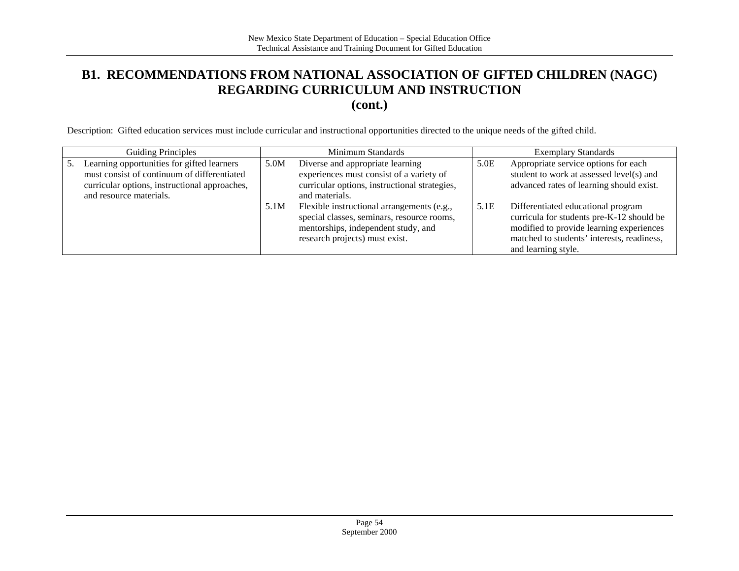## B1. RECOMMENDATIONS FROM NATIONAL ASSOCIATION OF GIFTED CHILDREN (NAGC) REGARDING CURRICULUM AND INSTRUCTION (cont.)

Description: Gifted education services must include curricular and instructional opportunities directed to the unique needs of the gifted child.

| Guiding Principles | Minimum Standards | Exemplary Standards |
|---|---|---|
| 5. Learning opportunities for gifted learners must consist of continuum of differentiated curricular options, instructional approaches, and resource materials. | 5.0M Diverse and appropriate learning experiences must consist of a variety of curricular options, instructional strategies, and materials. | 5.0E Appropriate service options for each student to work at assessed level(s) and advanced rates of learning should exist. |
| | 5.1M Flexible instructional arrangements (e.g., special classes, seminars, resource rooms, mentorships, independent study, and research projects) must exist. | 5.1E Differentiated educational program curricula for students pre-K-12 should be modified to provide learning experiences matched to students' interests, readiness, and learning style. |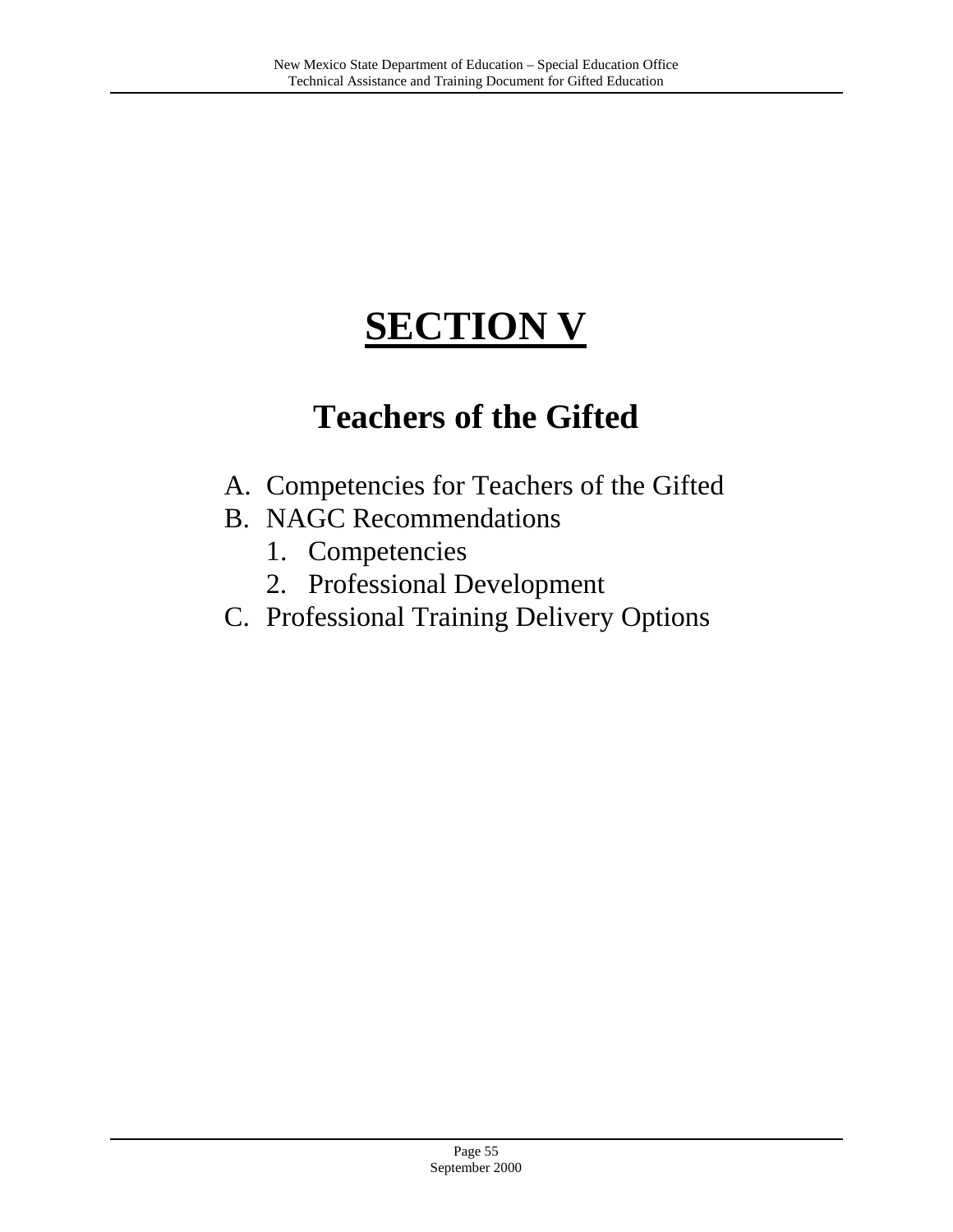# SECTION V

## Teachers of the Gifted

A. Competencies for Teachers of the Gifted
B. NAGC Recommendations
   1. Competencies
   2. Professional Development
C. Professional Training Delivery Options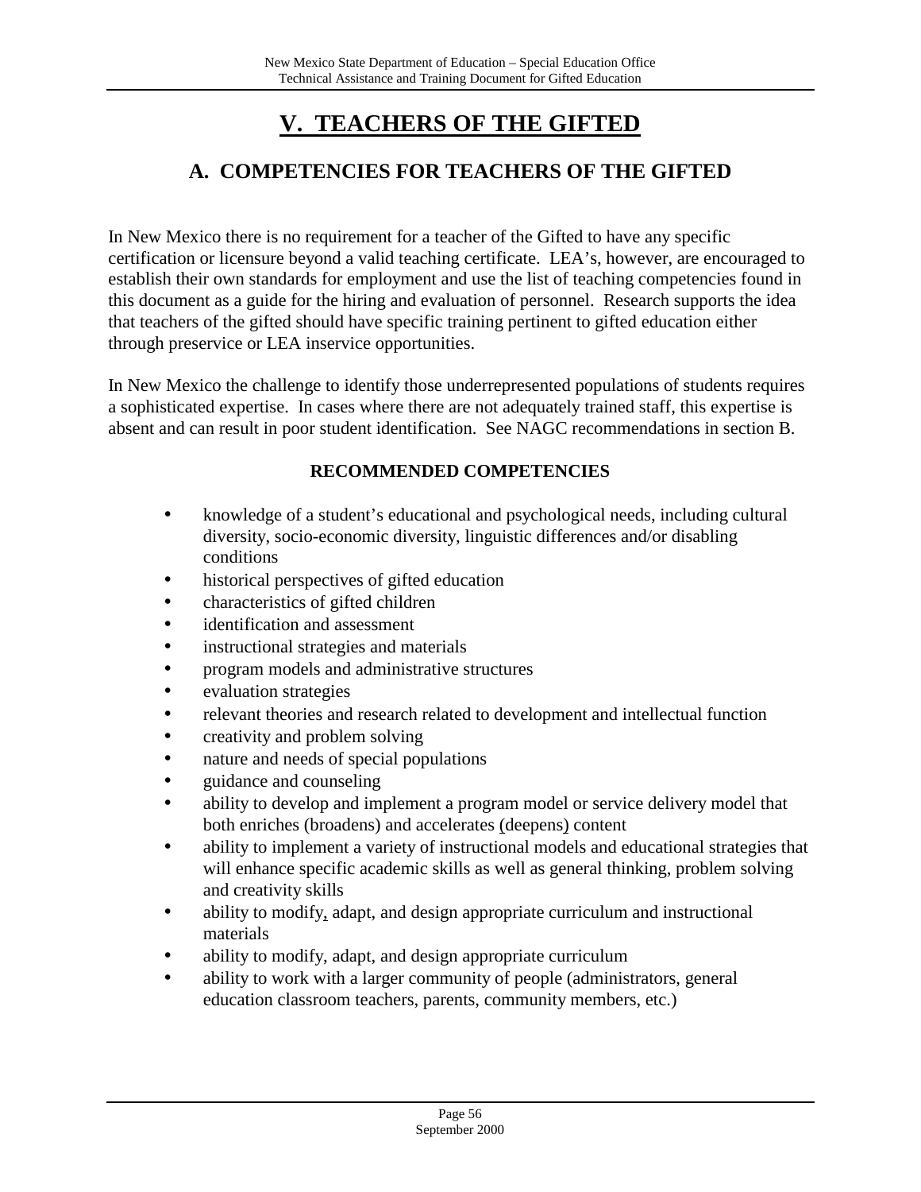# V. TEACHERS OF THE GIFTED

## A. COMPETENCIES FOR TEACHERS OF THE GIFTED

In New Mexico there is no requirement for a teacher of the Gifted to have any specific certification or licensure beyond a valid teaching certificate. LEA's, however, are encouraged to establish their own standards for employment and use the list of teaching competencies found in this document as a guide for the hiring and evaluation of personnel. Research supports the idea that teachers of the gifted should have specific training pertinent to gifted education either through preservice or LEA inservice opportunities.

In New Mexico the challenge to identify those underrepresented populations of students requires a sophisticated expertise. In cases where there are not adequately trained staff, this expertise is absent and can result in poor student identification. See NAGC recommendations in section B.

**RECOMMENDED COMPETENCIES**

- knowledge of a student's educational and psychological needs, including cultural diversity, socio-economic diversity, linguistic differences and/or disabling conditions
- historical perspectives of gifted education
- characteristics of gifted children
- identification and assessment
- instructional strategies and materials
- program models and administrative structures
- evaluation strategies
- relevant theories and research related to development and intellectual function
- creativity and problem solving
- nature and needs of special populations
- guidance and counseling
- ability to develop and implement a program model or service delivery model that both enriches (broadens) and accelerates (deepens) content
- ability to implement a variety of instructional models and educational strategies that will enhance specific academic skills as well as general thinking, problem solving and creativity skills
- ability to modify, adapt, and design appropriate curriculum and instructional materials
- ability to modify, adapt, and design appropriate curriculum
- ability to work with a larger community of people (administrators, general education classroom teachers, parents, community members, etc.)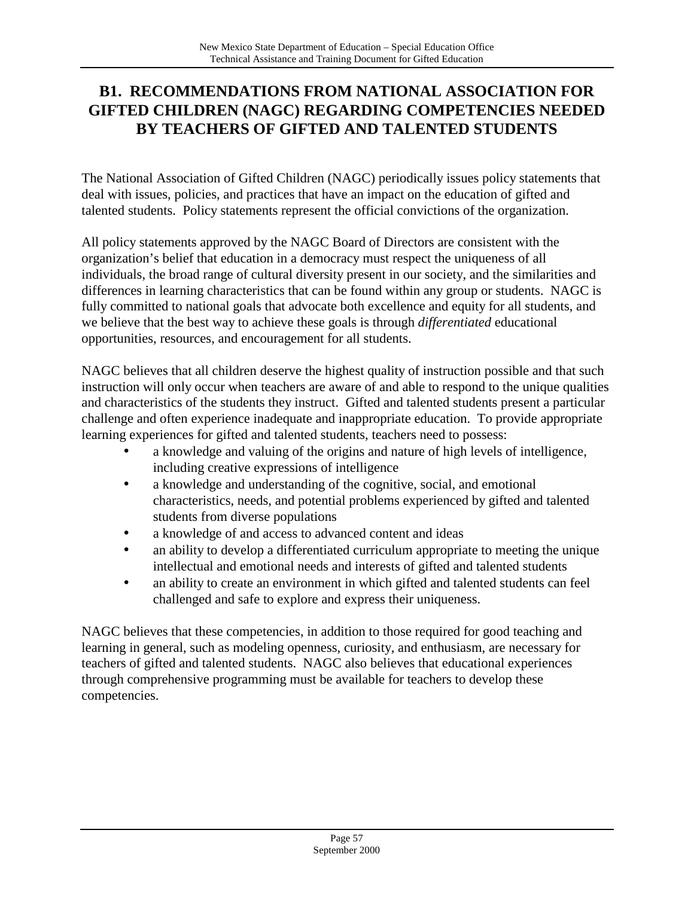# B1. RECOMMENDATIONS FROM NATIONAL ASSOCIATION FOR GIFTED CHILDREN (NAGC) REGARDING COMPETENCIES NEEDED BY TEACHERS OF GIFTED AND TALENTED STUDENTS

The National Association of Gifted Children (NAGC) periodically issues policy statements that deal with issues, policies, and practices that have an impact on the education of gifted and talented students. Policy statements represent the official convictions of the organization.

All policy statements approved by the NAGC Board of Directors are consistent with the organization's belief that education in a democracy must respect the uniqueness of all individuals, the broad range of cultural diversity present in our society, and the similarities and differences in learning characteristics that can be found within any group or students. NAGC is fully committed to national goals that advocate both excellence and equity for all students, and we believe that the best way to achieve these goals is through *differentiated* educational opportunities, resources, and encouragement for all students.

NAGC believes that all children deserve the highest quality of instruction possible and that such instruction will only occur when teachers are aware of and able to respond to the unique qualities and characteristics of the students they instruct. Gifted and talented students present a particular challenge and often experience inadequate and inappropriate education. To provide appropriate learning experiences for gifted and talented students, teachers need to possess:

- a knowledge and valuing of the origins and nature of high levels of intelligence, including creative expressions of intelligence
- a knowledge and understanding of the cognitive, social, and emotional characteristics, needs, and potential problems experienced by gifted and talented students from diverse populations
- a knowledge of and access to advanced content and ideas
- an ability to develop a differentiated curriculum appropriate to meeting the unique intellectual and emotional needs and interests of gifted and talented students
- an ability to create an environment in which gifted and talented students can feel challenged and safe to explore and express their uniqueness.

NAGC believes that these competencies, in addition to those required for good teaching and learning in general, such as modeling openness, curiosity, and enthusiasm, are necessary for teachers of gifted and talented students. NAGC also believes that educational experiences through comprehensive programming must be available for teachers to develop these competencies.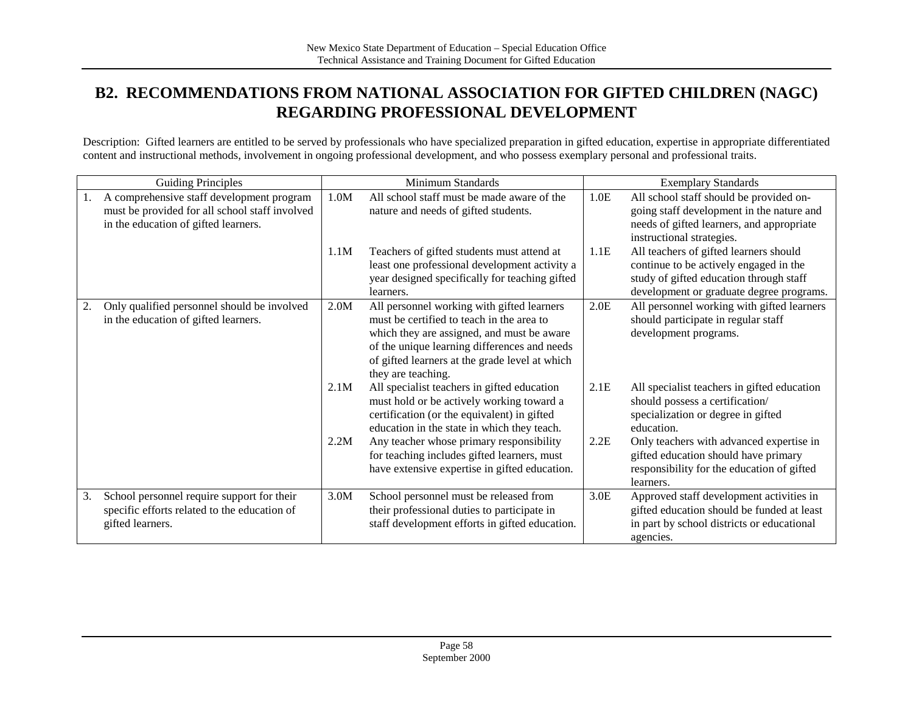# B2. RECOMMENDATIONS FROM NATIONAL ASSOCIATION FOR GIFTED CHILDREN (NAGC) REGARDING PROFESSIONAL DEVELOPMENT

Description: Gifted learners are entitled to be served by professionals who have specialized preparation in gifted education, expertise in appropriate differentiated content and instructional methods, involvement in ongoing professional development, and who possess exemplary personal and professional traits.

| Guiding Principles | Minimum Standards | Exemplary Standards |
|---|---|---|
| 1. A comprehensive staff development program must be provided for all school staff involved in the education of gifted learners. | 1.0M All school staff must be made aware of the nature and needs of gifted students. | 1.0E All school staff should be provided on-going staff development in the nature and needs of gifted learners, and appropriate instructional strategies. |
| | 1.1M Teachers of gifted students must attend at least one professional development activity a year designed specifically for teaching gifted learners. | 1.1E All teachers of gifted learners should continue to be actively engaged in the study of gifted education through staff development or graduate degree programs. |
| 2. Only qualified personnel should be involved in the education of gifted learners. | 2.0M All personnel working with gifted learners must be certified to teach in the area to which they are assigned, and must be aware of the unique learning differences and needs of gifted learners at the grade level at which they are teaching. | 2.0E All personnel working with gifted learners should participate in regular staff development programs. |
| | 2.1M All specialist teachers in gifted education must hold or be actively working toward a certification (or the equivalent) in gifted education in the state in which they teach. | 2.1E All specialist teachers in gifted education should possess a certification/ specialization or degree in gifted education. |
| | 2.2M Any teacher whose primary responsibility for teaching includes gifted learners, must have extensive expertise in gifted education. | 2.2E Only teachers with advanced expertise in gifted education should have primary responsibility for the education of gifted learners. |
| 3. School personnel require support for their specific efforts related to the education of gifted learners. | 3.0M School personnel must be released from their professional duties to participate in staff development efforts in gifted education. | 3.0E Approved staff development activities in gifted education should be funded at least in part by school districts or educational agencies. |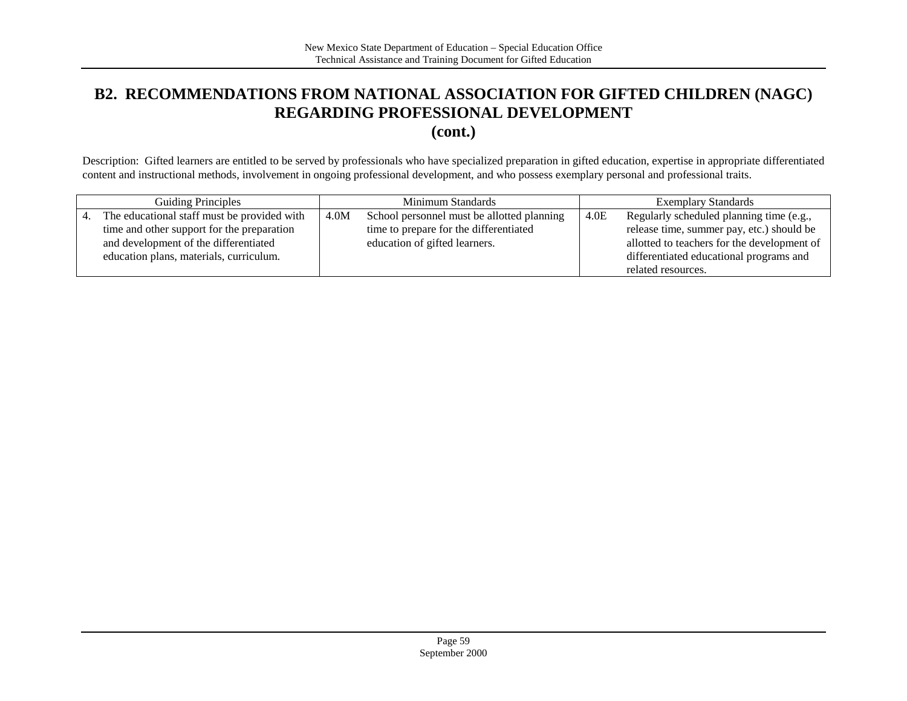# B2. RECOMMENDATIONS FROM NATIONAL ASSOCIATION FOR GIFTED CHILDREN (NAGC) REGARDING PROFESSIONAL DEVELOPMENT (cont.)

Description: Gifted learners are entitled to be served by professionals who have specialized preparation in gifted education, expertise in appropriate differentiated content and instructional methods, involvement in ongoing professional development, and who possess exemplary personal and professional traits.

| Guiding Principles | Minimum Standards | Exemplary Standards |
|---|---|---|
| 4. The educational staff must be provided with time and other support for the preparation and development of the differentiated education plans, materials, curriculum. | 4.0M School personnel must be allotted planning time to prepare for the differentiated education of gifted learners. | 4.0E Regularly scheduled planning time (e.g., release time, summer pay, etc.) should be allotted to teachers for the development of differentiated educational programs and related resources. |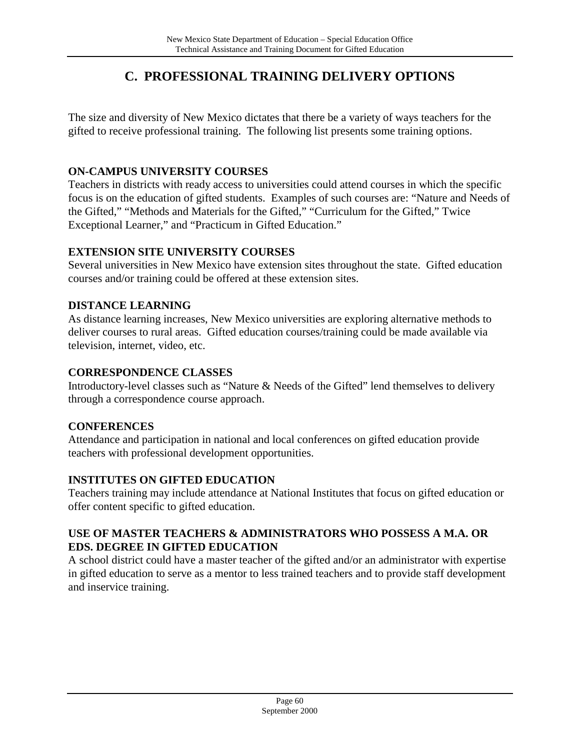## C. PROFESSIONAL TRAINING DELIVERY OPTIONS

The size and diversity of New Mexico dictates that there be a variety of ways teachers for the gifted to receive professional training. The following list presents some training options.

### ON-CAMPUS UNIVERSITY COURSES

Teachers in districts with ready access to universities could attend courses in which the specific focus is on the education of gifted students. Examples of such courses are: "Nature and Needs of the Gifted," "Methods and Materials for the Gifted," "Curriculum for the Gifted," Twice Exceptional Learner," and "Practicum in Gifted Education."

### EXTENSION SITE UNIVERSITY COURSES

Several universities in New Mexico have extension sites throughout the state. Gifted education courses and/or training could be offered at these extension sites.

### DISTANCE LEARNING

As distance learning increases, New Mexico universities are exploring alternative methods to deliver courses to rural areas. Gifted education courses/training could be made available via television, internet, video, etc.

### CORRESPONDENCE CLASSES

Introductory-level classes such as "Nature & Needs of the Gifted" lend themselves to delivery through a correspondence course approach.

### CONFERENCES

Attendance and participation in national and local conferences on gifted education provide teachers with professional development opportunities.

### INSTITUTES ON GIFTED EDUCATION

Teachers training may include attendance at National Institutes that focus on gifted education or offer content specific to gifted education.

### USE OF MASTER TEACHERS & ADMINISTRATORS WHO POSSESS A M.A. OR EDS. DEGREE IN GIFTED EDUCATION

A school district could have a master teacher of the gifted and/or an administrator with expertise in gifted education to serve as a mentor to less trained teachers and to provide staff development and inservice training.